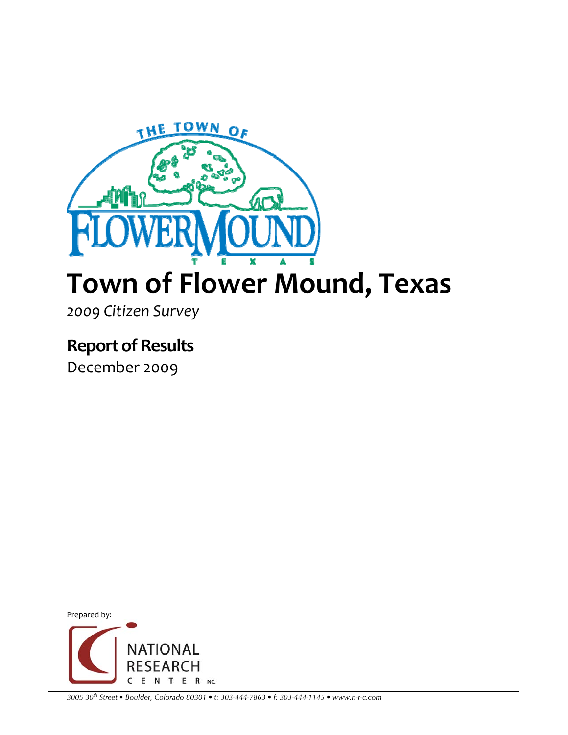# Town of Flower Mound, Texas

*2009 Citizen Survey*

## Report of Results

December 2009

Prepared by:

NATIONAL RESEARCH CENTER INC.

*3005 30th Street • Boulder, Colorado 80301 • t: 303-444-7863 • f: 303-444-1145 • www.n-r-c.com*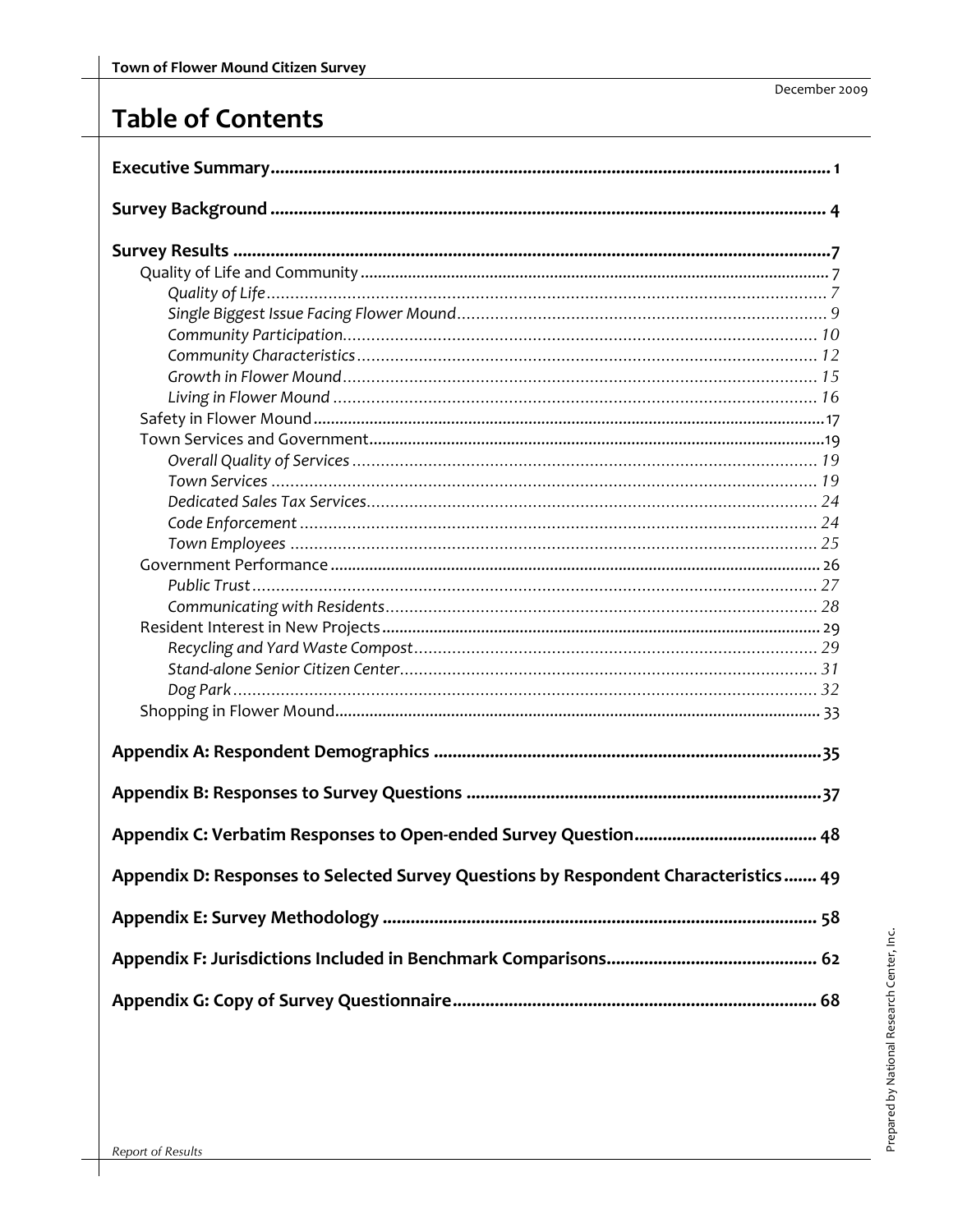# Table of Contents

**Executive Summary** ........ **1**

**Survey Background** ........ **4**

**Survey Results** ........ **7**

- Quality of Life and Community ........ 7
  - *Quality of Life* ........ *7*
  - *Single Biggest Issue Facing Flower Mound* ........ *9*
  - *Community Participation* ........ *10*
  - *Community Characteristics* ........ *12*
  - *Growth in Flower Mound* ........ *15*
  - *Living in Flower Mound* ........ *16*
- Safety in Flower Mound ........ 17
- Town Services and Government ........ 19
  - *Overall Quality of Services* ........ *19*
  - *Town Services* ........ *19*
  - *Dedicated Sales Tax Services* ........ *24*
  - *Code Enforcement* ........ *24*
  - *Town Employees* ........ *25*
- Government Performance ........ 26
  - *Public Trust* ........ *27*
  - *Communicating with Residents* ........ *28*
- Resident Interest in New Projects ........ 29
  - *Recycling and Yard Waste Compost* ........ *29*
  - *Stand-alone Senior Citizen Center* ........ *31*
  - *Dog Park* ........ *32*
- Shopping in Flower Mound ........ 33

**Appendix A: Respondent Demographics** ........ **35**

**Appendix B: Responses to Survey Questions** ........ **37**

**Appendix C: Verbatim Responses to Open-ended Survey Question** ........ **48**

**Appendix D: Responses to Selected Survey Questions by Respondent Characteristics** ........ **49**

**Appendix E: Survey Methodology** ........ **58**

**Appendix F: Jurisdictions Included in Benchmark Comparisons** ........ **62**

**Appendix G: Copy of Survey Questionnaire** ........ **68**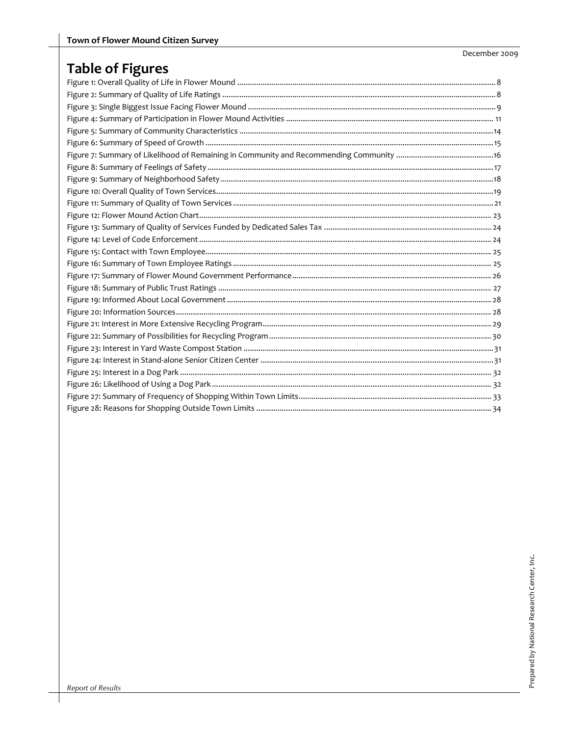# Table of Figures

Figure 1: Overall Quality of Life in Flower Mound ........ 8
Figure 2: Summary of Quality of Life Ratings ........ 8
Figure 3: Single Biggest Issue Facing Flower Mound ........ 9
Figure 4: Summary of Participation in Flower Mound Activities ........ 11
Figure 5: Summary of Community Characteristics ........ 14
Figure 6: Summary of Speed of Growth ........ 15
Figure 7: Summary of Likelihood of Remaining in Community and Recommending Community ........ 16
Figure 8: Summary of Feelings of Safety ........ 17
Figure 9: Summary of Neighborhood Safety ........ 18
Figure 10: Overall Quality of Town Services ........ 19
Figure 11: Summary of Quality of Town Services ........ 21
Figure 12: Flower Mound Action Chart ........ 23
Figure 13: Summary of Quality of Services Funded by Dedicated Sales Tax ........ 24
Figure 14: Level of Code Enforcement ........ 24
Figure 15: Contact with Town Employee ........ 25
Figure 16: Summary of Town Employee Ratings ........ 25
Figure 17: Summary of Flower Mound Government Performance ........ 26
Figure 18: Summary of Public Trust Ratings ........ 27
Figure 19: Informed About Local Government ........ 28
Figure 20: Information Sources ........ 28
Figure 21: Interest in More Extensive Recycling Program ........ 29
Figure 22: Summary of Possibilities for Recycling Program ........ 30
Figure 23: Interest in Yard Waste Compost Station ........ 31
Figure 24: Interest in Stand-alone Senior Citizen Center ........ 31
Figure 25: Interest in a Dog Park ........ 32
Figure 26: Likelihood of Using a Dog Park ........ 32
Figure 27: Summary of Frequency of Shopping Within Town Limits ........ 33
Figure 28: Reasons for Shopping Outside Town Limits ........ 34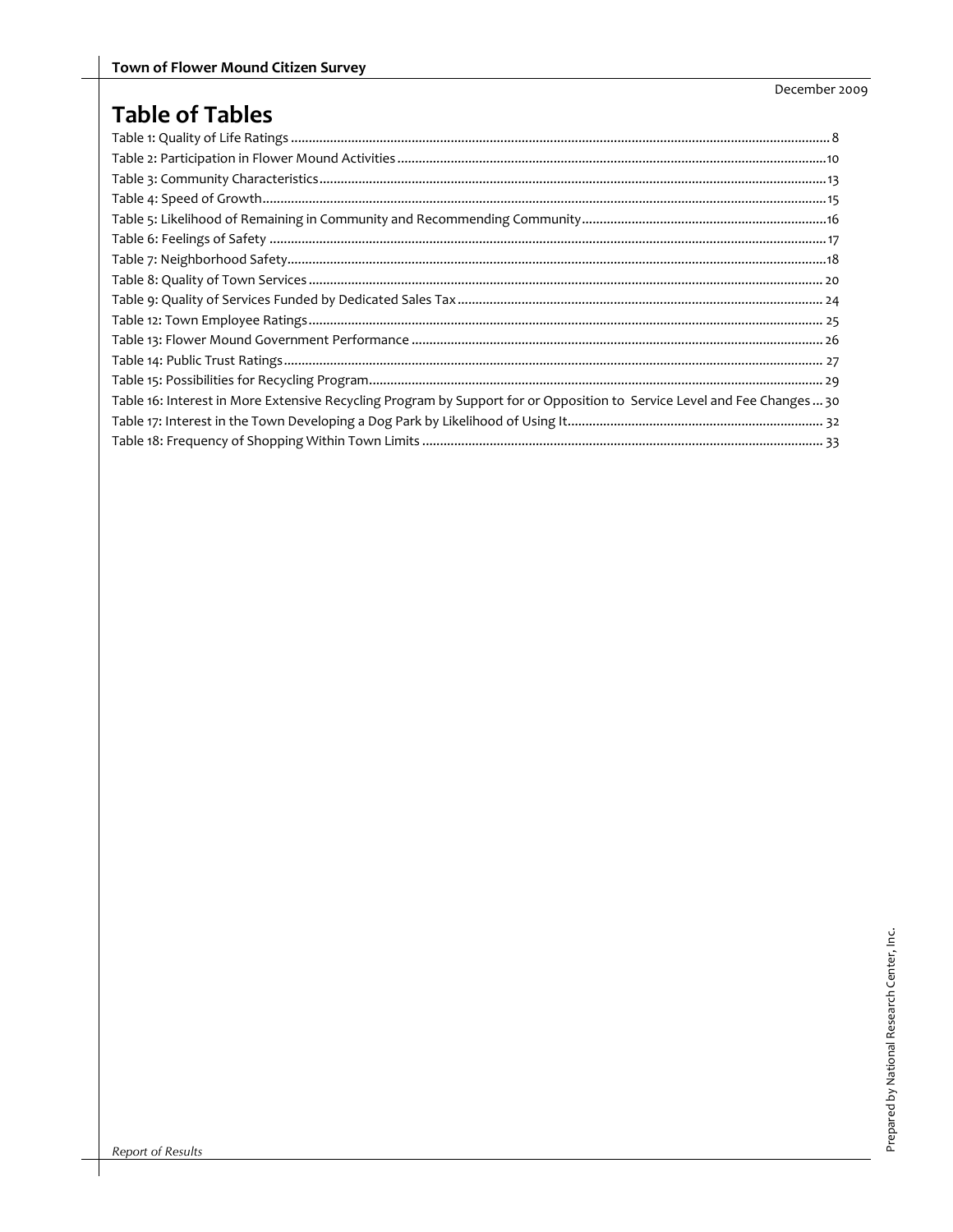# Table of Tables

Table 1: Quality of Life Ratings ..... 8
Table 2: Participation in Flower Mound Activities ..... 10
Table 3: Community Characteristics ..... 13
Table 4: Speed of Growth ..... 15
Table 5: Likelihood of Remaining in Community and Recommending Community ..... 16
Table 6: Feelings of Safety ..... 17
Table 7: Neighborhood Safety ..... 18
Table 8: Quality of Town Services ..... 20
Table 9: Quality of Services Funded by Dedicated Sales Tax ..... 24
Table 12: Town Employee Ratings ..... 25
Table 13: Flower Mound Government Performance ..... 26
Table 14: Public Trust Ratings ..... 27
Table 15: Possibilities for Recycling Program ..... 29
Table 16: Interest in More Extensive Recycling Program by Support for or Opposition to Service Level and Fee Changes ..... 30
Table 17: Interest in the Town Developing a Dog Park by Likelihood of Using It ..... 32
Table 18: Frequency of Shopping Within Town Limits ..... 33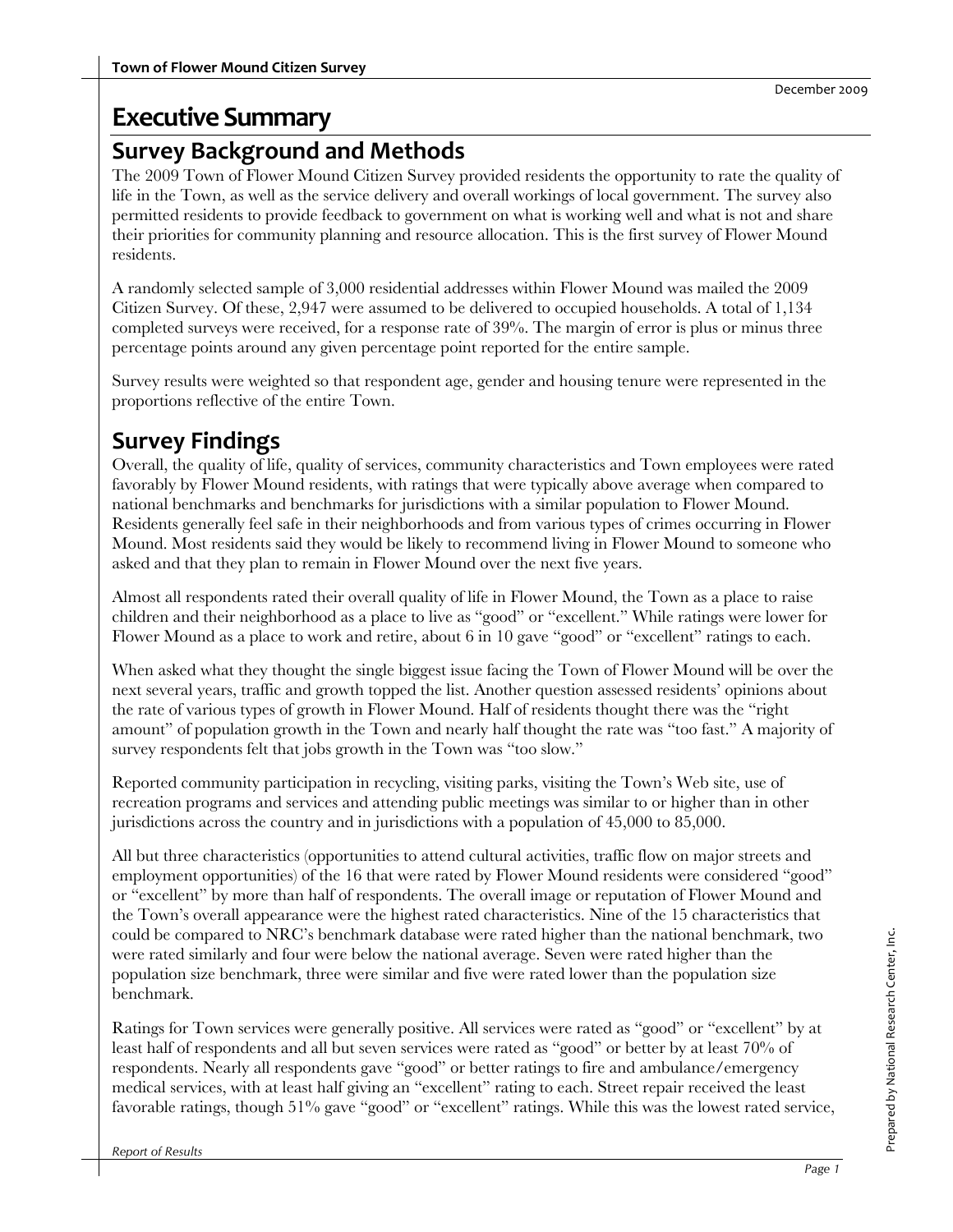# Executive Summary

## Survey Background and Methods

The 2009 Town of Flower Mound Citizen Survey provided residents the opportunity to rate the quality of life in the Town, as well as the service delivery and overall workings of local government. The survey also permitted residents to provide feedback to government on what is working well and what is not and share their priorities for community planning and resource allocation. This is the first survey of Flower Mound residents.

A randomly selected sample of 3,000 residential addresses within Flower Mound was mailed the 2009 Citizen Survey. Of these, 2,947 were assumed to be delivered to occupied households. A total of 1,134 completed surveys were received, for a response rate of 39%. The margin of error is plus or minus three percentage points around any given percentage point reported for the entire sample.

Survey results were weighted so that respondent age, gender and housing tenure were represented in the proportions reflective of the entire Town.

## Survey Findings

Overall, the quality of life, quality of services, community characteristics and Town employees were rated favorably by Flower Mound residents, with ratings that were typically above average when compared to national benchmarks and benchmarks for jurisdictions with a similar population to Flower Mound. Residents generally feel safe in their neighborhoods and from various types of crimes occurring in Flower Mound. Most residents said they would be likely to recommend living in Flower Mound to someone who asked and that they plan to remain in Flower Mound over the next five years.

Almost all respondents rated their overall quality of life in Flower Mound, the Town as a place to raise children and their neighborhood as a place to live as "good" or "excellent." While ratings were lower for Flower Mound as a place to work and retire, about 6 in 10 gave "good" or "excellent" ratings to each.

When asked what they thought the single biggest issue facing the Town of Flower Mound will be over the next several years, traffic and growth topped the list. Another question assessed residents' opinions about the rate of various types of growth in Flower Mound. Half of residents thought there was the "right amount" of population growth in the Town and nearly half thought the rate was "too fast." A majority of survey respondents felt that jobs growth in the Town was "too slow."

Reported community participation in recycling, visiting parks, visiting the Town's Web site, use of recreation programs and services and attending public meetings was similar to or higher than in other jurisdictions across the country and in jurisdictions with a population of 45,000 to 85,000.

All but three characteristics (opportunities to attend cultural activities, traffic flow on major streets and employment opportunities) of the 16 that were rated by Flower Mound residents were considered "good" or "excellent" by more than half of respondents. The overall image or reputation of Flower Mound and the Town's overall appearance were the highest rated characteristics. Nine of the 15 characteristics that could be compared to NRC's benchmark database were rated higher than the national benchmark, two were rated similarly and four were below the national average. Seven were rated higher than the population size benchmark, three were similar and five were rated lower than the population size benchmark.

Ratings for Town services were generally positive. All services were rated as "good" or "excellent" by at least half of respondents and all but seven services were rated as "good" or better by at least 70% of respondents. Nearly all respondents gave "good" or better ratings to fire and ambulance/emergency medical services, with at least half giving an "excellent" rating to each. Street repair received the least favorable ratings, though 51% gave "good" or "excellent" ratings. While this was the lowest rated service,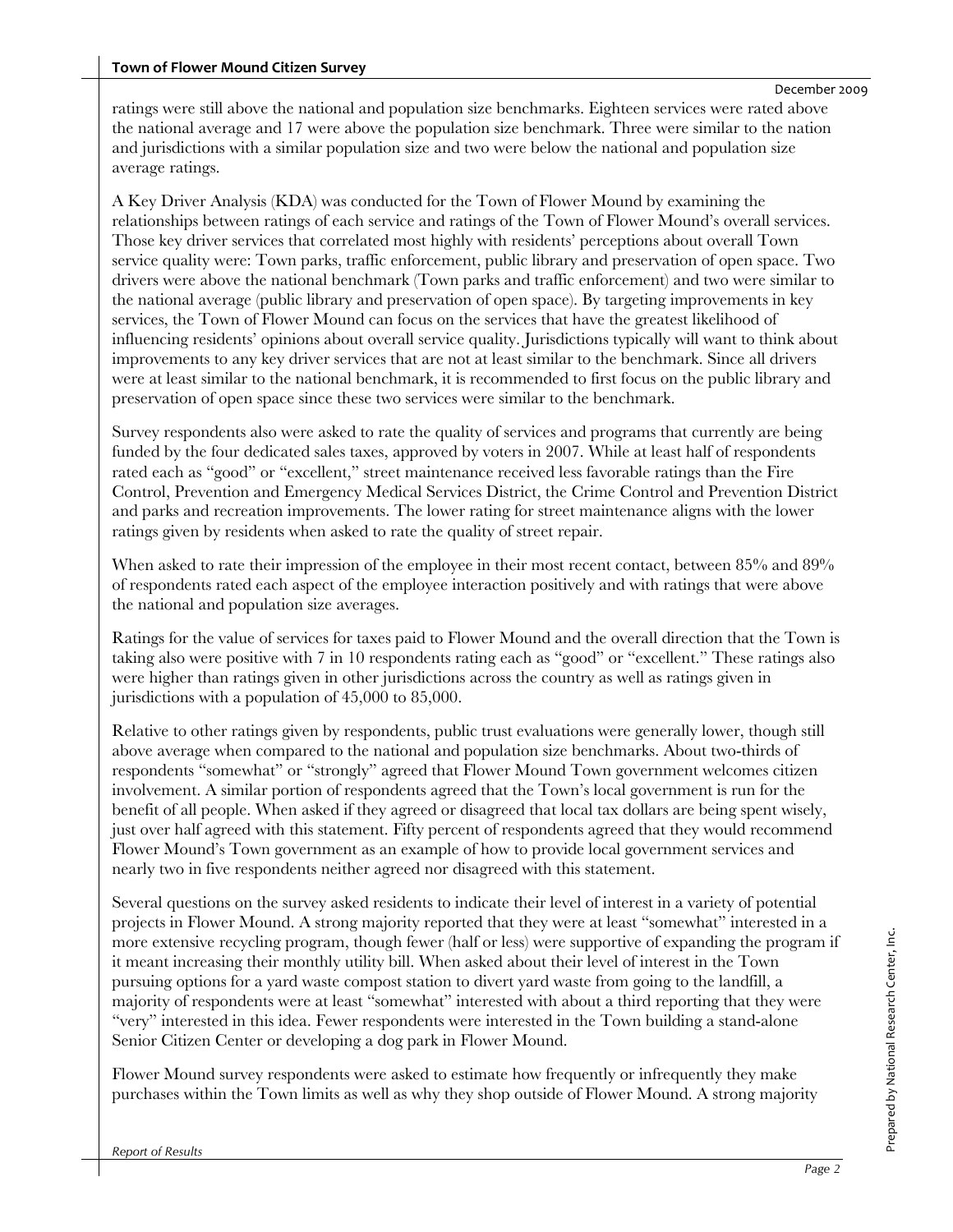ratings were still above the national and population size benchmarks. Eighteen services were rated above the national average and 17 were above the population size benchmark. Three were similar to the nation and jurisdictions with a similar population size and two were below the national and population size average ratings.

A Key Driver Analysis (KDA) was conducted for the Town of Flower Mound by examining the relationships between ratings of each service and ratings of the Town of Flower Mound's overall services. Those key driver services that correlated most highly with residents' perceptions about overall Town service quality were: Town parks, traffic enforcement, public library and preservation of open space. Two drivers were above the national benchmark (Town parks and traffic enforcement) and two were similar to the national average (public library and preservation of open space). By targeting improvements in key services, the Town of Flower Mound can focus on the services that have the greatest likelihood of influencing residents' opinions about overall service quality. Jurisdictions typically will want to think about improvements to any key driver services that are not at least similar to the benchmark. Since all drivers were at least similar to the national benchmark, it is recommended to first focus on the public library and preservation of open space since these two services were similar to the benchmark.

Survey respondents also were asked to rate the quality of services and programs that currently are being funded by the four dedicated sales taxes, approved by voters in 2007. While at least half of respondents rated each as "good" or "excellent," street maintenance received less favorable ratings than the Fire Control, Prevention and Emergency Medical Services District, the Crime Control and Prevention District and parks and recreation improvements. The lower rating for street maintenance aligns with the lower ratings given by residents when asked to rate the quality of street repair.

When asked to rate their impression of the employee in their most recent contact, between 85% and 89% of respondents rated each aspect of the employee interaction positively and with ratings that were above the national and population size averages.

Ratings for the value of services for taxes paid to Flower Mound and the overall direction that the Town is taking also were positive with 7 in 10 respondents rating each as "good" or "excellent." These ratings also were higher than ratings given in other jurisdictions across the country as well as ratings given in jurisdictions with a population of 45,000 to 85,000.

Relative to other ratings given by respondents, public trust evaluations were generally lower, though still above average when compared to the national and population size benchmarks. About two-thirds of respondents "somewhat" or "strongly" agreed that Flower Mound Town government welcomes citizen involvement. A similar portion of respondents agreed that the Town's local government is run for the benefit of all people. When asked if they agreed or disagreed that local tax dollars are being spent wisely, just over half agreed with this statement. Fifty percent of respondents agreed that they would recommend Flower Mound's Town government as an example of how to provide local government services and nearly two in five respondents neither agreed nor disagreed with this statement.

Several questions on the survey asked residents to indicate their level of interest in a variety of potential projects in Flower Mound. A strong majority reported that they were at least "somewhat" interested in a more extensive recycling program, though fewer (half or less) were supportive of expanding the program if it meant increasing their monthly utility bill. When asked about their level of interest in the Town pursuing options for a yard waste compost station to divert yard waste from going to the landfill, a majority of respondents were at least "somewhat" interested with about a third reporting that they were "very" interested in this idea. Fewer respondents were interested in the Town building a stand-alone Senior Citizen Center or developing a dog park in Flower Mound.

Flower Mound survey respondents were asked to estimate how frequently or infrequently they make purchases within the Town limits as well as why they shop outside of Flower Mound. A strong majority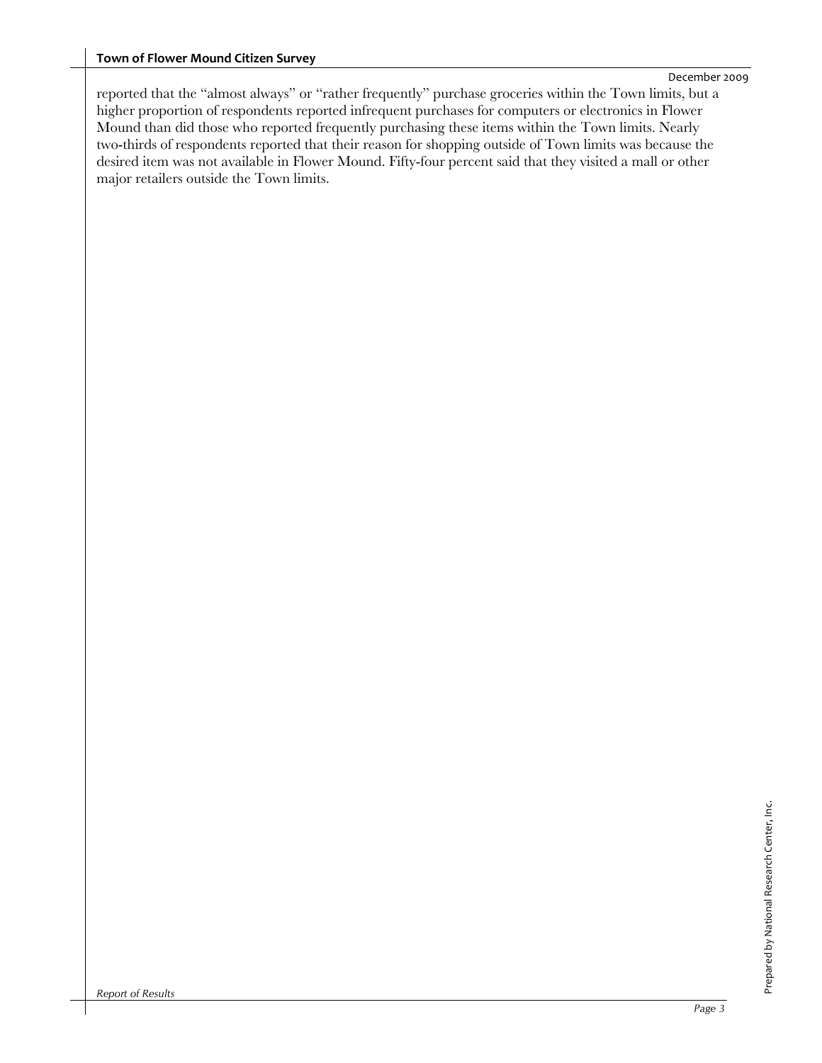reported that the "almost always" or "rather frequently" purchase groceries within the Town limits, but a higher proportion of respondents reported infrequent purchases for computers or electronics in Flower Mound than did those who reported frequently purchasing these items within the Town limits. Nearly two-thirds of respondents reported that their reason for shopping outside of Town limits was because the desired item was not available in Flower Mound. Fifty-four percent said that they visited a mall or other major retailers outside the Town limits.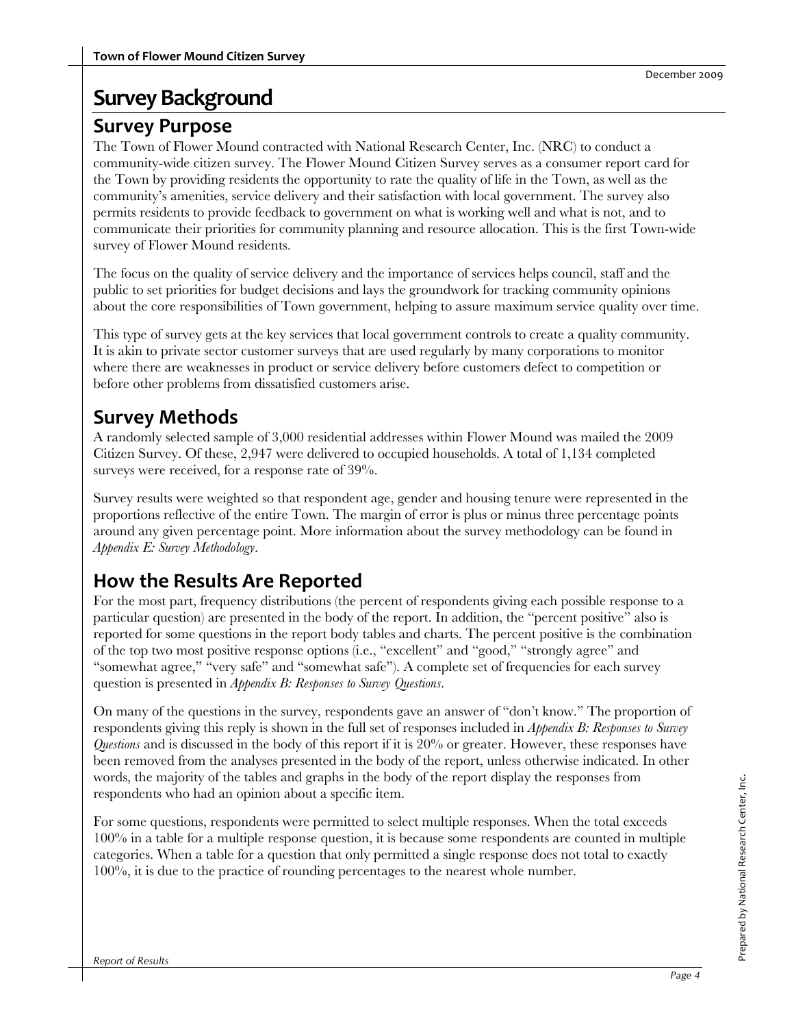# Survey Background

## Survey Purpose

The Town of Flower Mound contracted with National Research Center, Inc. (NRC) to conduct a community-wide citizen survey. The Flower Mound Citizen Survey serves as a consumer report card for the Town by providing residents the opportunity to rate the quality of life in the Town, as well as the community's amenities, service delivery and their satisfaction with local government. The survey also permits residents to provide feedback to government on what is working well and what is not, and to communicate their priorities for community planning and resource allocation. This is the first Town-wide survey of Flower Mound residents.

The focus on the quality of service delivery and the importance of services helps council, staff and the public to set priorities for budget decisions and lays the groundwork for tracking community opinions about the core responsibilities of Town government, helping to assure maximum service quality over time.

This type of survey gets at the key services that local government controls to create a quality community. It is akin to private sector customer surveys that are used regularly by many corporations to monitor where there are weaknesses in product or service delivery before customers defect to competition or before other problems from dissatisfied customers arise.

## Survey Methods

A randomly selected sample of 3,000 residential addresses within Flower Mound was mailed the 2009 Citizen Survey. Of these, 2,947 were delivered to occupied households. A total of 1,134 completed surveys were received, for a response rate of 39%.

Survey results were weighted so that respondent age, gender and housing tenure were represented in the proportions reflective of the entire Town. The margin of error is plus or minus three percentage points around any given percentage point. More information about the survey methodology can be found in *Appendix E: Survey Methodology*.

## How the Results Are Reported

For the most part, frequency distributions (the percent of respondents giving each possible response to a particular question) are presented in the body of the report. In addition, the "percent positive" also is reported for some questions in the report body tables and charts. The percent positive is the combination of the top two most positive response options (i.e., "excellent" and "good," "strongly agree" and "somewhat agree," "very safe" and "somewhat safe"). A complete set of frequencies for each survey question is presented in *Appendix B: Responses to Survey Questions*.

On many of the questions in the survey, respondents gave an answer of "don't know." The proportion of respondents giving this reply is shown in the full set of responses included in *Appendix B: Responses to Survey Questions* and is discussed in the body of this report if it is 20% or greater. However, these responses have been removed from the analyses presented in the body of the report, unless otherwise indicated. In other words, the majority of the tables and graphs in the body of the report display the responses from respondents who had an opinion about a specific item.

For some questions, respondents were permitted to select multiple responses. When the total exceeds 100% in a table for a multiple response question, it is because some respondents are counted in multiple categories. When a table for a question that only permitted a single response does not total to exactly 100%, it is due to the practice of rounding percentages to the nearest whole number.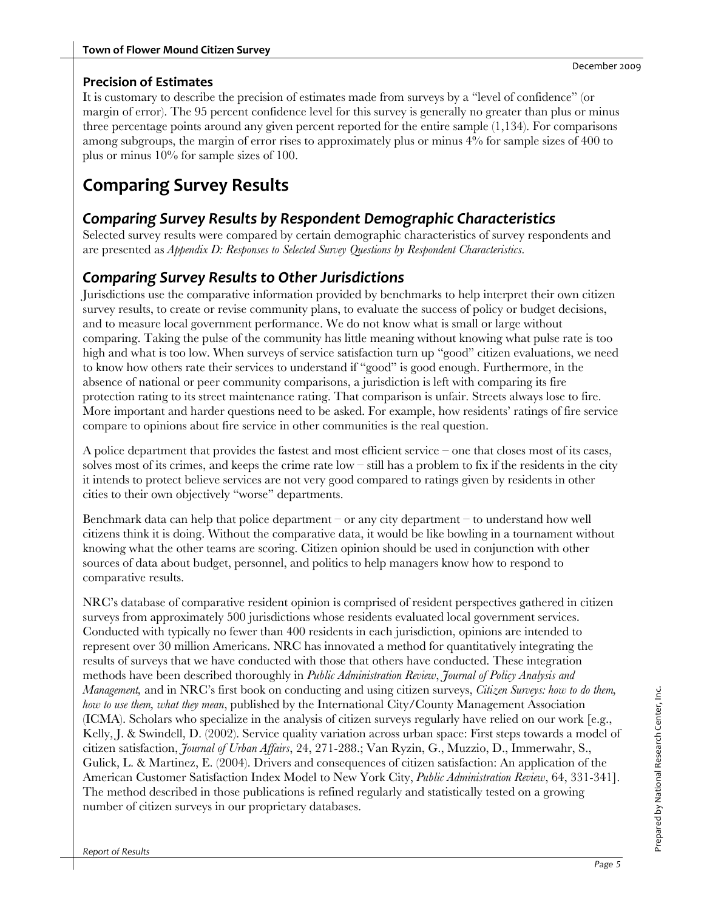## Precision of Estimates

It is customary to describe the precision of estimates made from surveys by a "level of confidence" (or margin of error). The 95 percent confidence level for this survey is generally no greater than plus or minus three percentage points around any given percent reported for the entire sample (1,134). For comparisons among subgroups, the margin of error rises to approximately plus or minus 4% for sample sizes of 400 to plus or minus 10% for sample sizes of 100.

# Comparing Survey Results

## *Comparing Survey Results by Respondent Demographic Characteristics*

Selected survey results were compared by certain demographic characteristics of survey respondents and are presented as *Appendix D: Responses to Selected Survey Questions by Respondent Characteristics*.

## *Comparing Survey Results to Other Jurisdictions*

Jurisdictions use the comparative information provided by benchmarks to help interpret their own citizen survey results, to create or revise community plans, to evaluate the success of policy or budget decisions, and to measure local government performance. We do not know what is small or large without comparing. Taking the pulse of the community has little meaning without knowing what pulse rate is too high and what is too low. When surveys of service satisfaction turn up "good" citizen evaluations, we need to know how others rate their services to understand if "good" is good enough. Furthermore, in the absence of national or peer community comparisons, a jurisdiction is left with comparing its fire protection rating to its street maintenance rating. That comparison is unfair. Streets always lose to fire. More important and harder questions need to be asked. For example, how residents' ratings of fire service compare to opinions about fire service in other communities is the real question.

A police department that provides the fastest and most efficient service – one that closes most of its cases, solves most of its crimes, and keeps the crime rate low – still has a problem to fix if the residents in the city it intends to protect believe services are not very good compared to ratings given by residents in other cities to their own objectively "worse" departments.

Benchmark data can help that police department – or any city department – to understand how well citizens think it is doing. Without the comparative data, it would be like bowling in a tournament without knowing what the other teams are scoring. Citizen opinion should be used in conjunction with other sources of data about budget, personnel, and politics to help managers know how to respond to comparative results.

NRC's database of comparative resident opinion is comprised of resident perspectives gathered in citizen surveys from approximately 500 jurisdictions whose residents evaluated local government services. Conducted with typically no fewer than 400 residents in each jurisdiction, opinions are intended to represent over 30 million Americans. NRC has innovated a method for quantitatively integrating the results of surveys that we have conducted with those that others have conducted. These integration methods have been described thoroughly in *Public Administration Review*, *Journal of Policy Analysis and Management,* and in NRC's first book on conducting and using citizen surveys, *Citizen Surveys: how to do them, how to use them, what they mean*, published by the International City/County Management Association (ICMA). Scholars who specialize in the analysis of citizen surveys regularly have relied on our work [e.g., Kelly, J. & Swindell, D. (2002). Service quality variation across urban space: First steps towards a model of citizen satisfaction, *Journal of Urban Affairs*, 24, 271-288.; Van Ryzin, G., Muzzio, D., Immerwahr, S., Gulick, L. & Martinez, E. (2004). Drivers and consequences of citizen satisfaction: An application of the American Customer Satisfaction Index Model to New York City, *Public Administration Review*, 64, 331-341]. The method described in those publications is refined regularly and statistically tested on a growing number of citizen surveys in our proprietary databases.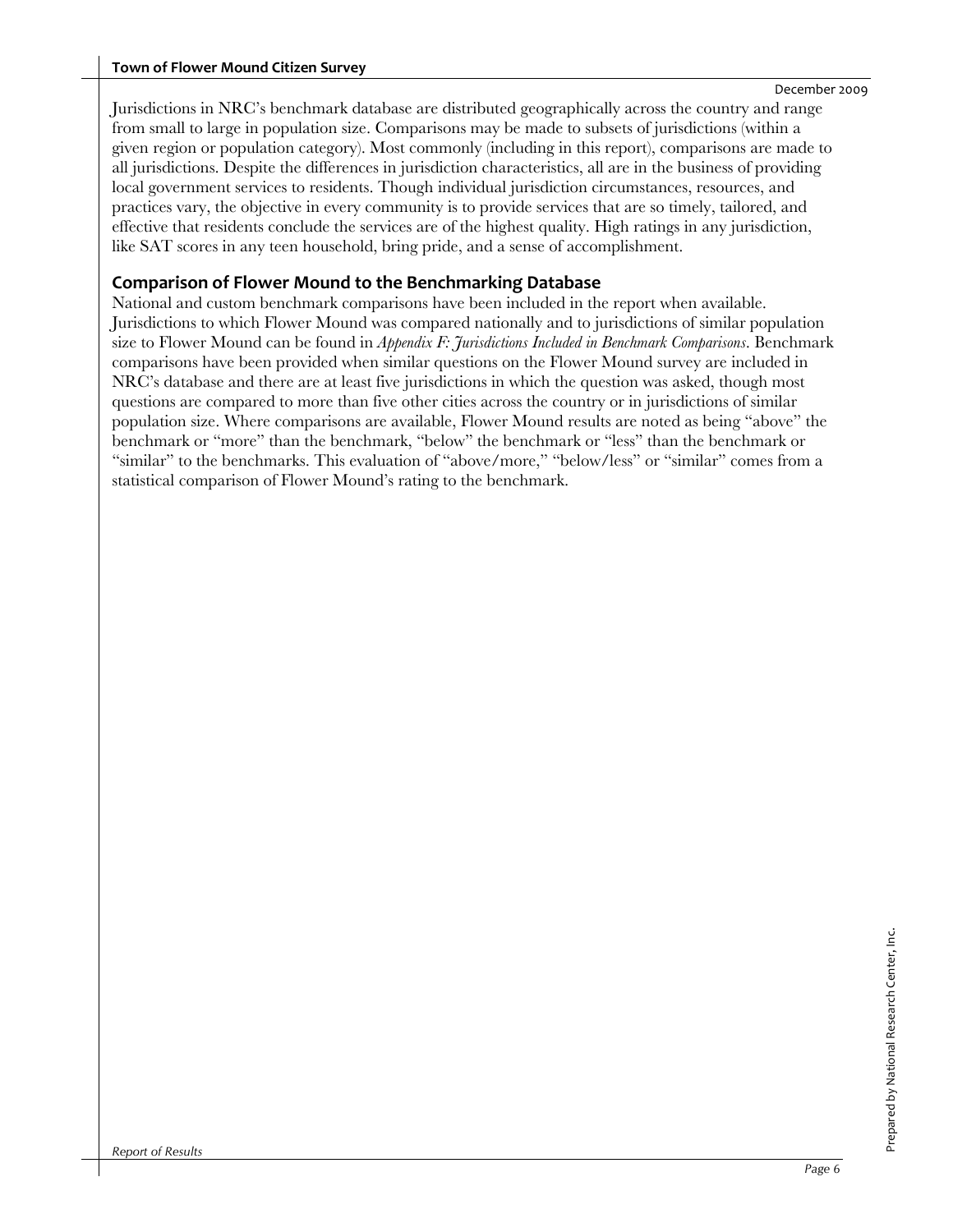Jurisdictions in NRC's benchmark database are distributed geographically across the country and range from small to large in population size. Comparisons may be made to subsets of jurisdictions (within a given region or population category). Most commonly (including in this report), comparisons are made to all jurisdictions. Despite the differences in jurisdiction characteristics, all are in the business of providing local government services to residents. Though individual jurisdiction circumstances, resources, and practices vary, the objective in every community is to provide services that are so timely, tailored, and effective that residents conclude the services are of the highest quality. High ratings in any jurisdiction, like SAT scores in any teen household, bring pride, and a sense of accomplishment.

## Comparison of Flower Mound to the Benchmarking Database

National and custom benchmark comparisons have been included in the report when available. Jurisdictions to which Flower Mound was compared nationally and to jurisdictions of similar population size to Flower Mound can be found in *Appendix F: Jurisdictions Included in Benchmark Comparisons*. Benchmark comparisons have been provided when similar questions on the Flower Mound survey are included in NRC's database and there are at least five jurisdictions in which the question was asked, though most questions are compared to more than five other cities across the country or in jurisdictions of similar population size. Where comparisons are available, Flower Mound results are noted as being "above" the benchmark or "more" than the benchmark, "below" the benchmark or "less" than the benchmark or "similar" to the benchmarks. This evaluation of "above/more," "below/less" or "similar" comes from a statistical comparison of Flower Mound's rating to the benchmark.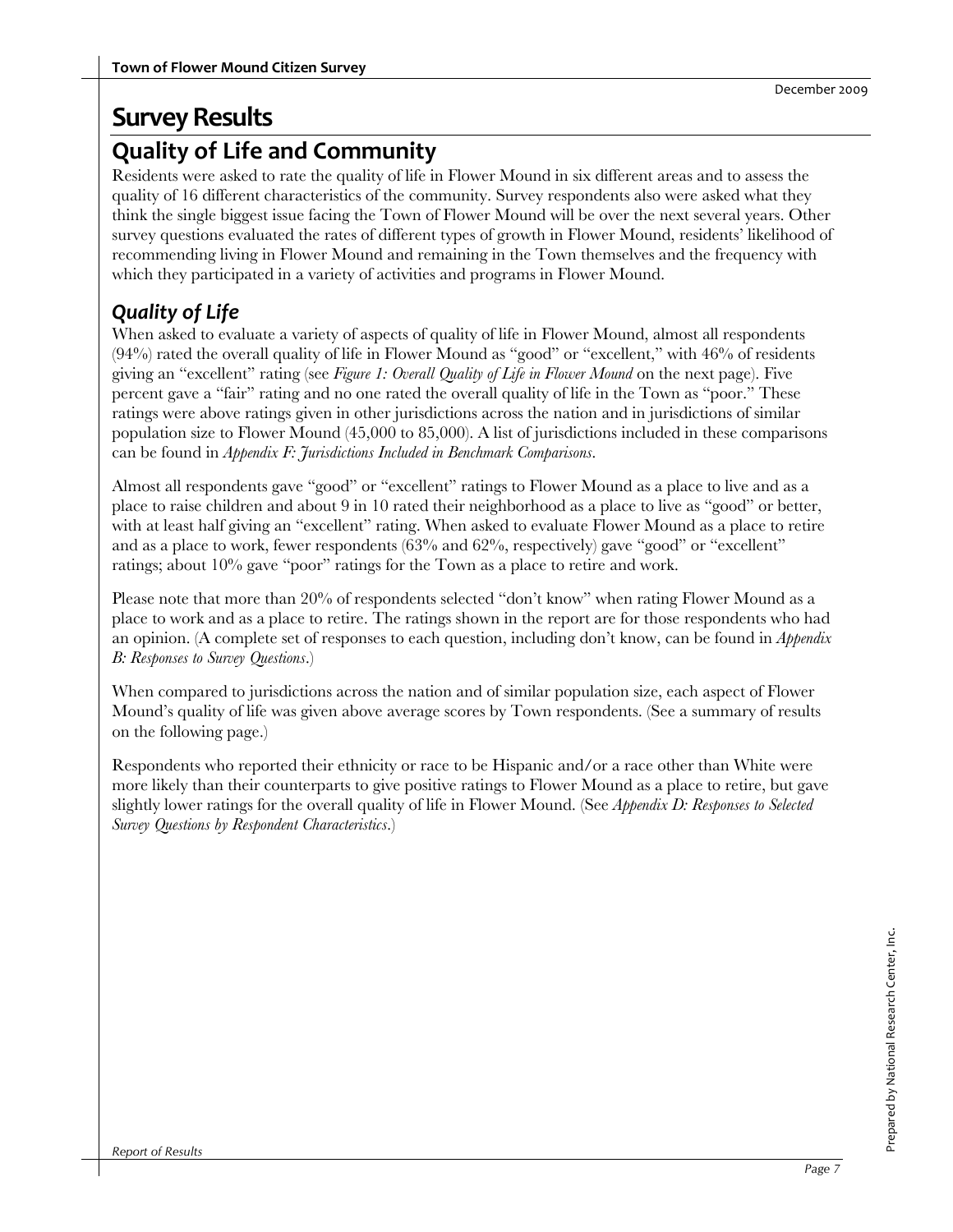# Survey Results

## Quality of Life and Community

Residents were asked to rate the quality of life in Flower Mound in six different areas and to assess the quality of 16 different characteristics of the community. Survey respondents also were asked what they think the single biggest issue facing the Town of Flower Mound will be over the next several years. Other survey questions evaluated the rates of different types of growth in Flower Mound, residents' likelihood of recommending living in Flower Mound and remaining in the Town themselves and the frequency with which they participated in a variety of activities and programs in Flower Mound.

### *Quality of Life*

When asked to evaluate a variety of aspects of quality of life in Flower Mound, almost all respondents (94%) rated the overall quality of life in Flower Mound as "good" or "excellent," with 46% of residents giving an "excellent" rating (see *Figure 1: Overall Quality of Life in Flower Mound* on the next page). Five percent gave a "fair" rating and no one rated the overall quality of life in the Town as "poor." These ratings were above ratings given in other jurisdictions across the nation and in jurisdictions of similar population size to Flower Mound (45,000 to 85,000). A list of jurisdictions included in these comparisons can be found in *Appendix F: Jurisdictions Included in Benchmark Comparisons*.

Almost all respondents gave "good" or "excellent" ratings to Flower Mound as a place to live and as a place to raise children and about 9 in 10 rated their neighborhood as a place to live as "good" or better, with at least half giving an "excellent" rating. When asked to evaluate Flower Mound as a place to retire and as a place to work, fewer respondents (63% and 62%, respectively) gave "good" or "excellent" ratings; about 10% gave "poor" ratings for the Town as a place to retire and work.

Please note that more than 20% of respondents selected "don't know" when rating Flower Mound as a place to work and as a place to retire. The ratings shown in the report are for those respondents who had an opinion. (A complete set of responses to each question, including don't know, can be found in *Appendix B: Responses to Survey Questions*.)

When compared to jurisdictions across the nation and of similar population size, each aspect of Flower Mound's quality of life was given above average scores by Town respondents. (See a summary of results on the following page.)

Respondents who reported their ethnicity or race to be Hispanic and/or a race other than White were more likely than their counterparts to give positive ratings to Flower Mound as a place to retire, but gave slightly lower ratings for the overall quality of life in Flower Mound. (See *Appendix D: Responses to Selected Survey Questions by Respondent Characteristics*.)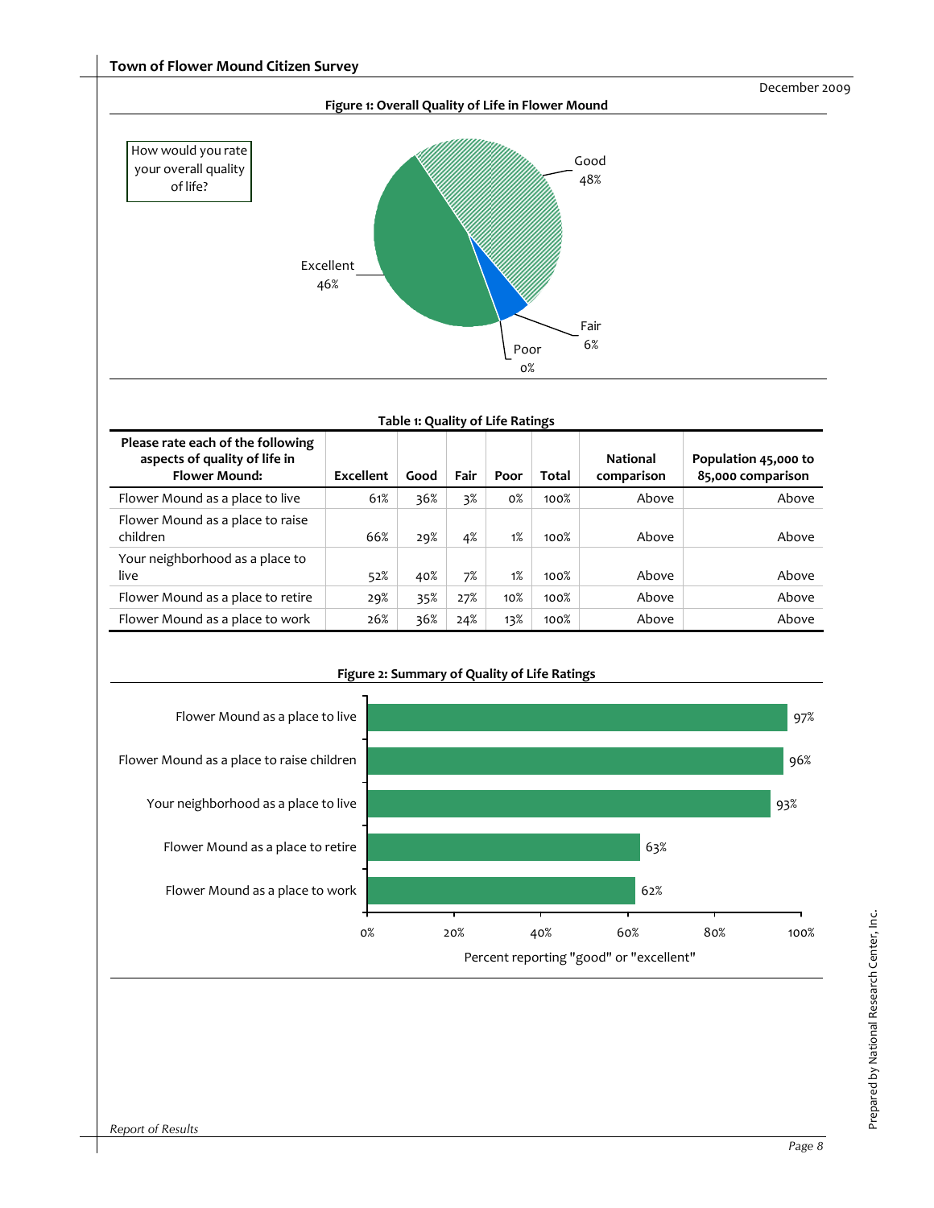December 2009

**Figure 1: Overall Quality of Life in Flower Mound**

How would you rate your overall quality of life?

Good 48%

Excellent 46%

Fair 6%

Poor 0%

**Table 1: Quality of Life Ratings**

| Please rate each of the following aspects of quality of life in Flower Mound: | Excellent | Good | Fair | Poor | Total | National comparison | Population 45,000 to 85,000 comparison |
|---|---|---|---|---|---|---|---|
| Flower Mound as a place to live | 61% | 36% | 3% | 0% | 100% | Above | Above |
| Flower Mound as a place to raise children | 66% | 29% | 4% | 1% | 100% | Above | Above |
| Your neighborhood as a place to live | 52% | 40% | 7% | 1% | 100% | Above | Above |
| Flower Mound as a place to retire | 29% | 35% | 27% | 10% | 100% | Above | Above |
| Flower Mound as a place to work | 26% | 36% | 24% | 13% | 100% | Above | Above |

**Figure 2: Summary of Quality of Life Ratings**

| | Percent reporting "good" or "excellent" |
|---|---|
| Flower Mound as a place to live | 97% |
| Flower Mound as a place to raise children | 96% |
| Your neighborhood as a place to live | 93% |
| Flower Mound as a place to retire | 63% |
| Flower Mound as a place to work | 62% |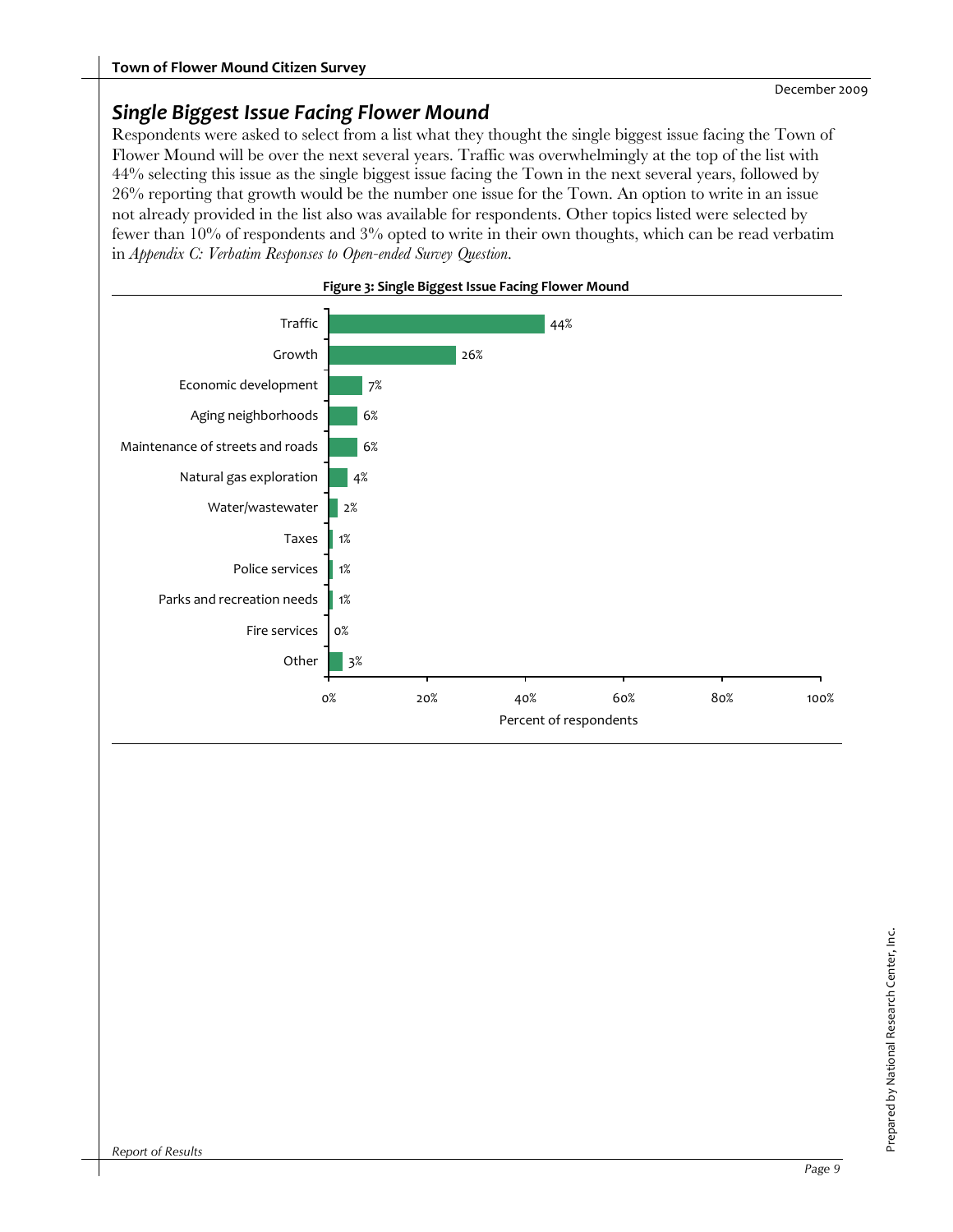## Single Biggest Issue Facing Flower Mound

Respondents were asked to select from a list what they thought the single biggest issue facing the Town of Flower Mound will be over the next several years. Traffic was overwhelmingly at the top of the list with 44% selecting this issue as the single biggest issue facing the Town in the next several years, followed by 26% reporting that growth would be the number one issue for the Town. An option to write in an issue not already provided in the list also was available for respondents. Other topics listed were selected by fewer than 10% of respondents and 3% opted to write in their own thoughts, which can be read verbatim in *Appendix C: Verbatim Responses to Open-ended Survey Question.*

**Figure 3: Single Biggest Issue Facing Flower Mound**

| Issue | Percent of respondents |
|---|---|
| Traffic | 44% |
| Growth | 26% |
| Economic development | 7% |
| Aging neighborhoods | 6% |
| Maintenance of streets and roads | 6% |
| Natural gas exploration | 4% |
| Water/wastewater | 2% |
| Taxes | 1% |
| Police services | 1% |
| Parks and recreation needs | 1% |
| Fire services | 0% |
| Other | 3% |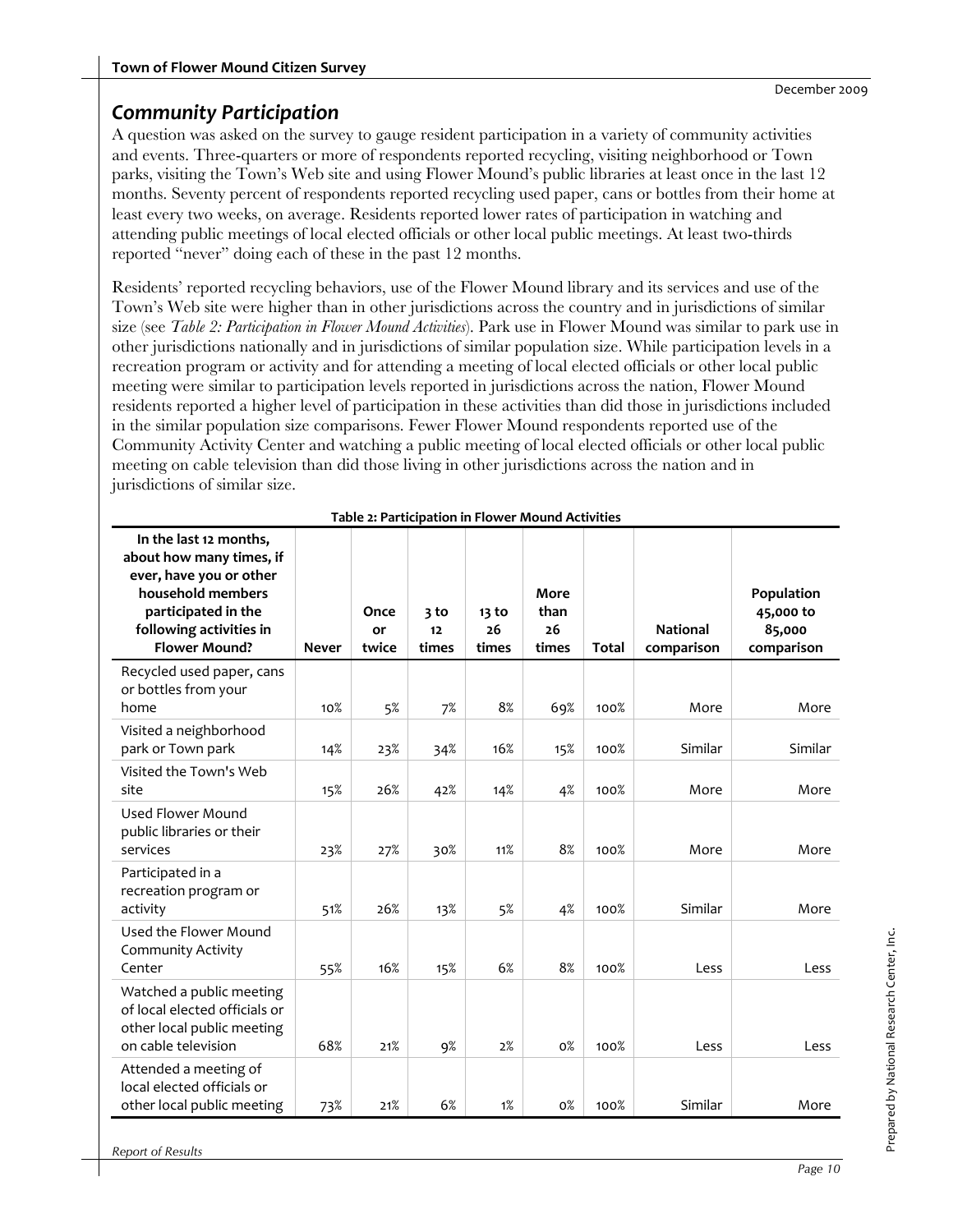## *Community Participation*

A question was asked on the survey to gauge resident participation in a variety of community activities and events. Three-quarters or more of respondents reported recycling, visiting neighborhood or Town parks, visiting the Town's Web site and using Flower Mound's public libraries at least once in the last 12 months. Seventy percent of respondents reported recycling used paper, cans or bottles from their home at least every two weeks, on average. Residents reported lower rates of participation in watching and attending public meetings of local elected officials or other local public meetings. At least two-thirds reported "never" doing each of these in the past 12 months.

Residents' reported recycling behaviors, use of the Flower Mound library and its services and use of the Town's Web site were higher than in other jurisdictions across the country and in jurisdictions of similar size (see *Table 2: Participation in Flower Mound Activities*). Park use in Flower Mound was similar to park use in other jurisdictions nationally and in jurisdictions of similar population size. While participation levels in a recreation program or activity and for attending a meeting of local elected officials or other local public meeting were similar to participation levels reported in jurisdictions across the nation, Flower Mound residents reported a higher level of participation in these activities than did those in jurisdictions included in the similar population size comparisons. Fewer Flower Mound respondents reported use of the Community Activity Center and watching a public meeting of local elected officials or other local public meeting on cable television than did those living in other jurisdictions across the nation and in jurisdictions of similar size.

**Table 2: Participation in Flower Mound Activities**

| In the last 12 months, about how many times, if ever, have you or other household members participated in the following activities in Flower Mound? | Never | Once or twice | 3 to 12 times | 13 to 26 times | More than 26 times | Total | National comparison | Population 45,000 to 85,000 comparison |
|---|---|---|---|---|---|---|---|---|
| Recycled used paper, cans or bottles from your home | 10% | 5% | 7% | 8% | 69% | 100% | More | More |
| Visited a neighborhood park or Town park | 14% | 23% | 34% | 16% | 15% | 100% | Similar | Similar |
| Visited the Town's Web site | 15% | 26% | 42% | 14% | 4% | 100% | More | More |
| Used Flower Mound public libraries or their services | 23% | 27% | 30% | 11% | 8% | 100% | More | More |
| Participated in a recreation program or activity | 51% | 26% | 13% | 5% | 4% | 100% | Similar | More |
| Used the Flower Mound Community Activity Center | 55% | 16% | 15% | 6% | 8% | 100% | Less | Less |
| Watched a public meeting of local elected officials or other local public meeting on cable television | 68% | 21% | 9% | 2% | 0% | 100% | Less | Less |
| Attended a meeting of local elected officials or other local public meeting | 73% | 21% | 6% | 1% | 0% | 100% | Similar | More |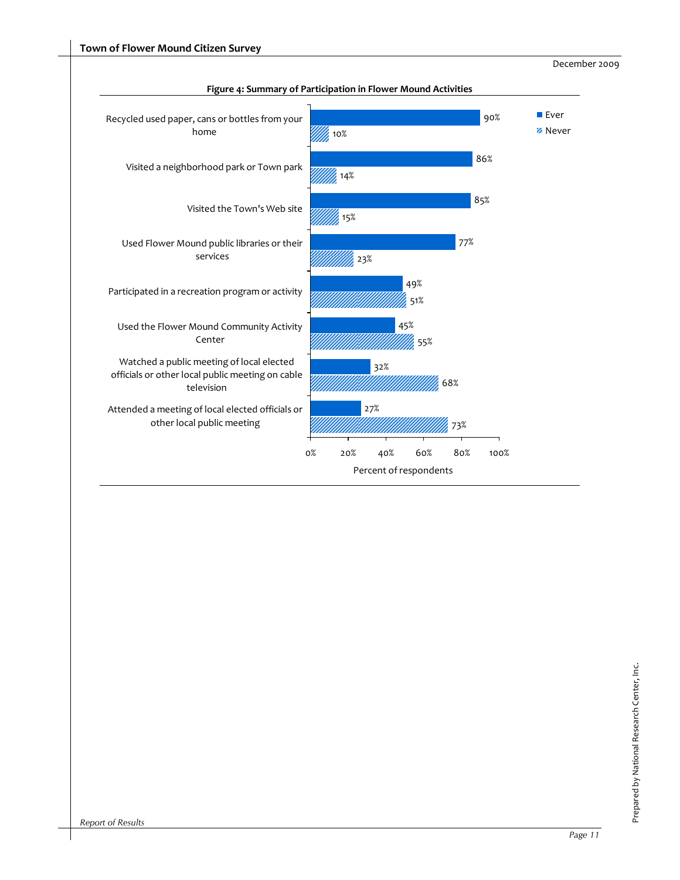**Figure 4: Summary of Participation in Flower Mound Activities**

| Activity | Ever | Never |
|---|---|---|
| Recycled used paper, cans or bottles from your home | 90% | 10% |
| Visited a neighborhood park or Town park | 86% | 14% |
| Visited the Town's Web site | 85% | 15% |
| Used Flower Mound public libraries or their services | 77% | 23% |
| Participated in a recreation program or activity | 49% | 51% |
| Used the Flower Mound Community Activity Center | 45% | 55% |
| Watched a public meeting of local elected officials or other local public meeting on cable television | 32% | 68% |
| Attended a meeting of local elected officials or other local public meeting | 27% | 73% |

Percent of respondents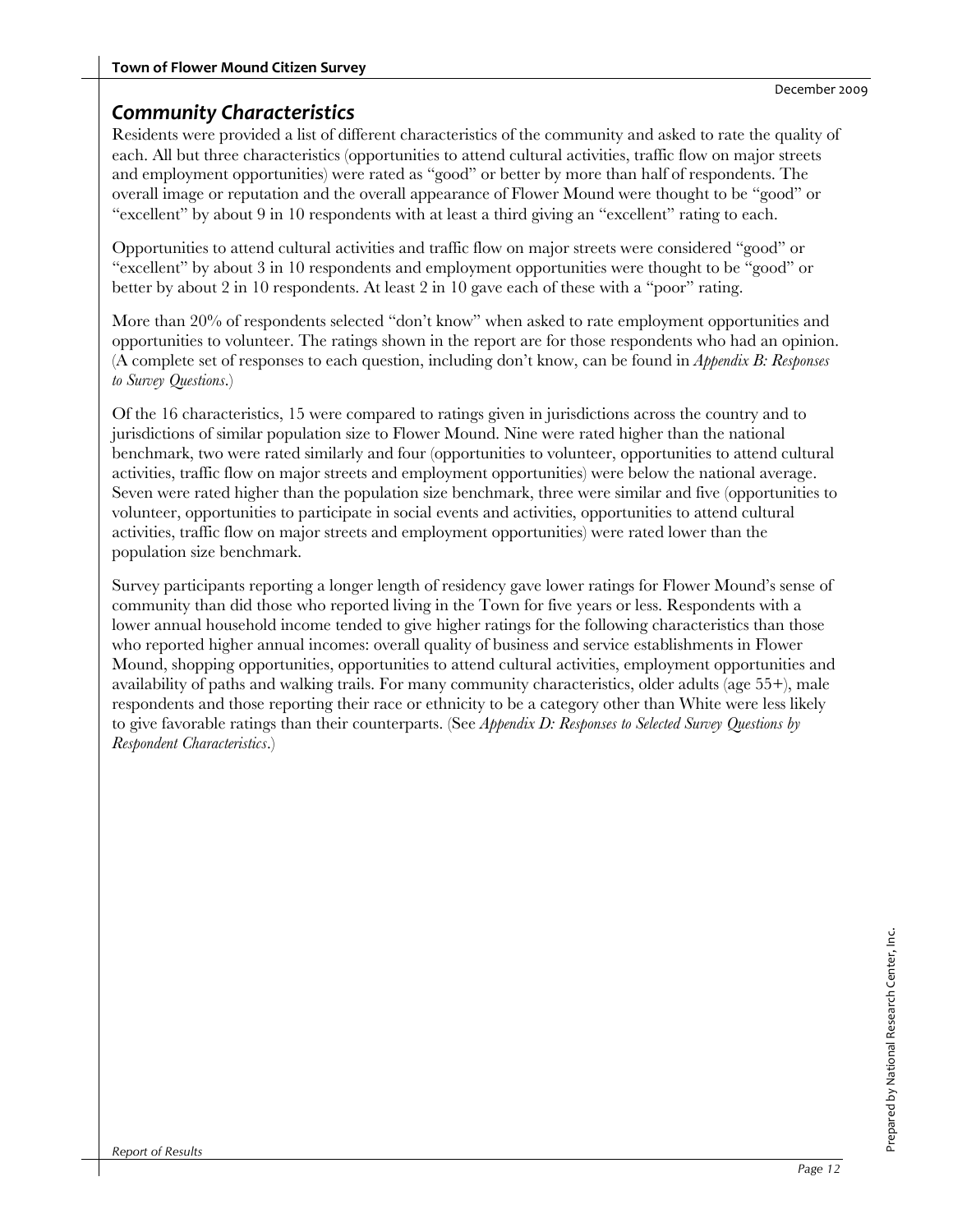## *Community Characteristics*

Residents were provided a list of different characteristics of the community and asked to rate the quality of each. All but three characteristics (opportunities to attend cultural activities, traffic flow on major streets and employment opportunities) were rated as "good" or better by more than half of respondents. The overall image or reputation and the overall appearance of Flower Mound were thought to be "good" or "excellent" by about 9 in 10 respondents with at least a third giving an "excellent" rating to each.

Opportunities to attend cultural activities and traffic flow on major streets were considered "good" or "excellent" by about 3 in 10 respondents and employment opportunities were thought to be "good" or better by about 2 in 10 respondents. At least 2 in 10 gave each of these with a "poor" rating.

More than 20% of respondents selected "don't know" when asked to rate employment opportunities and opportunities to volunteer. The ratings shown in the report are for those respondents who had an opinion. (A complete set of responses to each question, including don't know, can be found in *Appendix B: Responses to Survey Questions*.)

Of the 16 characteristics, 15 were compared to ratings given in jurisdictions across the country and to jurisdictions of similar population size to Flower Mound. Nine were rated higher than the national benchmark, two were rated similarly and four (opportunities to volunteer, opportunities to attend cultural activities, traffic flow on major streets and employment opportunities) were below the national average. Seven were rated higher than the population size benchmark, three were similar and five (opportunities to volunteer, opportunities to participate in social events and activities, opportunities to attend cultural activities, traffic flow on major streets and employment opportunities) were rated lower than the population size benchmark.

Survey participants reporting a longer length of residency gave lower ratings for Flower Mound's sense of community than did those who reported living in the Town for five years or less. Respondents with a lower annual household income tended to give higher ratings for the following characteristics than those who reported higher annual incomes: overall quality of business and service establishments in Flower Mound, shopping opportunities, opportunities to attend cultural activities, employment opportunities and availability of paths and walking trails. For many community characteristics, older adults (age 55+), male respondents and those reporting their race or ethnicity to be a category other than White were less likely to give favorable ratings than their counterparts. (See *Appendix D: Responses to Selected Survey Questions by Respondent Characteristics*.)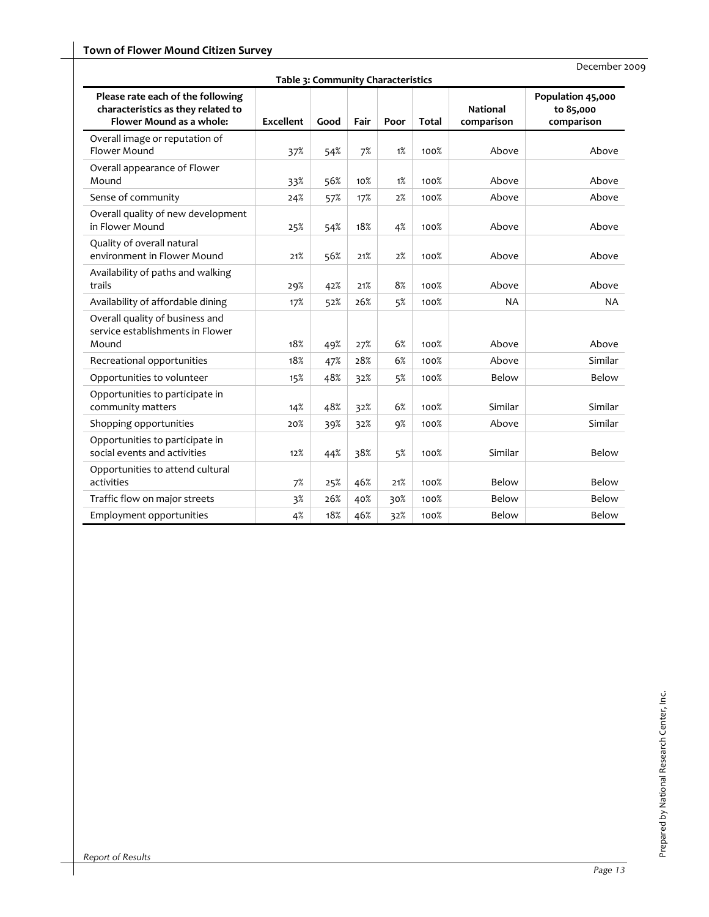December 2009

**Table 3: Community Characteristics**

| Please rate each of the following characteristics as they related to Flower Mound as a whole: | Excellent | Good | Fair | Poor | Total | National comparison | Population 45,000 to 85,000 comparison |
|---|---|---|---|---|---|---|---|
| Overall image or reputation of Flower Mound | 37% | 54% | 7% | 1% | 100% | Above | Above |
| Overall appearance of Flower Mound | 33% | 56% | 10% | 1% | 100% | Above | Above |
| Sense of community | 24% | 57% | 17% | 2% | 100% | Above | Above |
| Overall quality of new development in Flower Mound | 25% | 54% | 18% | 4% | 100% | Above | Above |
| Quality of overall natural environment in Flower Mound | 21% | 56% | 21% | 2% | 100% | Above | Above |
| Availability of paths and walking trails | 29% | 42% | 21% | 8% | 100% | Above | Above |
| Availability of affordable dining | 17% | 52% | 26% | 5% | 100% | NA | NA |
| Overall quality of business and service establishments in Flower Mound | 18% | 49% | 27% | 6% | 100% | Above | Above |
| Recreational opportunities | 18% | 47% | 28% | 6% | 100% | Above | Similar |
| Opportunities to volunteer | 15% | 48% | 32% | 5% | 100% | Below | Below |
| Opportunities to participate in community matters | 14% | 48% | 32% | 6% | 100% | Similar | Similar |
| Shopping opportunities | 20% | 39% | 32% | 9% | 100% | Above | Similar |
| Opportunities to participate in social events and activities | 12% | 44% | 38% | 5% | 100% | Similar | Below |
| Opportunities to attend cultural activities | 7% | 25% | 46% | 21% | 100% | Below | Below |
| Traffic flow on major streets | 3% | 26% | 40% | 30% | 100% | Below | Below |
| Employment opportunities | 4% | 18% | 46% | 32% | 100% | Below | Below |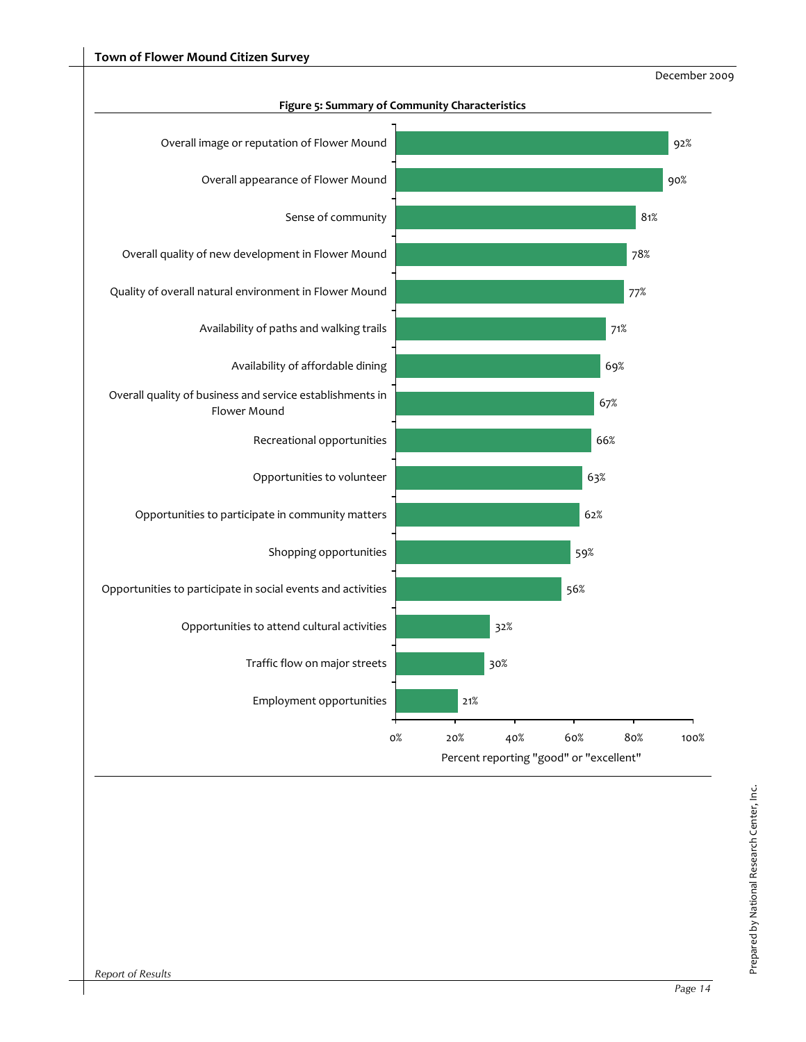**Figure 5: Summary of Community Characteristics**

| Characteristic | Percent reporting "good" or "excellent" |
|---|---|
| Overall image or reputation of Flower Mound | 92% |
| Overall appearance of Flower Mound | 90% |
| Sense of community | 81% |
| Overall quality of new development in Flower Mound | 78% |
| Quality of overall natural environment in Flower Mound | 77% |
| Availability of paths and walking trails | 71% |
| Availability of affordable dining | 69% |
| Overall quality of business and service establishments in Flower Mound | 67% |
| Recreational opportunities | 66% |
| Opportunities to volunteer | 63% |
| Opportunities to participate in community matters | 62% |
| Shopping opportunities | 59% |
| Opportunities to participate in social events and activities | 56% |
| Opportunities to attend cultural activities | 32% |
| Traffic flow on major streets | 30% |
| Employment opportunities | 21% |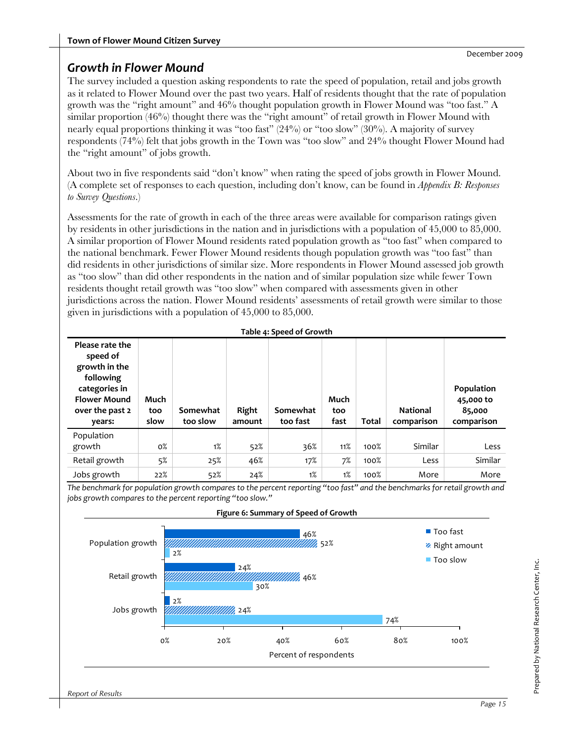## Growth in Flower Mound

The survey included a question asking respondents to rate the speed of population, retail and jobs growth as it related to Flower Mound over the past two years. Half of residents thought that the rate of population growth was the "right amount" and 46% thought population growth in Flower Mound was "too fast." A similar proportion (46%) thought there was the "right amount" of retail growth in Flower Mound with nearly equal proportions thinking it was "too fast" (24%) or "too slow" (30%). A majority of survey respondents (74%) felt that jobs growth in the Town was "too slow" and 24% thought Flower Mound had the "right amount" of jobs growth.

About two in five respondents said "don't know" when rating the speed of jobs growth in Flower Mound. (A complete set of responses to each question, including don't know, can be found in *Appendix B: Responses to Survey Questions*.)

Assessments for the rate of growth in each of the three areas were available for comparison ratings given by residents in other jurisdictions in the nation and in jurisdictions with a population of 45,000 to 85,000. A similar proportion of Flower Mound residents rated population growth as "too fast" when compared to the national benchmark. Fewer Flower Mound residents though population growth was "too fast" than did residents in other jurisdictions of similar size. More respondents in Flower Mound assessed job growth as "too slow" than did other respondents in the nation and of similar population size while fewer Town residents thought retail growth was "too slow" when compared with assessments given in other jurisdictions across the nation. Flower Mound residents' assessments of retail growth were similar to those given in jurisdictions with a population of 45,000 to 85,000.

**Table 4: Speed of Growth**

| Please rate the speed of growth in the following categories in Flower Mound over the past 2 years: | Much too slow | Somewhat too slow | Right amount | Somewhat too fast | Much too fast | Total | National comparison | Population 45,000 to 85,000 comparison |
|---|---|---|---|---|---|---|---|---|
| Population growth | 0% | 1% | 52% | 36% | 11% | 100% | Similar | Less |
| Retail growth | 5% | 25% | 46% | 17% | 7% | 100% | Less | Similar |
| Jobs growth | 22% | 52% | 24% | 1% | 1% | 100% | More | More |

*The benchmark for population growth compares to the percent reporting "too fast" and the benchmarks for retail growth and jobs growth compares to the percent reporting "too slow."*

**Figure 6: Summary of Speed of Growth**

| | Too fast | Right amount | Too slow |
|---|---|---|---|
| Population growth | 46% | 52% | 2% |
| Retail growth | 24% | 46% | 30% |
| Jobs growth | 2% | 24% | 74% |

Percent of respondents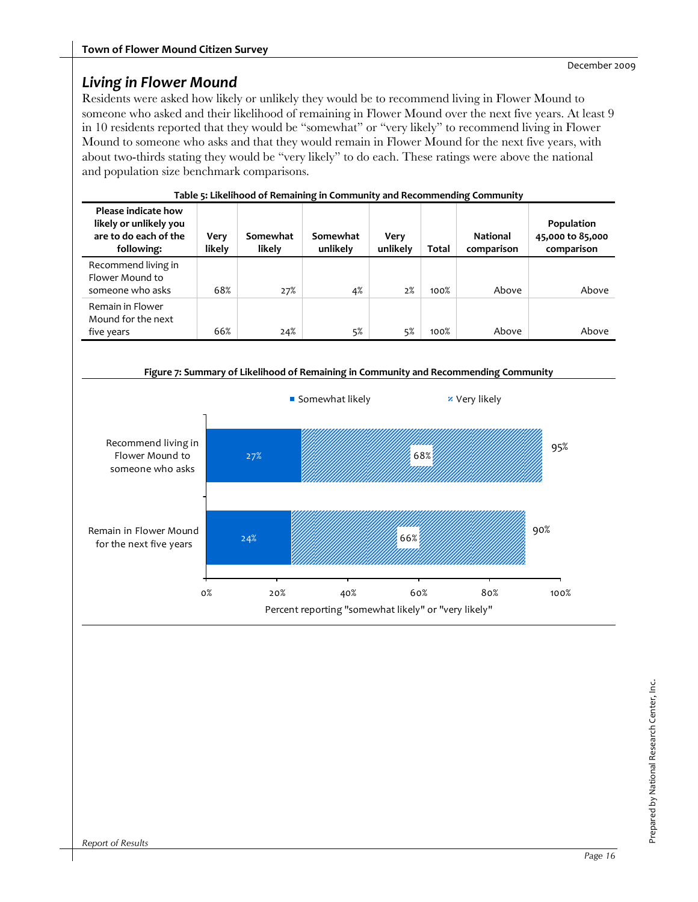## Living in Flower Mound

Residents were asked how likely or unlikely they would be to recommend living in Flower Mound to someone who asked and their likelihood of remaining in Flower Mound over the next five years. At least 9 in 10 residents reported that they would be "somewhat" or "very likely" to recommend living in Flower Mound to someone who asks and that they would remain in Flower Mound for the next five years, with about two-thirds stating they would be "very likely" to do each. These ratings were above the national and population size benchmark comparisons.

**Table 5: Likelihood of Remaining in Community and Recommending Community**

| Please indicate how likely or unlikely you are to do each of the following: | Very likely | Somewhat likely | Somewhat unlikely | Very unlikely | Total | National comparison | Population 45,000 to 85,000 comparison |
|---|---|---|---|---|---|---|---|
| Recommend living in Flower Mound to someone who asks | 68% | 27% | 4% | 2% | 100% | Above | Above |
| Remain in Flower Mound for the next five years | 66% | 24% | 5% | 5% | 100% | Above | Above |

**Figure 7: Summary of Likelihood of Remaining in Community and Recommending Community**

| | Somewhat likely | Very likely | Total |
|---|---|---|---|
| Recommend living in Flower Mound to someone who asks | 27% | 68% | 95% |
| Remain in Flower Mound for the next five years | 24% | 66% | 90% |

Percent reporting "somewhat likely" or "very likely"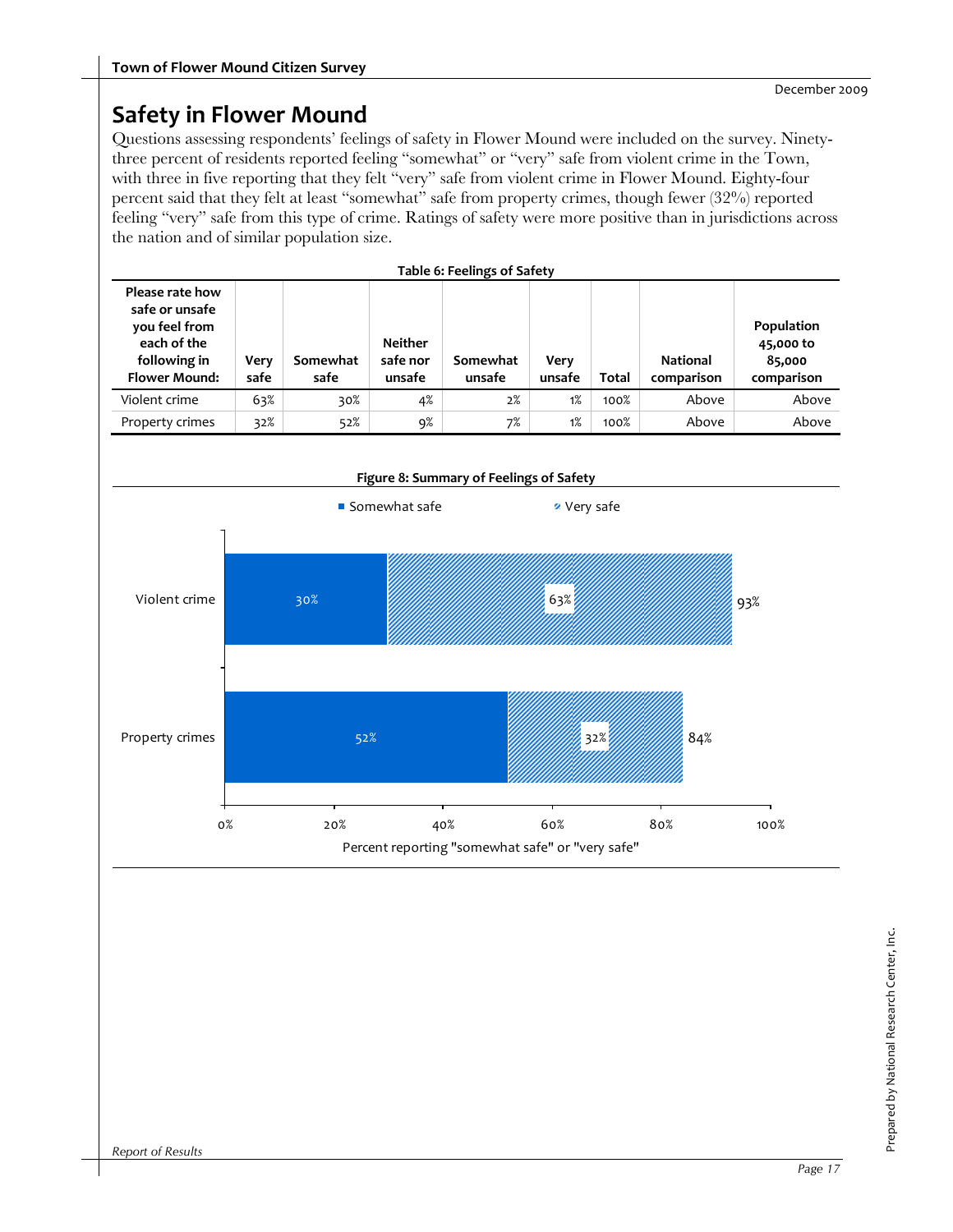# Safety in Flower Mound

Questions assessing respondents' feelings of safety in Flower Mound were included on the survey. Ninety-three percent of residents reported feeling "somewhat" or "very" safe from violent crime in the Town, with three in five reporting that they felt "very" safe from violent crime in Flower Mound. Eighty-four percent said that they felt at least "somewhat" safe from property crimes, though fewer (32%) reported feeling "very" safe from this type of crime. Ratings of safety were more positive than in jurisdictions across the nation and of similar population size.

**Table 6: Feelings of Safety**

| Please rate how safe or unsafe you feel from each of the following in Flower Mound: | Very safe | Somewhat safe | Neither safe nor unsafe | Somewhat unsafe | Very unsafe | Total | National comparison | Population 45,000 to 85,000 comparison |
|---|---|---|---|---|---|---|---|---|
| Violent crime | 63% | 30% | 4% | 2% | 1% | 100% | Above | Above |
| Property crimes | 32% | 52% | 9% | 7% | 1% | 100% | Above | Above |

**Figure 8: Summary of Feelings of Safety**

| | Somewhat safe | Very safe | Total |
|---|---|---|---|
| Violent crime | 30% | 63% | 93% |
| Property crimes | 52% | 32% | 84% |

Percent reporting "somewhat safe" or "very safe"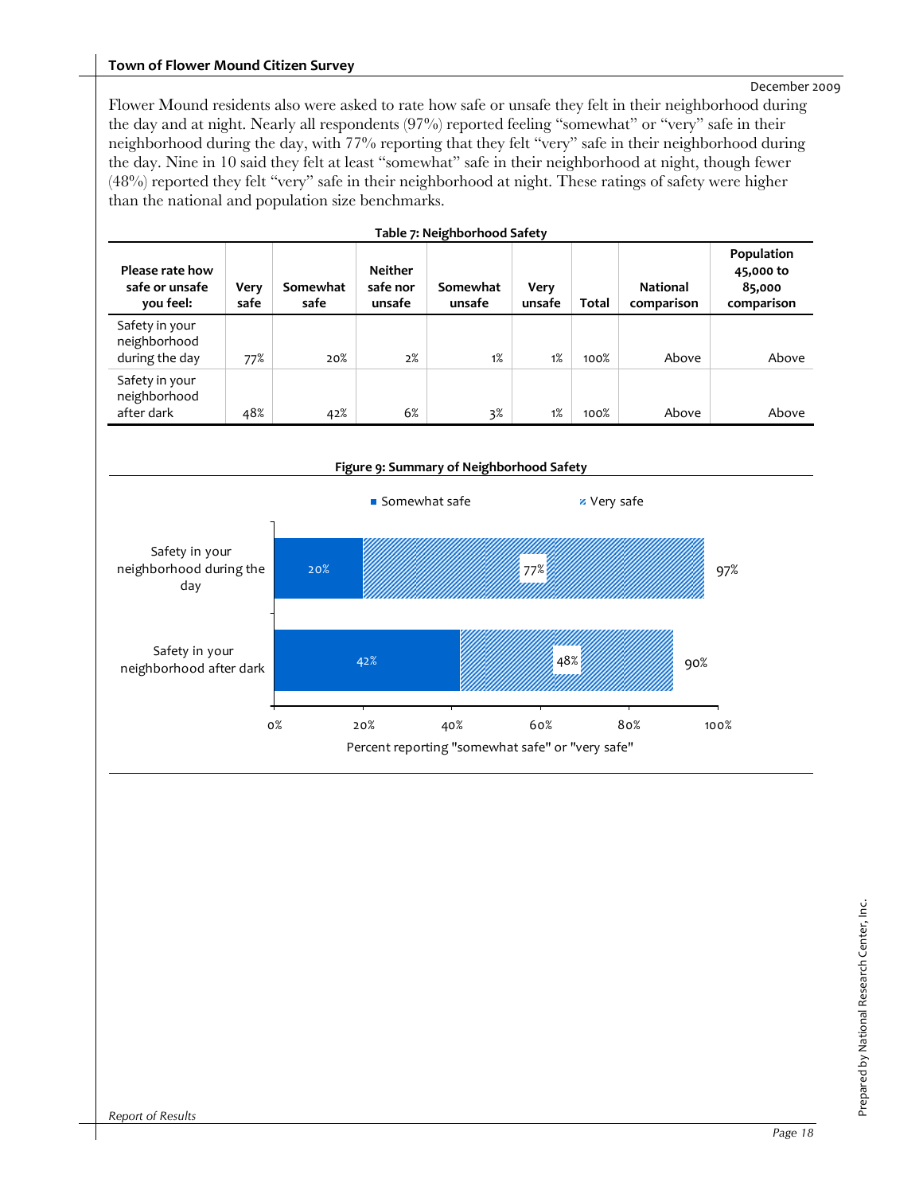Flower Mound residents also were asked to rate how safe or unsafe they felt in their neighborhood during the day and at night. Nearly all respondents (97%) reported feeling "somewhat" or "very" safe in their neighborhood during the day, with 77% reporting that they felt "very" safe in their neighborhood during the day. Nine in 10 said they felt at least "somewhat" safe in their neighborhood at night, though fewer (48%) reported they felt "very" safe in their neighborhood at night. These ratings of safety were higher than the national and population size benchmarks.

**Table 7: Neighborhood Safety**

| Please rate how safe or unsafe you feel: | Very safe | Somewhat safe | Neither safe nor unsafe | Somewhat unsafe | Very unsafe | Total | National comparison | Population 45,000 to 85,000 comparison |
|---|---|---|---|---|---|---|---|---|
| Safety in your neighborhood during the day | 77% | 20% | 2% | 1% | 1% | 100% | Above | Above |
| Safety in your neighborhood after dark | 48% | 42% | 6% | 3% | 1% | 100% | Above | Above |

**Figure 9: Summary of Neighborhood Safety**

| | Somewhat safe | Very safe | Total |
|---|---|---|---|
| Safety in your neighborhood during the day | 20% | 77% | 97% |
| Safety in your neighborhood after dark | 42% | 48% | 90% |

Percent reporting "somewhat safe" or "very safe"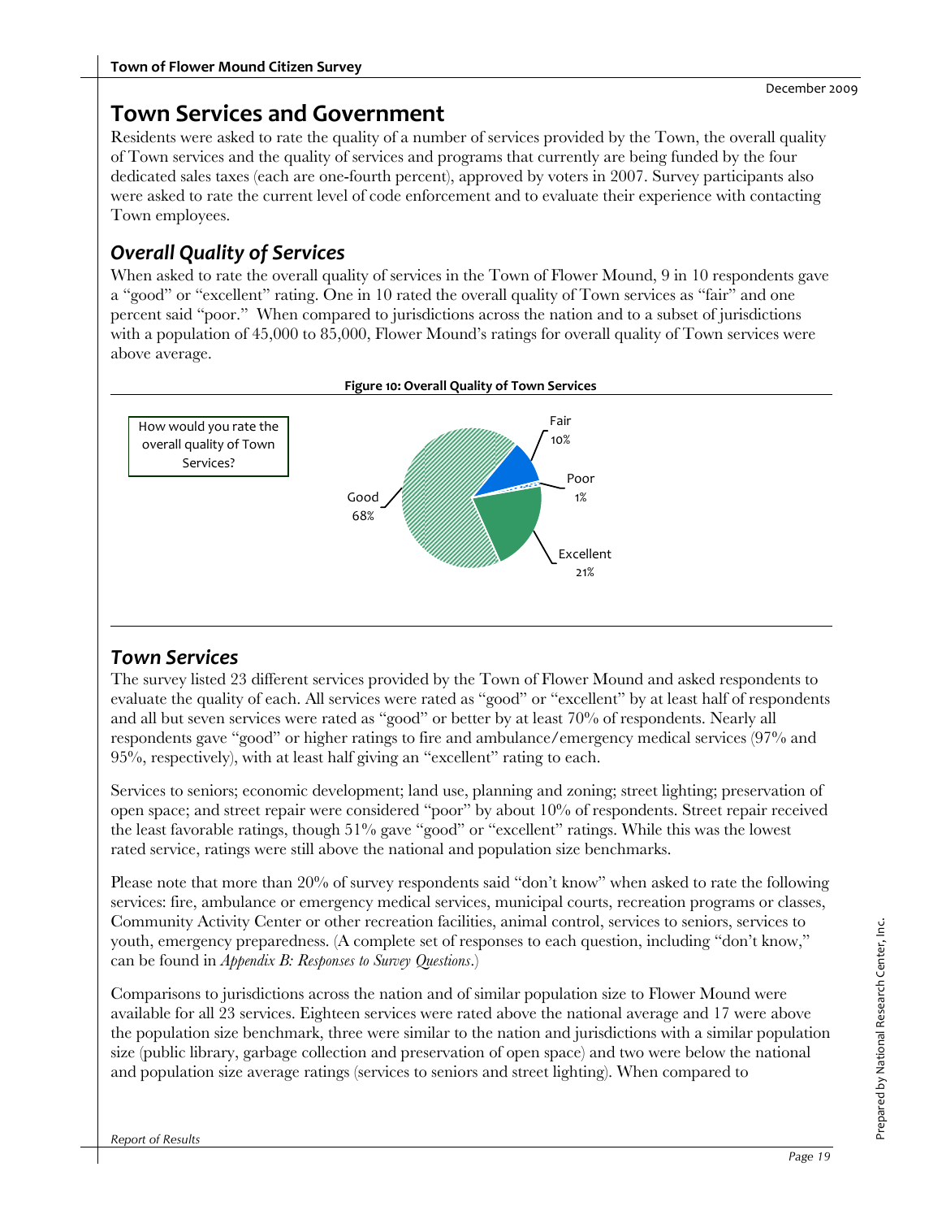# Town Services and Government

Residents were asked to rate the quality of a number of services provided by the Town, the overall quality of Town services and the quality of services and programs that currently are being funded by the four dedicated sales taxes (each are one-fourth percent), approved by voters in 2007. Survey participants also were asked to rate the current level of code enforcement and to evaluate their experience with contacting Town employees.

## *Overall Quality of Services*

When asked to rate the overall quality of services in the Town of Flower Mound, 9 in 10 respondents gave a "good" or "excellent" rating. One in 10 rated the overall quality of Town services as "fair" and one percent said "poor." When compared to jurisdictions across the nation and to a subset of jurisdictions with a population of 45,000 to 85,000, Flower Mound's ratings for overall quality of Town services were above average.

**Figure 10: Overall Quality of Town Services**

How would you rate the overall quality of Town Services?

| Rating | Percent |
|---|---|
| Excellent | 21% |
| Good | 68% |
| Fair | 10% |
| Poor | 1% |

## *Town Services*

The survey listed 23 different services provided by the Town of Flower Mound and asked respondents to evaluate the quality of each. All services were rated as "good" or "excellent" by at least half of respondents and all but seven services were rated as "good" or better by at least 70% of respondents. Nearly all respondents gave "good" or higher ratings to fire and ambulance/emergency medical services (97% and 95%, respectively), with at least half giving an "excellent" rating to each.

Services to seniors; economic development; land use, planning and zoning; street lighting; preservation of open space; and street repair were considered "poor" by about 10% of respondents. Street repair received the least favorable ratings, though 51% gave "good" or "excellent" ratings. While this was the lowest rated service, ratings were still above the national and population size benchmarks.

Please note that more than 20% of survey respondents said "don't know" when asked to rate the following services: fire, ambulance or emergency medical services, municipal courts, recreation programs or classes, Community Activity Center or other recreation facilities, animal control, services to seniors, services to youth, emergency preparedness. (A complete set of responses to each question, including "don't know," can be found in *Appendix B: Responses to Survey Questions*.)

Comparisons to jurisdictions across the nation and of similar population size to Flower Mound were available for all 23 services. Eighteen services were rated above the national average and 17 were above the population size benchmark, three were similar to the nation and jurisdictions with a similar population size (public library, garbage collection and preservation of open space) and two were below the national and population size average ratings (services to seniors and street lighting). When compared to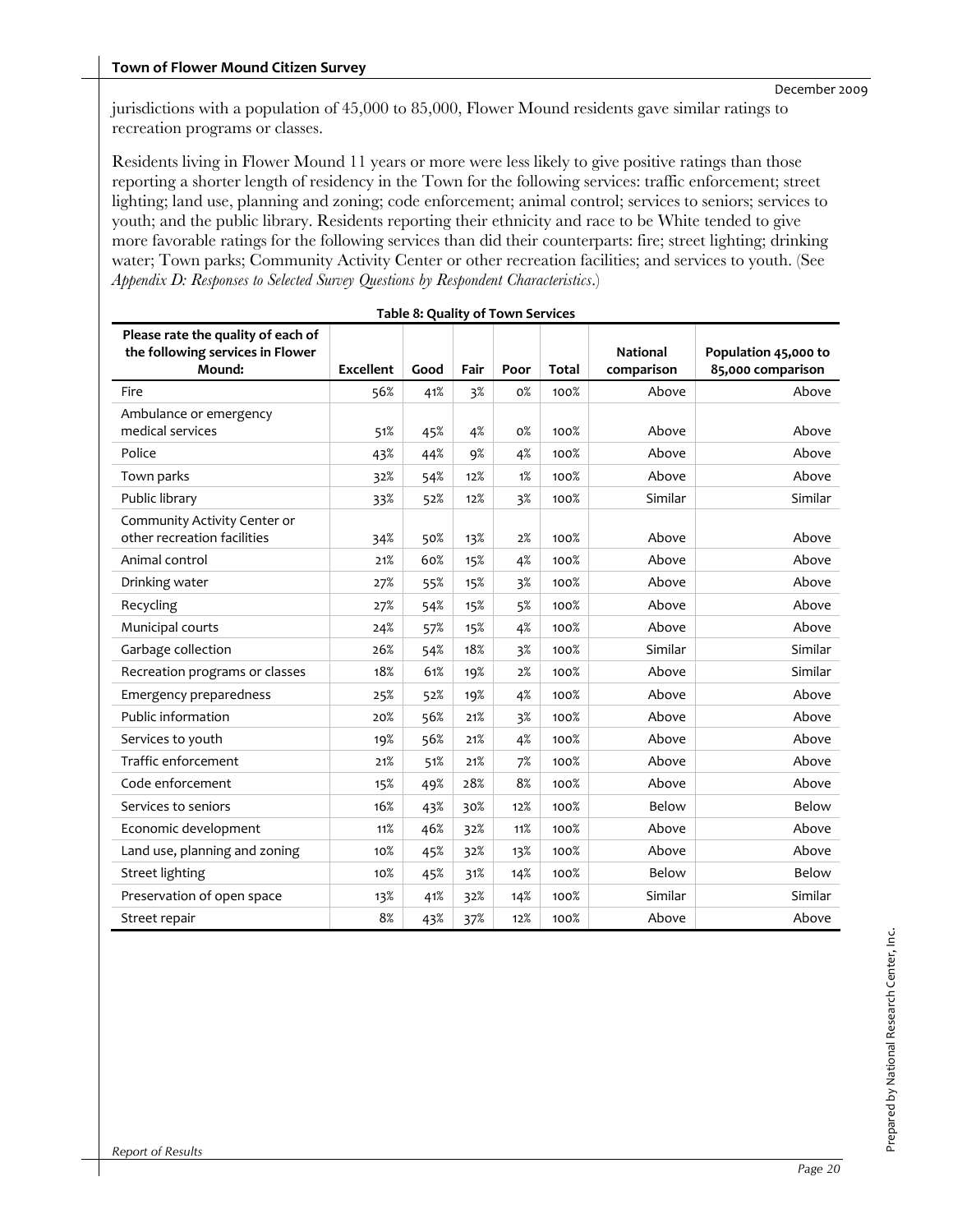jurisdictions with a population of 45,000 to 85,000, Flower Mound residents gave similar ratings to recreation programs or classes.

Residents living in Flower Mound 11 years or more were less likely to give positive ratings than those reporting a shorter length of residency in the Town for the following services: traffic enforcement; street lighting; land use, planning and zoning; code enforcement; animal control; services to seniors; services to youth; and the public library. Residents reporting their ethnicity and race to be White tended to give more favorable ratings for the following services than did their counterparts: fire; street lighting; drinking water; Town parks; Community Activity Center or other recreation facilities; and services to youth. (See *Appendix D: Responses to Selected Survey Questions by Respondent Characteristics*.)

**Table 8: Quality of Town Services**

| Please rate the quality of each of the following services in Flower Mound: | Excellent | Good | Fair | Poor | Total | National comparison | Population 45,000 to 85,000 comparison |
|---|---|---|---|---|---|---|---|
| Fire | 56% | 41% | 3% | 0% | 100% | Above | Above |
| Ambulance or emergency medical services | 51% | 45% | 4% | 0% | 100% | Above | Above |
| Police | 43% | 44% | 9% | 4% | 100% | Above | Above |
| Town parks | 32% | 54% | 12% | 1% | 100% | Above | Above |
| Public library | 33% | 52% | 12% | 3% | 100% | Similar | Similar |
| Community Activity Center or other recreation facilities | 34% | 50% | 13% | 2% | 100% | Above | Above |
| Animal control | 21% | 60% | 15% | 4% | 100% | Above | Above |
| Drinking water | 27% | 55% | 15% | 3% | 100% | Above | Above |
| Recycling | 27% | 54% | 15% | 5% | 100% | Above | Above |
| Municipal courts | 24% | 57% | 15% | 4% | 100% | Above | Above |
| Garbage collection | 26% | 54% | 18% | 3% | 100% | Similar | Similar |
| Recreation programs or classes | 18% | 61% | 19% | 2% | 100% | Above | Similar |
| Emergency preparedness | 25% | 52% | 19% | 4% | 100% | Above | Above |
| Public information | 20% | 56% | 21% | 3% | 100% | Above | Above |
| Services to youth | 19% | 56% | 21% | 4% | 100% | Above | Above |
| Traffic enforcement | 21% | 51% | 21% | 7% | 100% | Above | Above |
| Code enforcement | 15% | 49% | 28% | 8% | 100% | Above | Above |
| Services to seniors | 16% | 43% | 30% | 12% | 100% | Below | Below |
| Economic development | 11% | 46% | 32% | 11% | 100% | Above | Above |
| Land use, planning and zoning | 10% | 45% | 32% | 13% | 100% | Above | Above |
| Street lighting | 10% | 45% | 31% | 14% | 100% | Below | Below |
| Preservation of open space | 13% | 41% | 32% | 14% | 100% | Similar | Similar |
| Street repair | 8% | 43% | 37% | 12% | 100% | Above | Above |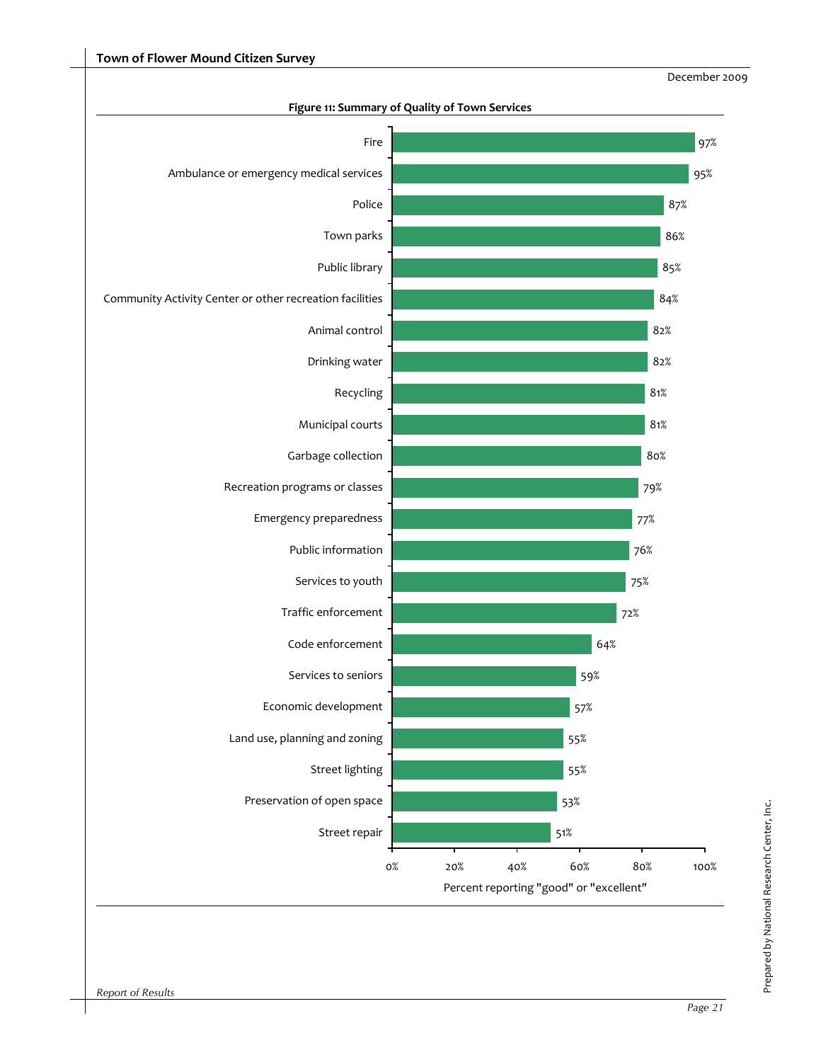**Figure 11: Summary of Quality of Town Services**

| Service | Percent reporting "good" or "excellent" |
|---|---|
| Fire | 97% |
| Ambulance or emergency medical services | 95% |
| Police | 87% |
| Town parks | 86% |
| Public library | 85% |
| Community Activity Center or other recreation facilities | 84% |
| Animal control | 82% |
| Drinking water | 82% |
| Recycling | 81% |
| Municipal courts | 81% |
| Garbage collection | 80% |
| Recreation programs or classes | 79% |
| Emergency preparedness | 77% |
| Public information | 76% |
| Services to youth | 75% |
| Traffic enforcement | 72% |
| Code enforcement | 64% |
| Services to seniors | 59% |
| Economic development | 57% |
| Land use, planning and zoning | 55% |
| Street lighting | 55% |
| Preservation of open space | 53% |
| Street repair | 51% |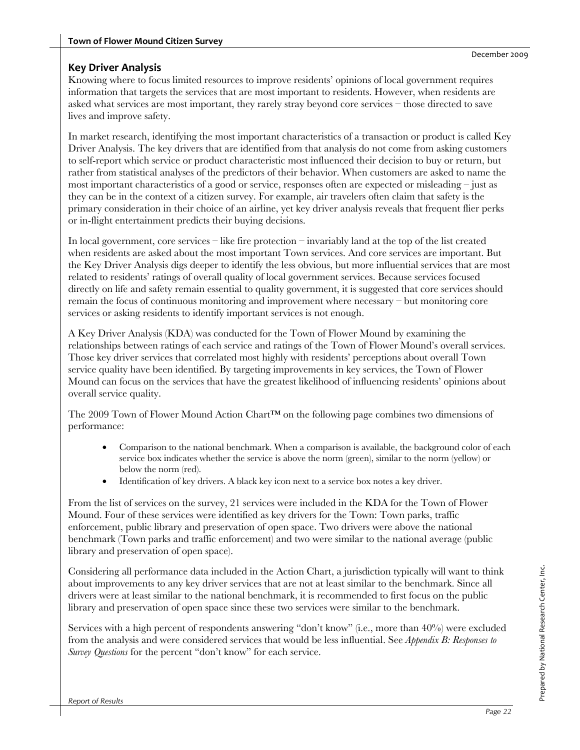## Key Driver Analysis

Knowing where to focus limited resources to improve residents' opinions of local government requires information that targets the services that are most important to residents. However, when residents are asked what services are most important, they rarely stray beyond core services – those directed to save lives and improve safety.

In market research, identifying the most important characteristics of a transaction or product is called Key Driver Analysis. The key drivers that are identified from that analysis do not come from asking customers to self-report which service or product characteristic most influenced their decision to buy or return, but rather from statistical analyses of the predictors of their behavior. When customers are asked to name the most important characteristics of a good or service, responses often are expected or misleading – just as they can be in the context of a citizen survey. For example, air travelers often claim that safety is the primary consideration in their choice of an airline, yet key driver analysis reveals that frequent flier perks or in-flight entertainment predicts their buying decisions.

In local government, core services – like fire protection – invariably land at the top of the list created when residents are asked about the most important Town services. And core services are important. But the Key Driver Analysis digs deeper to identify the less obvious, but more influential services that are most related to residents' ratings of overall quality of local government services. Because services focused directly on life and safety remain essential to quality government, it is suggested that core services should remain the focus of continuous monitoring and improvement where necessary – but monitoring core services or asking residents to identify important services is not enough.

A Key Driver Analysis (KDA) was conducted for the Town of Flower Mound by examining the relationships between ratings of each service and ratings of the Town of Flower Mound's overall services. Those key driver services that correlated most highly with residents' perceptions about overall Town service quality have been identified. By targeting improvements in key services, the Town of Flower Mound can focus on the services that have the greatest likelihood of influencing residents' opinions about overall service quality.

The 2009 Town of Flower Mound Action Chart™ on the following page combines two dimensions of performance:

- Comparison to the national benchmark. When a comparison is available, the background color of each service box indicates whether the service is above the norm (green), similar to the norm (yellow) or below the norm (red).
- Identification of key drivers. A black key icon next to a service box notes a key driver.

From the list of services on the survey, 21 services were included in the KDA for the Town of Flower Mound. Four of these services were identified as key drivers for the Town: Town parks, traffic enforcement, public library and preservation of open space. Two drivers were above the national benchmark (Town parks and traffic enforcement) and two were similar to the national average (public library and preservation of open space).

Considering all performance data included in the Action Chart, a jurisdiction typically will want to think about improvements to any key driver services that are not at least similar to the benchmark. Since all drivers were at least similar to the national benchmark, it is recommended to first focus on the public library and preservation of open space since these two services were similar to the benchmark.

Services with a high percent of respondents answering "don't know" (i.e., more than 40%) were excluded from the analysis and were considered services that would be less influential. See *Appendix B: Responses to Survey Questions* for the percent "don't know" for each service.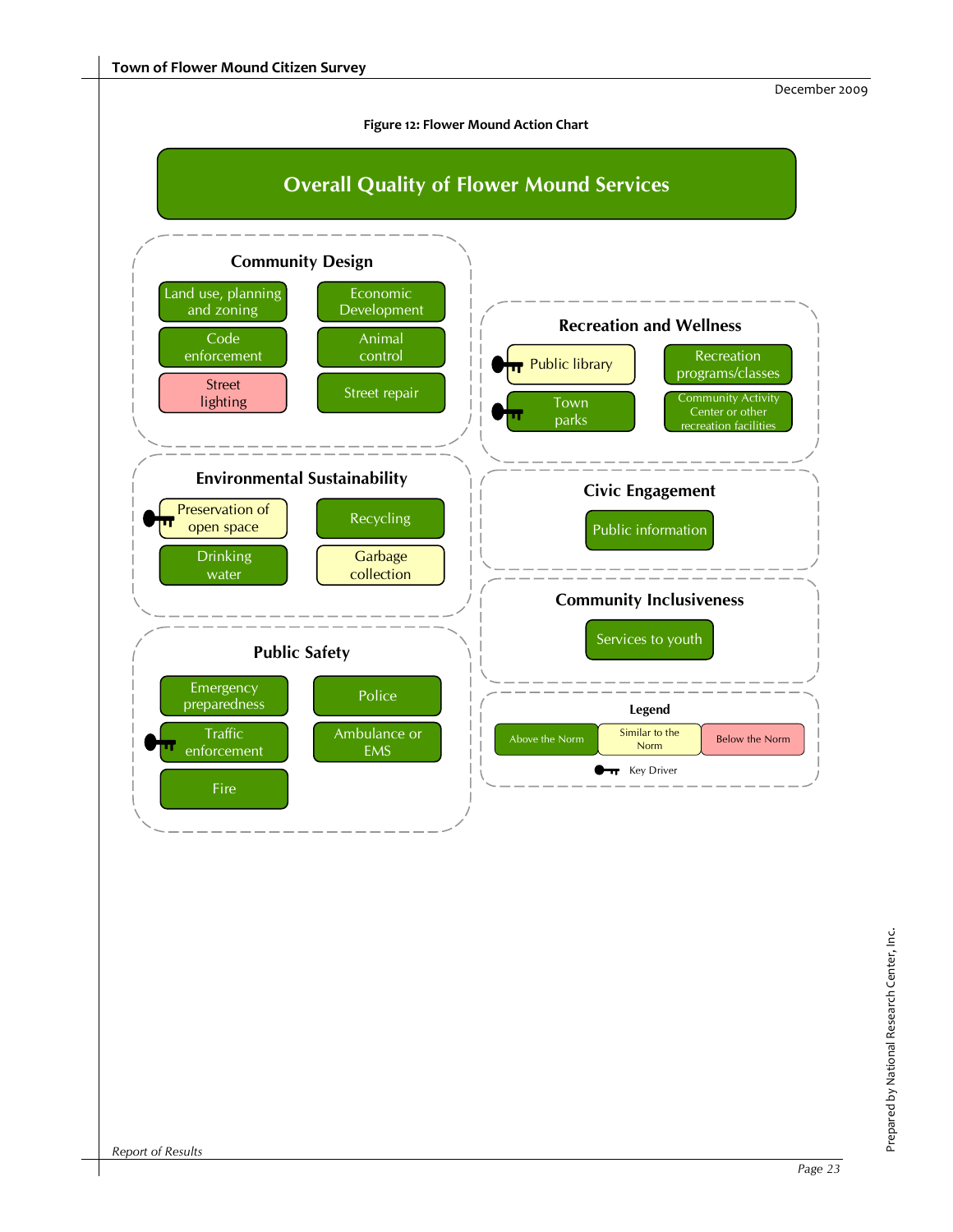**Figure 12: Flower Mound Action Chart**

## Overall Quality of Flower Mound Services

### Community Design

- Land use, planning and zoning (Above the Norm)
- Economic Development (Above the Norm)
- Code enforcement (Above the Norm)
- Animal control (Above the Norm)
- Street lighting (Below the Norm)
- Street repair (Above the Norm)

### Environmental Sustainability

- Preservation of open space (Similar to the Norm; Key Driver)
- Recycling (Above the Norm)
- Drinking water (Above the Norm)
- Garbage collection (Similar to the Norm)

### Public Safety

- Emergency preparedness (Above the Norm)
- Police (Above the Norm)
- Traffic enforcement (Above the Norm; Key Driver)
- Ambulance or EMS (Above the Norm)
- Fire (Above the Norm)

### Recreation and Wellness

- Public library (Similar to the Norm; Key Driver)
- Recreation programs/classes (Above the Norm)
- Town parks (Above the Norm; Key Driver)
- Community Activity Center or other recreation facilities (Above the Norm)

### Civic Engagement

- Public information (Above the Norm)

### Community Inclusiveness

- Services to youth (Above the Norm)

**Legend**

| Above the Norm | Similar to the Norm | Below the Norm |
|---|---|---|

Key Driver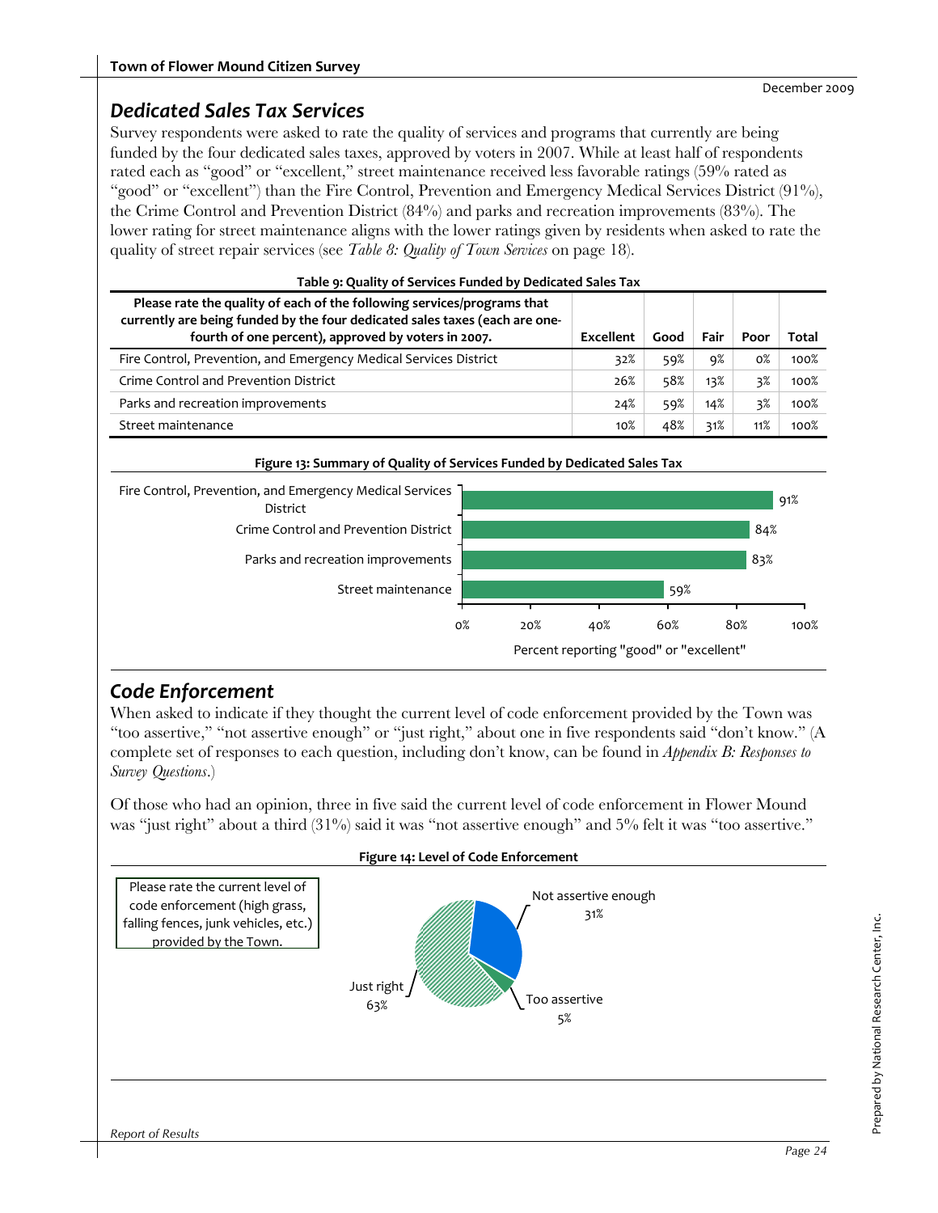December 2009

## *Dedicated Sales Tax Services*

Survey respondents were asked to rate the quality of services and programs that currently are being funded by the four dedicated sales taxes, approved by voters in 2007. While at least half of respondents rated each as "good" or "excellent," street maintenance received less favorable ratings (59% rated as "good" or "excellent") than the Fire Control, Prevention and Emergency Medical Services District (91%), the Crime Control and Prevention District (84%) and parks and recreation improvements (83%). The lower rating for street maintenance aligns with the lower ratings given by residents when asked to rate the quality of street repair services (see *Table 8: Quality of Town Services* on page 18).

**Table 9: Quality of Services Funded by Dedicated Sales Tax**

| Please rate the quality of each of the following services/programs that currently are being funded by the four dedicated sales taxes (each are one-fourth of one percent), approved by voters in 2007. | Excellent | Good | Fair | Poor | Total |
|---|---|---|---|---|---|
| Fire Control, Prevention, and Emergency Medical Services District | 32% | 59% | 9% | 0% | 100% |
| Crime Control and Prevention District | 26% | 58% | 13% | 3% | 100% |
| Parks and recreation improvements | 24% | 59% | 14% | 3% | 100% |
| Street maintenance | 10% | 48% | 31% | 11% | 100% |

**Figure 13: Summary of Quality of Services Funded by Dedicated Sales Tax**

| | Percent reporting "good" or "excellent" |
|---|---|
| Fire Control, Prevention, and Emergency Medical Services District | 91% |
| Crime Control and Prevention District | 84% |
| Parks and recreation improvements | 83% |
| Street maintenance | 59% |

## *Code Enforcement*

When asked to indicate if they thought the current level of code enforcement provided by the Town was "too assertive," "not assertive enough" or "just right," about one in five respondents said "don't know." (A complete set of responses to each question, including don't know, can be found in *Appendix B: Responses to Survey Questions*.)

Of those who had an opinion, three in five said the current level of code enforcement in Flower Mound was "just right" about a third (31%) said it was "not assertive enough" and 5% felt it was "too assertive."

**Figure 14: Level of Code Enforcement**

Please rate the current level of code enforcement (high grass, falling fences, junk vehicles, etc.) provided by the Town.

| Response | Percent |
|---|---|
| Not assertive enough | 31% |
| Too assertive | 5% |
| Just right | 63% |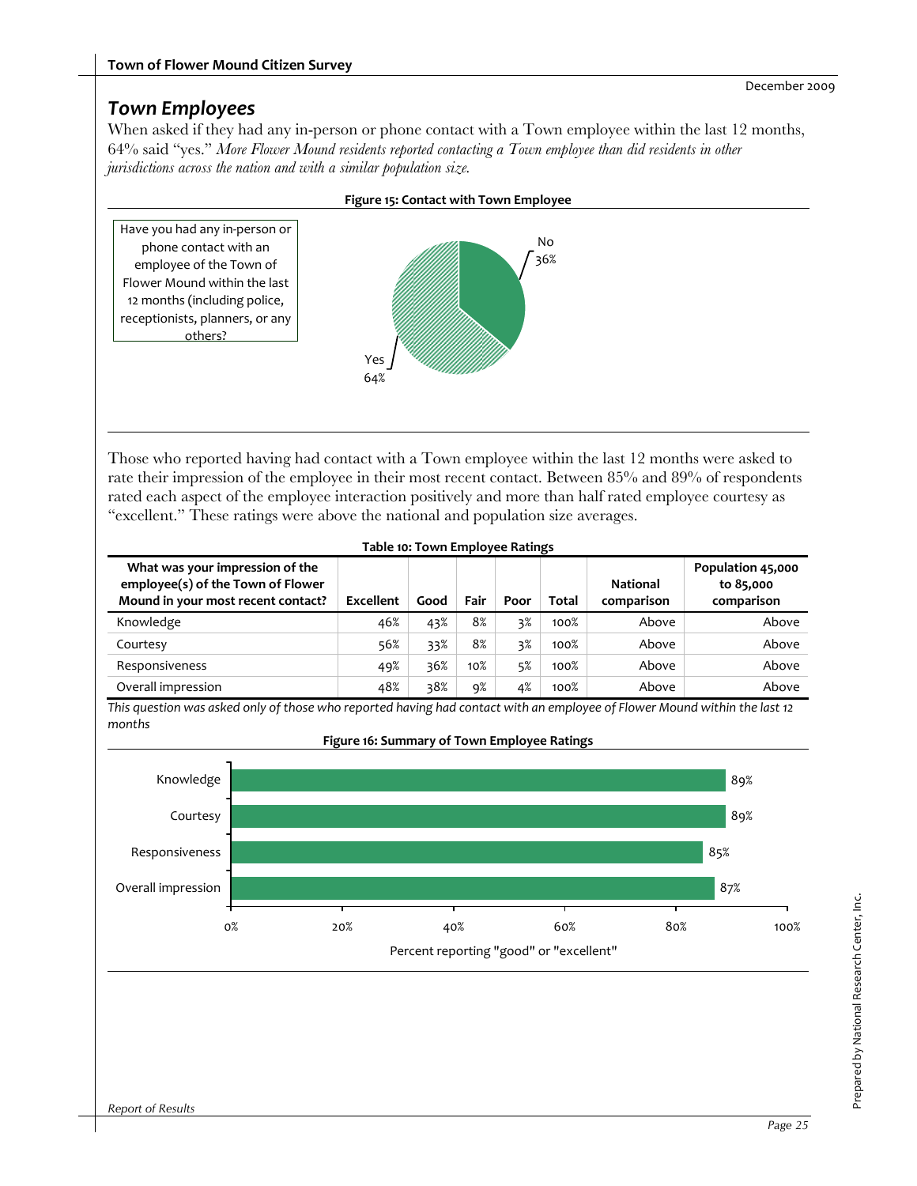## Town Employees

When asked if they had any in-person or phone contact with a Town employee within the last 12 months, 64% said "yes." *More Flower Mound residents reported contacting a Town employee than did residents in other jurisdictions across the nation and with a similar population size.*

**Figure 15: Contact with Town Employee**

Have you had any in-person or phone contact with an employee of the Town of Flower Mound within the last 12 months (including police, receptionists, planners, or any others?

No 36%

Yes 64%

Those who reported having had contact with a Town employee within the last 12 months were asked to rate their impression of the employee in their most recent contact. Between 85% and 89% of respondents rated each aspect of the employee interaction positively and more than half rated employee courtesy as "excellent." These ratings were above the national and population size averages.

**Table 10: Town Employee Ratings**

| What was your impression of the employee(s) of the Town of Flower Mound in your most recent contact? | Excellent | Good | Fair | Poor | Total | National comparison | Population 45,000 to 85,000 comparison |
|---|---|---|---|---|---|---|---|
| Knowledge | 46% | 43% | 8% | 3% | 100% | Above | Above |
| Courtesy | 56% | 33% | 8% | 3% | 100% | Above | Above |
| Responsiveness | 49% | 36% | 10% | 5% | 100% | Above | Above |
| Overall impression | 48% | 38% | 9% | 4% | 100% | Above | Above |

*This question was asked only of those who reported having had contact with an employee of Flower Mound within the last 12 months*

**Figure 16: Summary of Town Employee Ratings**

| | Percent reporting "good" or "excellent" |
|---|---|
| Knowledge | 89% |
| Courtesy | 89% |
| Responsiveness | 85% |
| Overall impression | 87% |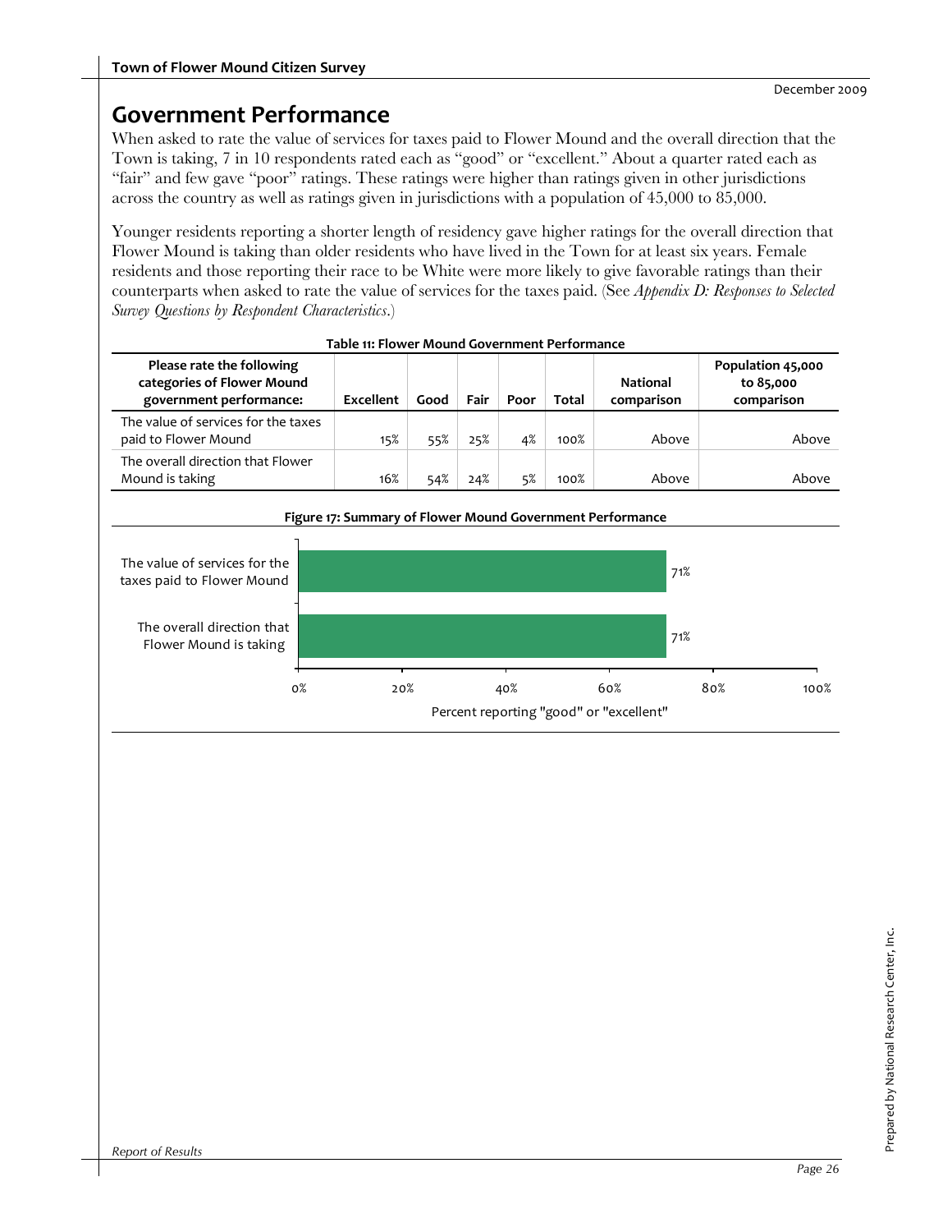## Government Performance

When asked to rate the value of services for taxes paid to Flower Mound and the overall direction that the Town is taking, 7 in 10 respondents rated each as "good" or "excellent." About a quarter rated each as "fair" and few gave "poor" ratings. These ratings were higher than ratings given in other jurisdictions across the country as well as ratings given in jurisdictions with a population of 45,000 to 85,000.

Younger residents reporting a shorter length of residency gave higher ratings for the overall direction that Flower Mound is taking than older residents who have lived in the Town for at least six years. Female residents and those reporting their race to be White were more likely to give favorable ratings than their counterparts when asked to rate the value of services for the taxes paid. (See *Appendix D: Responses to Selected Survey Questions by Respondent Characteristics*.)

**Table 11: Flower Mound Government Performance**

| Please rate the following categories of Flower Mound government performance: | Excellent | Good | Fair | Poor | Total | National comparison | Population 45,000 to 85,000 comparison |
|---|---|---|---|---|---|---|---|
| The value of services for the taxes paid to Flower Mound | 15% | 55% | 25% | 4% | 100% | Above | Above |
| The overall direction that Flower Mound is taking | 16% | 54% | 24% | 5% | 100% | Above | Above |

**Figure 17: Summary of Flower Mound Government Performance**

| | Percent reporting "good" or "excellent" |
|---|---|
| The value of services for the taxes paid to Flower Mound | 71% |
| The overall direction that Flower Mound is taking | 71% |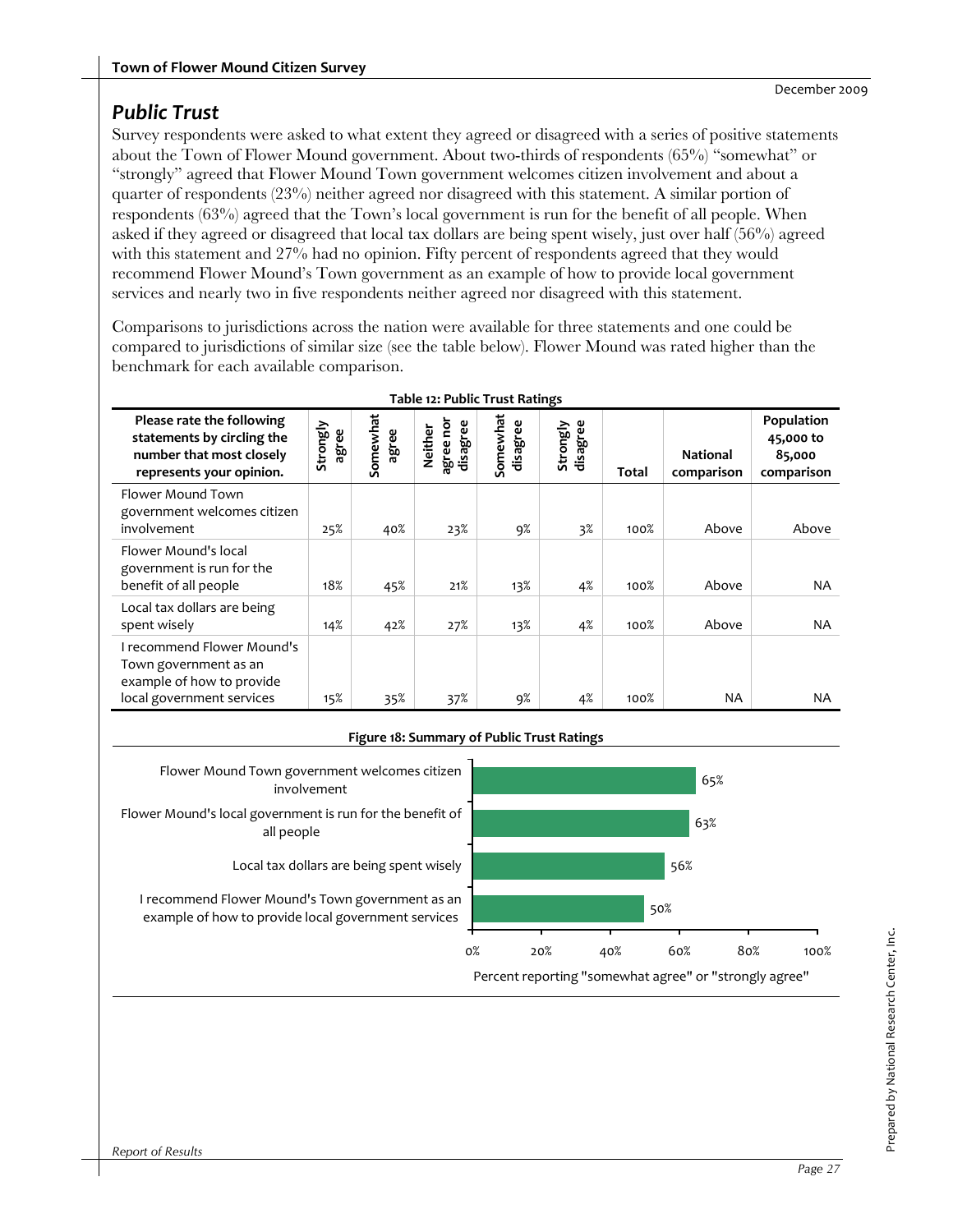## Public Trust

Survey respondents were asked to what extent they agreed or disagreed with a series of positive statements about the Town of Flower Mound government. About two-thirds of respondents (65%) "somewhat" or "strongly" agreed that Flower Mound Town government welcomes citizen involvement and about a quarter of respondents (23%) neither agreed nor disagreed with this statement. A similar portion of respondents (63%) agreed that the Town's local government is run for the benefit of all people. When asked if they agreed or disagreed that local tax dollars are being spent wisely, just over half (56%) agreed with this statement and 27% had no opinion. Fifty percent of respondents agreed that they would recommend Flower Mound's Town government as an example of how to provide local government services and nearly two in five respondents neither agreed nor disagreed with this statement.

Comparisons to jurisdictions across the nation were available for three statements and one could be compared to jurisdictions of similar size (see the table below). Flower Mound was rated higher than the benchmark for each available comparison.

**Table 12: Public Trust Ratings**

| Please rate the following statements by circling the number that most closely represents your opinion. | Strongly agree | Somewhat agree | Neither agree nor disagree | Somewhat disagree | Strongly disagree | Total | National comparison | Population 45,000 to 85,000 comparison |
|---|---|---|---|---|---|---|---|---|
| Flower Mound Town government welcomes citizen involvement | 25% | 40% | 23% | 9% | 3% | 100% | Above | Above |
| Flower Mound's local government is run for the benefit of all people | 18% | 45% | 21% | 13% | 4% | 100% | Above | NA |
| Local tax dollars are being spent wisely | 14% | 42% | 27% | 13% | 4% | 100% | Above | NA |
| I recommend Flower Mound's Town government as an example of how to provide local government services | 15% | 35% | 37% | 9% | 4% | 100% | NA | NA |

**Figure 18: Summary of Public Trust Ratings**

| Statement | Percent reporting "somewhat agree" or "strongly agree" |
|---|---|
| Flower Mound Town government welcomes citizen involvement | 65% |
| Flower Mound's local government is run for the benefit of all people | 63% |
| Local tax dollars are being spent wisely | 56% |
| I recommend Flower Mound's Town government as an example of how to provide local government services | 50% |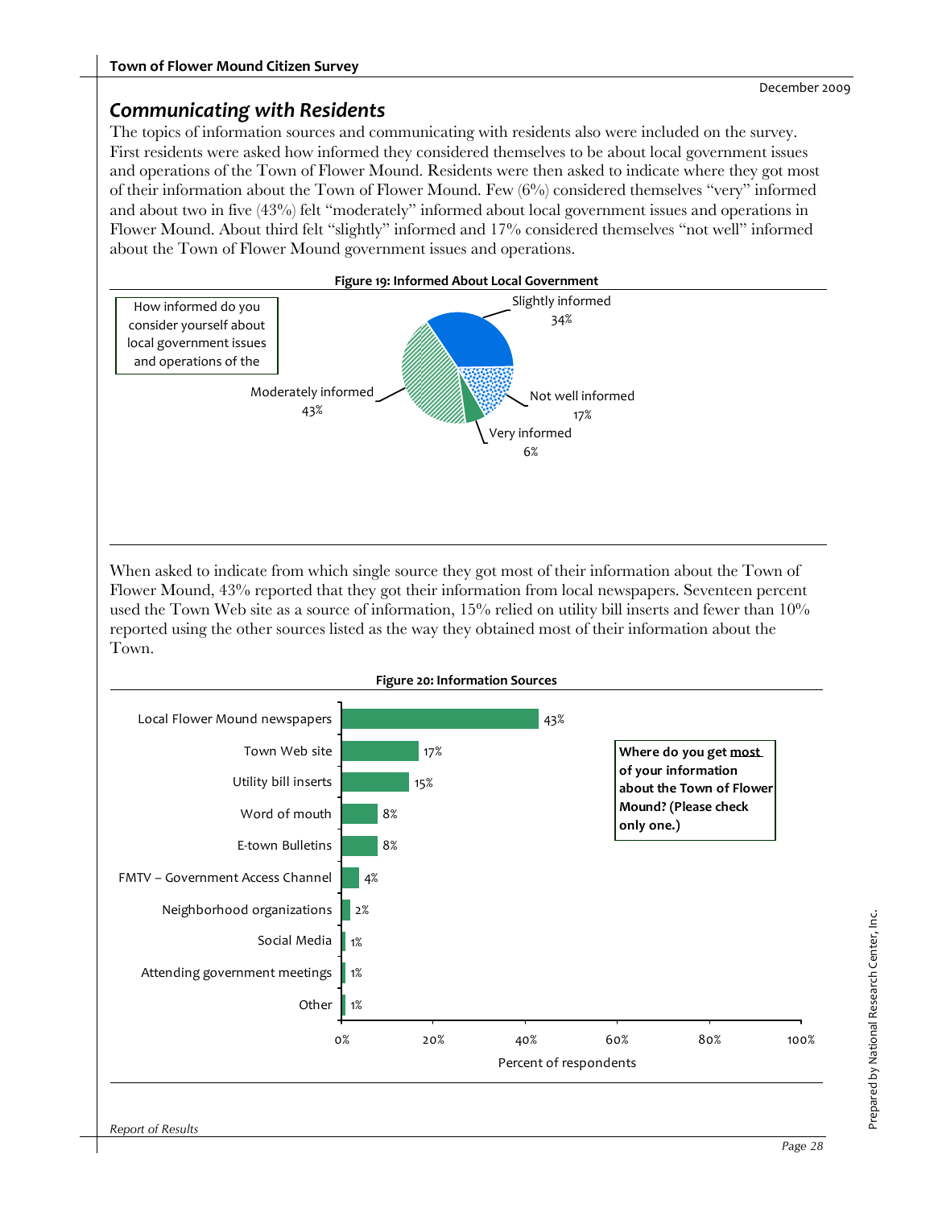## *Communicating with Residents*

The topics of information sources and communicating with residents also were included on the survey. First residents were asked how informed they considered themselves to be about local government issues and operations of the Town of Flower Mound. Residents were then asked to indicate where they got most of their information about the Town of Flower Mound. Few (6%) considered themselves "very" informed and about two in five (43%) felt "moderately" informed about local government issues and operations in Flower Mound. About third felt "slightly" informed and 17% considered themselves "not well" informed about the Town of Flower Mound government issues and operations.

**Figure 19: Informed About Local Government**

How informed do you consider yourself about local government issues and operations of the

| Response | Percent |
|---|---|
| Very informed | 6% |
| Moderately informed | 43% |
| Slightly informed | 34% |
| Not well informed | 17% |

When asked to indicate from which single source they got most of their information about the Town of Flower Mound, 43% reported that they got their information from local newspapers. Seventeen percent used the Town Web site as a source of information, 15% relied on utility bill inserts and fewer than 10% reported using the other sources listed as the way they obtained most of their information about the Town.

**Figure 20: Information Sources**

**Where do you get most of your information about the Town of Flower Mound? (Please check only one.)**

| Source | Percent of respondents |
|---|---|
| Local Flower Mound newspapers | 43% |
| Town Web site | 17% |
| Utility bill inserts | 15% |
| Word of mouth | 8% |
| E-town Bulletins | 8% |
| FMTV – Government Access Channel | 4% |
| Neighborhood organizations | 2% |
| Social Media | 1% |
| Attending government meetings | 1% |
| Other | 1% |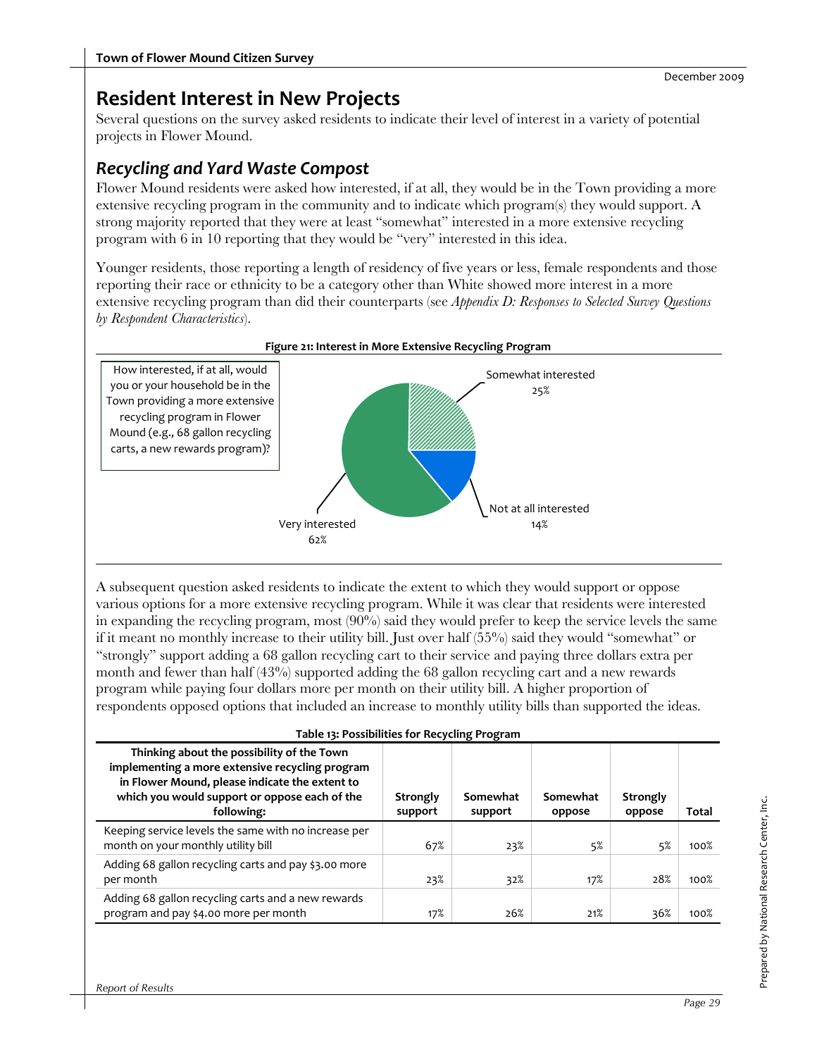# Resident Interest in New Projects

Several questions on the survey asked residents to indicate their level of interest in a variety of potential projects in Flower Mound.

## *Recycling and Yard Waste Compost*

Flower Mound residents were asked how interested, if at all, they would be in the Town providing a more extensive recycling program in the community and to indicate which program(s) they would support. A strong majority reported that they were at least "somewhat" interested in a more extensive recycling program with 6 in 10 reporting that they would be "very" interested in this idea.

Younger residents, those reporting a length of residency of five years or less, female respondents and those reporting their race or ethnicity to be a category other than White showed more interest in a more extensive recycling program than did their counterparts (see *Appendix D: Responses to Selected Survey Questions by Respondent Characteristics*).

**Figure 21: Interest in More Extensive Recycling Program**

How interested, if at all, would you or your household be in the Town providing a more extensive recycling program in Flower Mound (e.g., 68 gallon recycling carts, a new rewards program)?

- Very interested 62%
- Somewhat interested 25%
- Not at all interested 14%

A subsequent question asked residents to indicate the extent to which they would support or oppose various options for a more extensive recycling program. While it was clear that residents were interested in expanding the recycling program, most (90%) said they would prefer to keep the service levels the same if it meant no monthly increase to their utility bill. Just over half (55%) said they would "somewhat" or "strongly" support adding a 68 gallon recycling cart to their service and paying three dollars extra per month and fewer than half (43%) supported adding the 68 gallon recycling cart and a new rewards program while paying four dollars more per month on their utility bill. A higher proportion of respondents opposed options that included an increase to monthly utility bills than supported the ideas.

**Table 13: Possibilities for Recycling Program**

| Thinking about the possibility of the Town implementing a more extensive recycling program in Flower Mound, please indicate the extent to which you would support or oppose each of the following: | Strongly support | Somewhat support | Somewhat oppose | Strongly oppose | Total |
|---|---|---|---|---|---|
| Keeping service levels the same with no increase per month on your monthly utility bill | 67% | 23% | 5% | 5% | 100% |
| Adding 68 gallon recycling carts and pay $3.00 more per month | 23% | 32% | 17% | 28% | 100% |
| Adding 68 gallon recycling carts and a new rewards program and pay $4.00 more per month | 17% | 26% | 21% | 36% | 100% |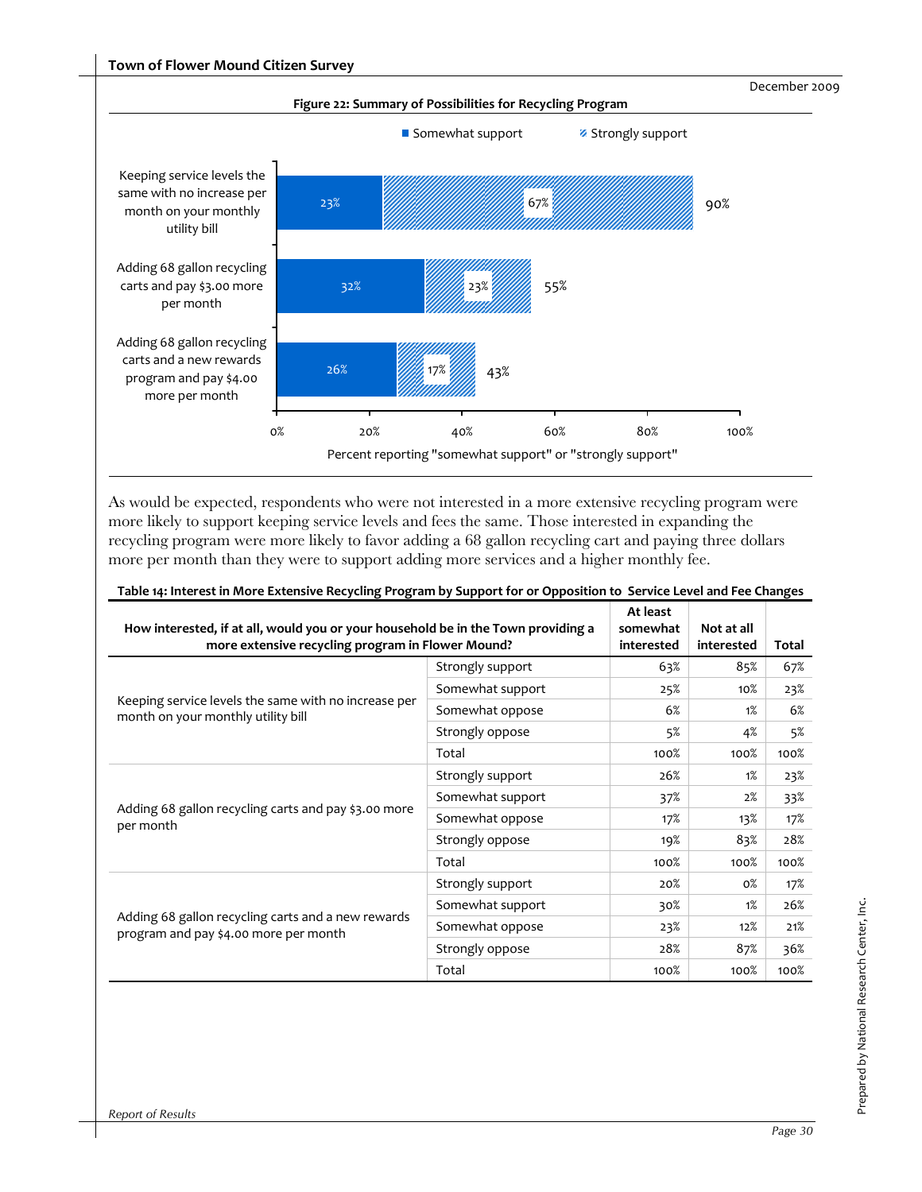**Figure 22: Summary of Possibilities for Recycling Program**

| | Somewhat support | Strongly support | Total |
|---|---|---|---|
| Keeping service levels the same with no increase per month on your monthly utility bill | 23% | 67% | 90% |
| Adding 68 gallon recycling carts and pay $3.00 more per month | 32% | 23% | 55% |
| Adding 68 gallon recycling carts and a new rewards program and pay $4.00 more per month | 26% | 17% | 43% |

Percent reporting "somewhat support" or "strongly support"

As would be expected, respondents who were not interested in a more extensive recycling program were more likely to support keeping service levels and fees the same. Those interested in expanding the recycling program were more likely to favor adding a 68 gallon recycling cart and paying three dollars more per month than they were to support adding more services and a higher monthly fee.

**Table 14: Interest in More Extensive Recycling Program by Support for or Opposition to Service Level and Fee Changes**

| How interested, if at all, would you or your household be in the Town providing a more extensive recycling program in Flower Mound? | | At least somewhat interested | Not at all interested | Total |
|---|---|---|---|---|
| Keeping service levels the same with no increase per month on your monthly utility bill | Strongly support | 63% | 85% | 67% |
| | Somewhat support | 25% | 10% | 23% |
| | Somewhat oppose | 6% | 1% | 6% |
| | Strongly oppose | 5% | 4% | 5% |
| | Total | 100% | 100% | 100% |
| Adding 68 gallon recycling carts and pay $3.00 more per month | Strongly support | 26% | 1% | 23% |
| | Somewhat support | 37% | 2% | 33% |
| | Somewhat oppose | 17% | 13% | 17% |
| | Strongly oppose | 19% | 83% | 28% |
| | Total | 100% | 100% | 100% |
| Adding 68 gallon recycling carts and a new rewards program and pay $4.00 more per month | Strongly support | 20% | 0% | 17% |
| | Somewhat support | 30% | 1% | 26% |
| | Somewhat oppose | 23% | 12% | 21% |
| | Strongly oppose | 28% | 87% | 36% |
| | Total | 100% | 100% | 100% |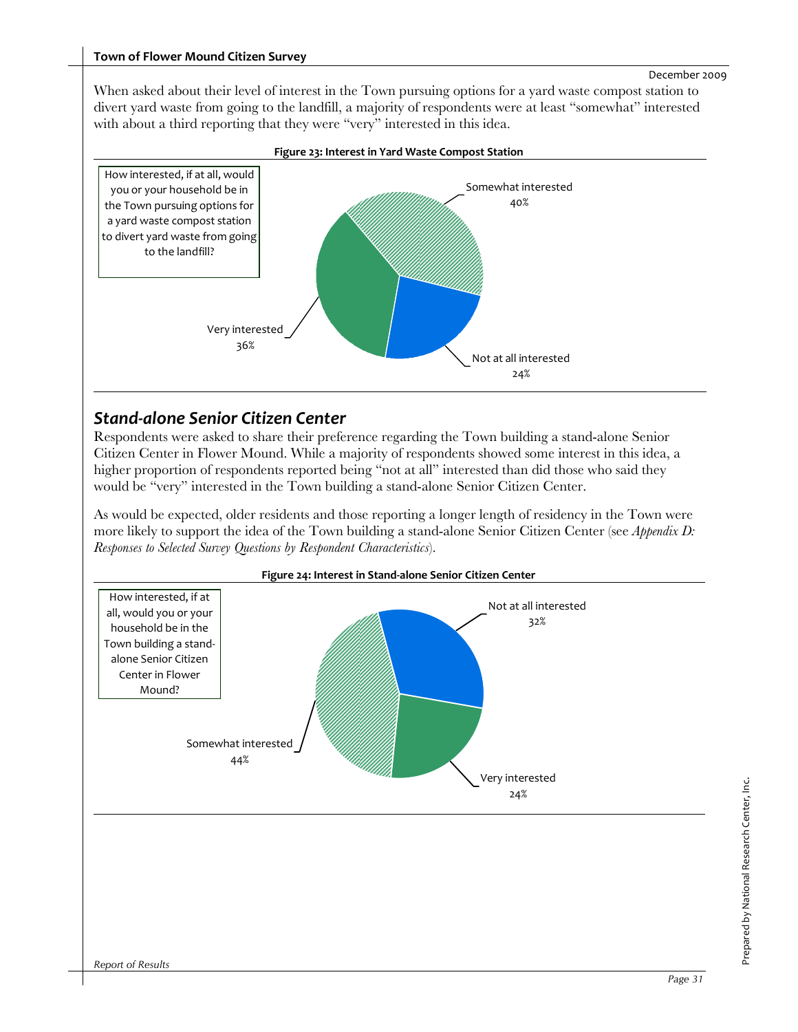When asked about their level of interest in the Town pursuing options for a yard waste compost station to divert yard waste from going to the landfill, a majority of respondents were at least "somewhat" interested with about a third reporting that they were "very" interested in this idea.

**Figure 23: Interest in Yard Waste Compost Station**

How interested, if at all, would you or your household be in the Town pursuing options for a yard waste compost station to divert yard waste from going to the landfill?

| Response | Percent |
|---|---|
| Very interested | 36% |
| Somewhat interested | 40% |
| Not at all interested | 24% |

## *Stand-alone Senior Citizen Center*

Respondents were asked to share their preference regarding the Town building a stand-alone Senior Citizen Center in Flower Mound. While a majority of respondents showed some interest in this idea, a higher proportion of respondents reported being "not at all" interested than did those who said they would be "very" interested in the Town building a stand-alone Senior Citizen Center.

As would be expected, older residents and those reporting a longer length of residency in the Town were more likely to support the idea of the Town building a stand-alone Senior Citizen Center (see *Appendix D: Responses to Selected Survey Questions by Respondent Characteristics*).

**Figure 24: Interest in Stand-alone Senior Citizen Center**

How interested, if at all, would you or your household be in the Town building a stand-alone Senior Citizen Center in Flower Mound?

| Response | Percent |
|---|---|
| Very interested | 24% |
| Somewhat interested | 44% |
| Not at all interested | 32% |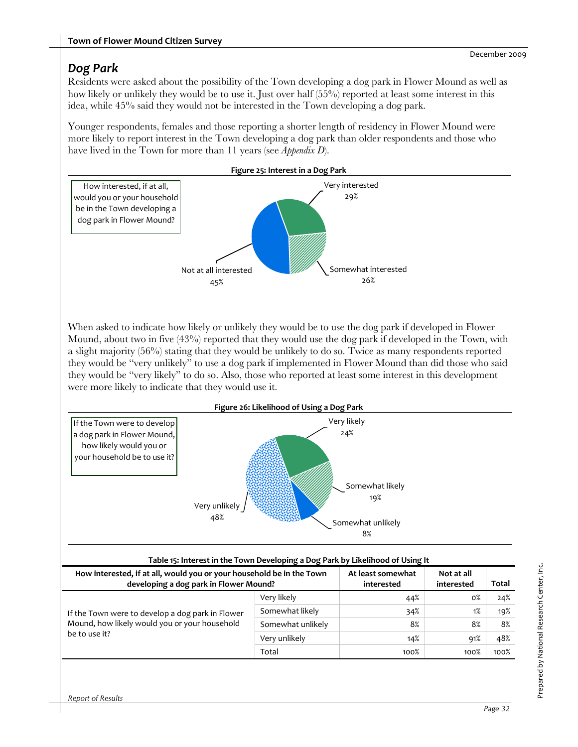## Dog Park

Residents were asked about the possibility of the Town developing a dog park in Flower Mound as well as how likely or unlikely they would be to use it. Just over half (55%) reported at least some interest in this idea, while 45% said they would not be interested in the Town developing a dog park.

Younger respondents, females and those reporting a shorter length of residency in Flower Mound were more likely to report interest in the Town developing a dog park than older respondents and those who have lived in the Town for more than 11 years (see *Appendix D*).

**Figure 25: Interest in a Dog Park**

How interested, if at all, would you or your household be in the Town developing a dog park in Flower Mound?

- Very interested 29%
- Somewhat interested 26%
- Not at all interested 45%

When asked to indicate how likely or unlikely they would be to use the dog park if developed in Flower Mound, about two in five (43%) reported that they would use the dog park if developed in the Town, with a slight majority (56%) stating that they would be unlikely to do so. Twice as many respondents reported they would be "very unlikely" to use a dog park if implemented in Flower Mound than did those who said they would be "very likely" to do so. Also, those who reported at least some interest in this development were more likely to indicate that they would use it.

**Figure 26: Likelihood of Using a Dog Park**

If the Town were to develop a dog park in Flower Mound, how likely would you or your household be to use it?

- Very likely 24%
- Somewhat likely 19%
- Somewhat unlikely 8%
- Very unlikely 48%

**Table 15: Interest in the Town Developing a Dog Park by Likelihood of Using It**

| How interested, if at all, would you or your household be in the Town developing a dog park in Flower Mound? | | At least somewhat interested | Not at all interested | Total |
|---|---|---|---|---|
| If the Town were to develop a dog park in Flower Mound, how likely would you or your household be to use it? | Very likely | 44% | 0% | 24% |
| | Somewhat likely | 34% | 1% | 19% |
| | Somewhat unlikely | 8% | 8% | 8% |
| | Very unlikely | 14% | 91% | 48% |
| | Total | 100% | 100% | 100% |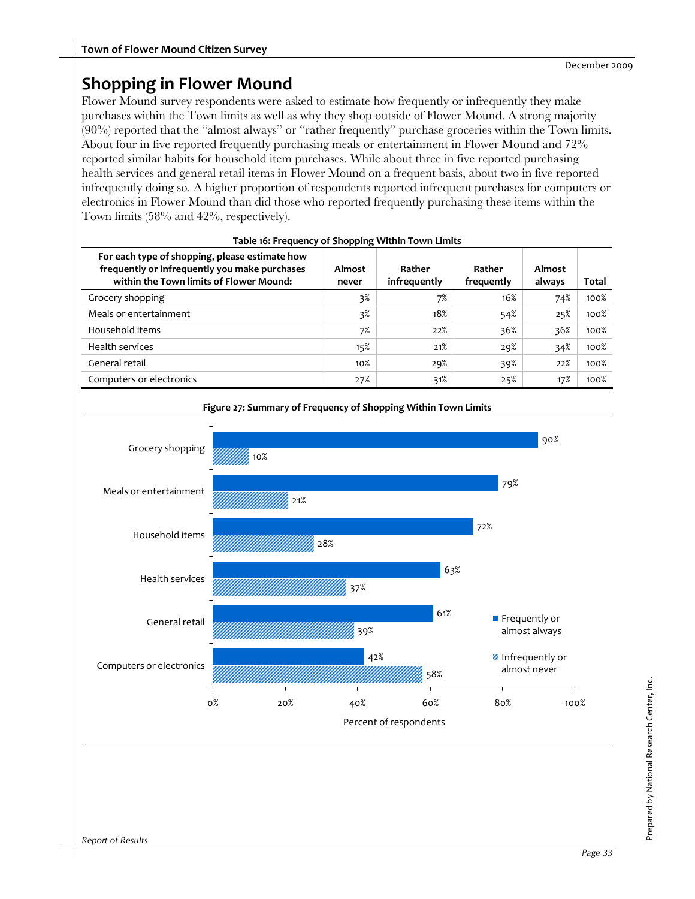## Shopping in Flower Mound

Flower Mound survey respondents were asked to estimate how frequently or infrequently they make purchases within the Town limits as well as why they shop outside of Flower Mound. A strong majority (90%) reported that the "almost always" or "rather frequently" purchase groceries within the Town limits. About four in five reported frequently purchasing meals or entertainment in Flower Mound and 72% reported similar habits for household item purchases. While about three in five reported purchasing health services and general retail items in Flower Mound on a frequent basis, about two in five reported infrequently doing so. A higher proportion of respondents reported infrequent purchases for computers or electronics in Flower Mound than did those who reported frequently purchasing these items within the Town limits (58% and 42%, respectively).

**Table 16: Frequency of Shopping Within Town Limits**

| For each type of shopping, please estimate how frequently or infrequently you make purchases within the Town limits of Flower Mound: | Almost never | Rather infrequently | Rather frequently | Almost always | Total |
|---|---|---|---|---|---|
| Grocery shopping | 3% | 7% | 16% | 74% | 100% |
| Meals or entertainment | 3% | 18% | 54% | 25% | 100% |
| Household items | 7% | 22% | 36% | 36% | 100% |
| Health services | 15% | 21% | 29% | 34% | 100% |
| General retail | 10% | 29% | 39% | 22% | 100% |
| Computers or electronics | 27% | 31% | 25% | 17% | 100% |

**Figure 27: Summary of Frequency of Shopping Within Town Limits**

| | Frequently or almost always | Infrequently or almost never |
|---|---|---|
| Grocery shopping | 90% | 10% |
| Meals or entertainment | 79% | 21% |
| Household items | 72% | 28% |
| Health services | 63% | 37% |
| General retail | 61% | 39% |
| Computers or electronics | 42% | 58% |

Percent of respondents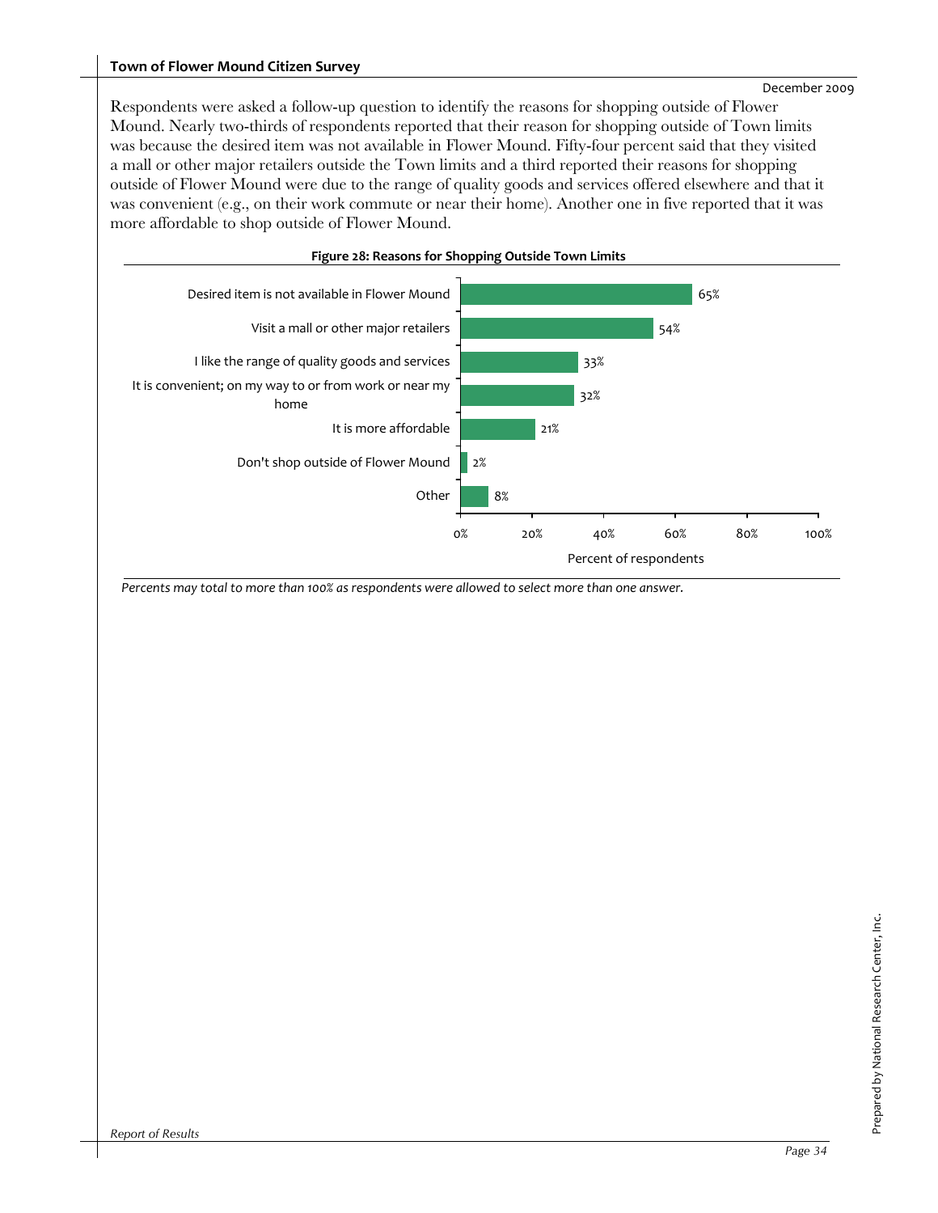Respondents were asked a follow-up question to identify the reasons for shopping outside of Flower Mound. Nearly two-thirds of respondents reported that their reason for shopping outside of Town limits was because the desired item was not available in Flower Mound. Fifty-four percent said that they visited a mall or other major retailers outside the Town limits and a third reported their reasons for shopping outside of Flower Mound were due to the range of quality goods and services offered elsewhere and that it was convenient (e.g., on their work commute or near their home). Another one in five reported that it was more affordable to shop outside of Flower Mound.

**Figure 28: Reasons for Shopping Outside Town Limits**

| Reason | Percent of respondents |
|---|---|
| Desired item is not available in Flower Mound | 65% |
| Visit a mall or other major retailers | 54% |
| I like the range of quality goods and services | 33% |
| It is convenient; on my way to or from work or near my home | 32% |
| It is more affordable | 21% |
| Don't shop outside of Flower Mound | 2% |
| Other | 8% |

*Percents may total to more than 100% as respondents were allowed to select more than one answer.*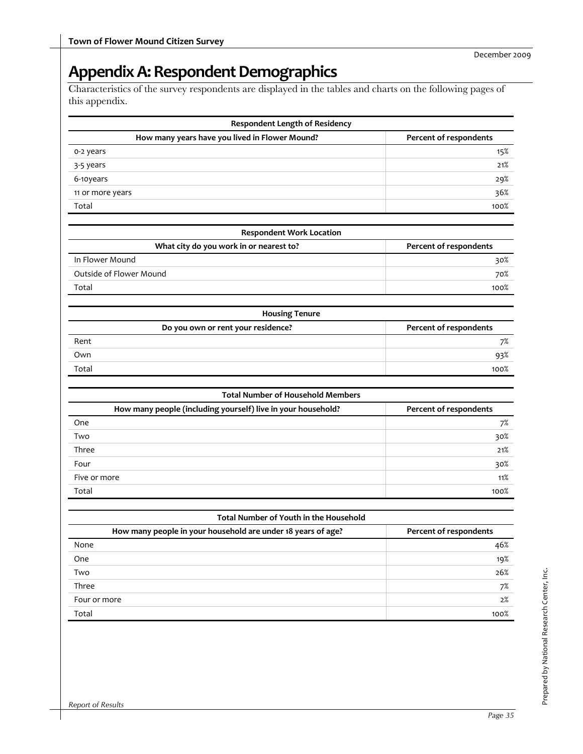# Appendix A: Respondent Demographics

Characteristics of the survey respondents are displayed in the tables and charts on the following pages of this appendix.

| Respondent Length of Residency | |
|---|---|
| **How many years have you lived in Flower Mound?** | **Percent of respondents** |
| 0-2 years | 15% |
| 3-5 years | 21% |
| 6-10years | 29% |
| 11 or more years | 36% |
| Total | 100% |

| Respondent Work Location | |
|---|---|
| **What city do you work in or nearest to?** | **Percent of respondents** |
| In Flower Mound | 30% |
| Outside of Flower Mound | 70% |
| Total | 100% |

| Housing Tenure | |
|---|---|
| **Do you own or rent your residence?** | **Percent of respondents** |
| Rent | 7% |
| Own | 93% |
| Total | 100% |

| Total Number of Household Members | |
|---|---|
| **How many people (including yourself) live in your household?** | **Percent of respondents** |
| One | 7% |
| Two | 30% |
| Three | 21% |
| Four | 30% |
| Five or more | 11% |
| Total | 100% |

| Total Number of Youth in the Household | |
|---|---|
| **How many people in your household are under 18 years of age?** | **Percent of respondents** |
| None | 46% |
| One | 19% |
| Two | 26% |
| Three | 7% |
| Four or more | 2% |
| Total | 100% |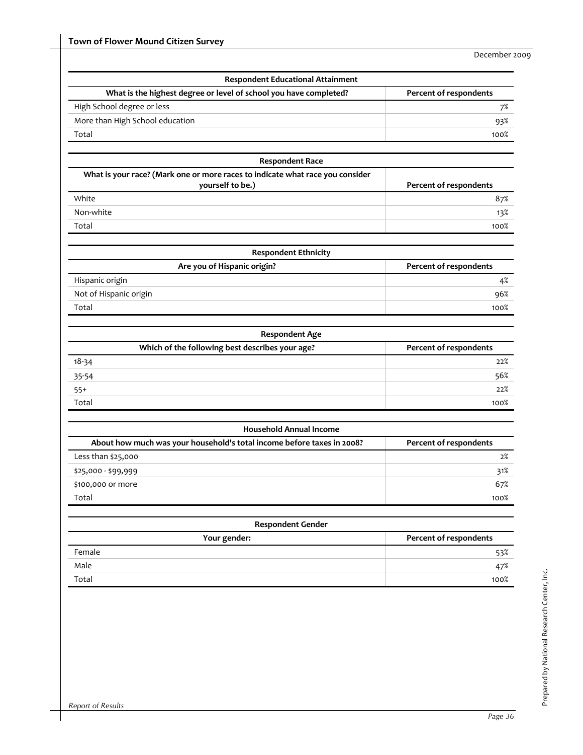| Respondent Educational Attainment | |
|---|---|
| What is the highest degree or level of school you have completed? | Percent of respondents |
| High School degree or less | 7% |
| More than High School education | 93% |
| Total | 100% |

| Respondent Race | |
|---|---|
| What is your race? (Mark one or more races to indicate what race you consider yourself to be.) | Percent of respondents |
| White | 87% |
| Non-white | 13% |
| Total | 100% |

| Respondent Ethnicity | |
|---|---|
| Are you of Hispanic origin? | Percent of respondents |
| Hispanic origin | 4% |
| Not of Hispanic origin | 96% |
| Total | 100% |

| Respondent Age | |
|---|---|
| Which of the following best describes your age? | Percent of respondents |
| 18-34 | 22% |
| 35-54 | 56% |
| 55+ | 22% |
| Total | 100% |

| Household Annual Income | |
|---|---|
| About how much was your household's total income before taxes in 2008? | Percent of respondents |
| Less than $25,000 | 2% |
| $25,000 - $99,999 | 31% |
| $100,000 or more | 67% |
| Total | 100% |

| Respondent Gender | |
|---|---|
| Your gender: | Percent of respondents |
| Female | 53% |
| Male | 47% |
| Total | 100% |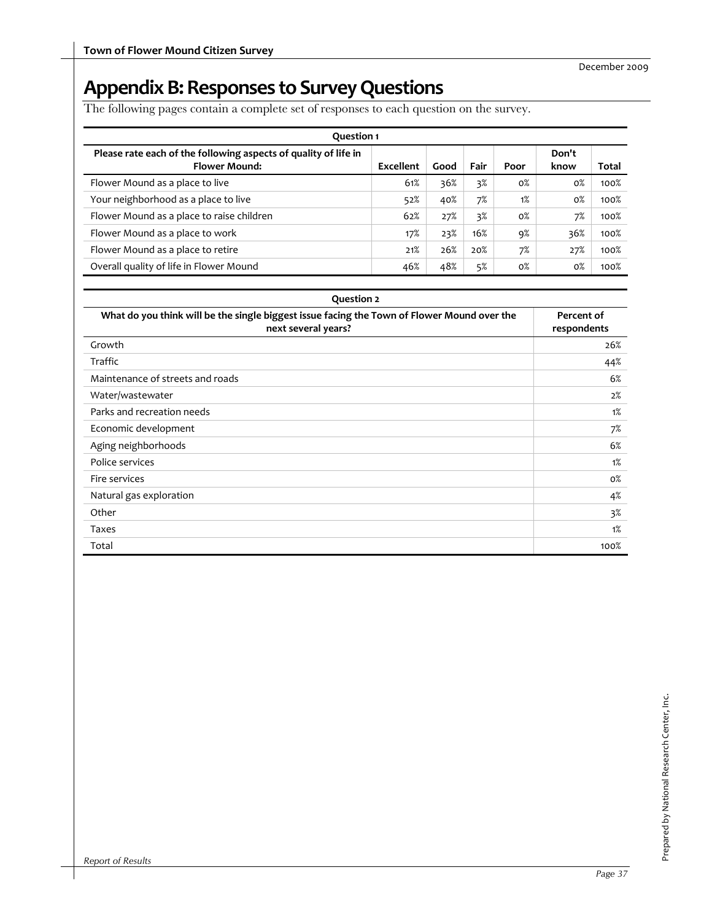# Appendix B: Responses to Survey Questions

The following pages contain a complete set of responses to each question on the survey.

| Question 1 | | | | | | |
|---|---|---|---|---|---|---|
| **Please rate each of the following aspects of quality of life in Flower Mound:** | **Excellent** | **Good** | **Fair** | **Poor** | **Don't know** | **Total** |
| Flower Mound as a place to live | 61% | 36% | 3% | 0% | 0% | 100% |
| Your neighborhood as a place to live | 52% | 40% | 7% | 1% | 0% | 100% |
| Flower Mound as a place to raise children | 62% | 27% | 3% | 0% | 7% | 100% |
| Flower Mound as a place to work | 17% | 23% | 16% | 9% | 36% | 100% |
| Flower Mound as a place to retire | 21% | 26% | 20% | 7% | 27% | 100% |
| Overall quality of life in Flower Mound | 46% | 48% | 5% | 0% | 0% | 100% |

| Question 2 | |
|---|---|
| **What do you think will be the single biggest issue facing the Town of Flower Mound over the next several years?** | **Percent of respondents** |
| Growth | 26% |
| Traffic | 44% |
| Maintenance of streets and roads | 6% |
| Water/wastewater | 2% |
| Parks and recreation needs | 1% |
| Economic development | 7% |
| Aging neighborhoods | 6% |
| Police services | 1% |
| Fire services | 0% |
| Natural gas exploration | 4% |
| Other | 3% |
| Taxes | 1% |
| Total | 100% |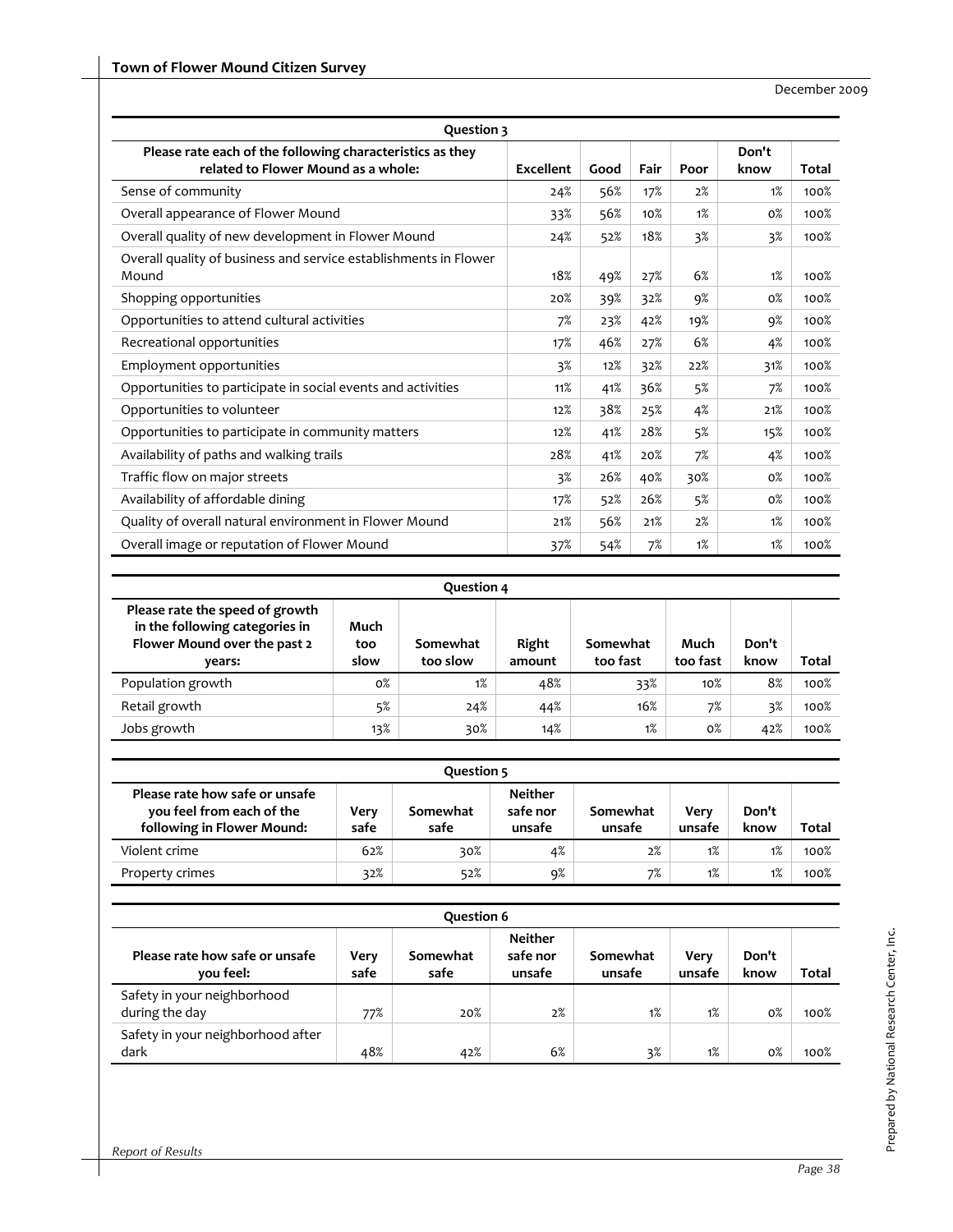| Question 3 | | | | | | |
|---|---|---|---|---|---|---|
| Please rate each of the following characteristics as they related to Flower Mound as a whole: | Excellent | Good | Fair | Poor | Don't know | Total |
| Sense of community | 24% | 56% | 17% | 2% | 1% | 100% |
| Overall appearance of Flower Mound | 33% | 56% | 10% | 1% | 0% | 100% |
| Overall quality of new development in Flower Mound | 24% | 52% | 18% | 3% | 3% | 100% |
| Overall quality of business and service establishments in Flower Mound | 18% | 49% | 27% | 6% | 1% | 100% |
| Shopping opportunities | 20% | 39% | 32% | 9% | 0% | 100% |
| Opportunities to attend cultural activities | 7% | 23% | 42% | 19% | 9% | 100% |
| Recreational opportunities | 17% | 46% | 27% | 6% | 4% | 100% |
| Employment opportunities | 3% | 12% | 32% | 22% | 31% | 100% |
| Opportunities to participate in social events and activities | 11% | 41% | 36% | 5% | 7% | 100% |
| Opportunities to volunteer | 12% | 38% | 25% | 4% | 21% | 100% |
| Opportunities to participate in community matters | 12% | 41% | 28% | 5% | 15% | 100% |
| Availability of paths and walking trails | 28% | 41% | 20% | 7% | 4% | 100% |
| Traffic flow on major streets | 3% | 26% | 40% | 30% | 0% | 100% |
| Availability of affordable dining | 17% | 52% | 26% | 5% | 0% | 100% |
| Quality of overall natural environment in Flower Mound | 21% | 56% | 21% | 2% | 1% | 100% |
| Overall image or reputation of Flower Mound | 37% | 54% | 7% | 1% | 1% | 100% |

| Question 4 | | | | | | | |
|---|---|---|---|---|---|---|---|
| Please rate the speed of growth in the following categories in Flower Mound over the past 2 years: | Much too slow | Somewhat too slow | Right amount | Somewhat too fast | Much too fast | Don't know | Total |
| Population growth | 0% | 1% | 48% | 33% | 10% | 8% | 100% |
| Retail growth | 5% | 24% | 44% | 16% | 7% | 3% | 100% |
| Jobs growth | 13% | 30% | 14% | 1% | 0% | 42% | 100% |

| Question 5 | | | | | | | |
|---|---|---|---|---|---|---|---|
| Please rate how safe or unsafe you feel from each of the following in Flower Mound: | Very safe | Somewhat safe | Neither safe nor unsafe | Somewhat unsafe | Very unsafe | Don't know | Total |
| Violent crime | 62% | 30% | 4% | 2% | 1% | 1% | 100% |
| Property crimes | 32% | 52% | 9% | 7% | 1% | 1% | 100% |

| Question 6 | | | | | | | |
|---|---|---|---|---|---|---|---|
| Please rate how safe or unsafe you feel: | Very safe | Somewhat safe | Neither safe nor unsafe | Somewhat unsafe | Very unsafe | Don't know | Total |
| Safety in your neighborhood during the day | 77% | 20% | 2% | 1% | 1% | 0% | 100% |
| Safety in your neighborhood after dark | 48% | 42% | 6% | 3% | 1% | 0% | 100% |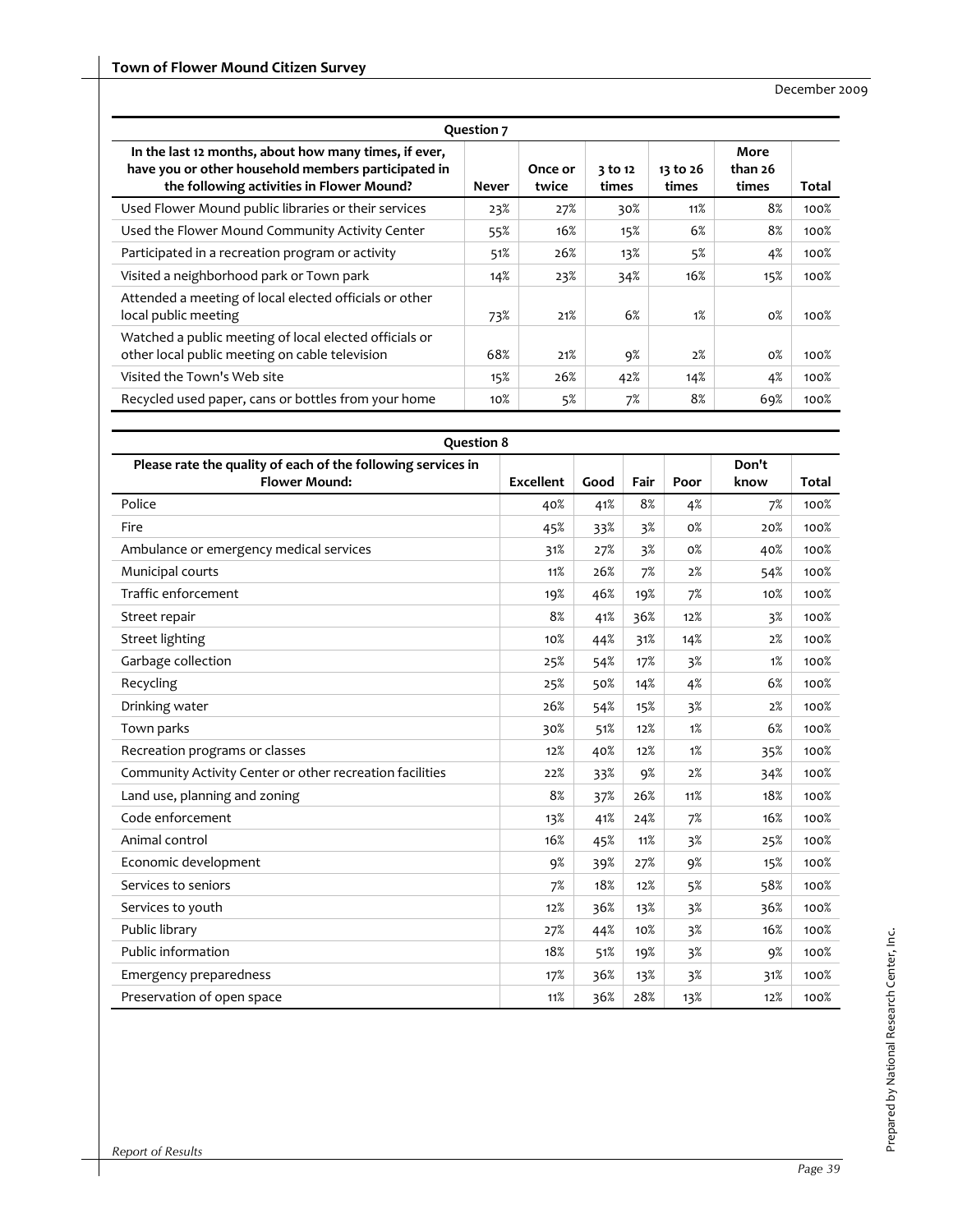| Question 7 | | | | | | |
|---|---|---|---|---|---|---|
| In the last 12 months, about how many times, if ever, have you or other household members participated in the following activities in Flower Mound? | Never | Once or twice | 3 to 12 times | 13 to 26 times | More than 26 times | Total |
| Used Flower Mound public libraries or their services | 23% | 27% | 30% | 11% | 8% | 100% |
| Used the Flower Mound Community Activity Center | 55% | 16% | 15% | 6% | 8% | 100% |
| Participated in a recreation program or activity | 51% | 26% | 13% | 5% | 4% | 100% |
| Visited a neighborhood park or Town park | 14% | 23% | 34% | 16% | 15% | 100% |
| Attended a meeting of local elected officials or other local public meeting | 73% | 21% | 6% | 1% | 0% | 100% |
| Watched a public meeting of local elected officials or other local public meeting on cable television | 68% | 21% | 9% | 2% | 0% | 100% |
| Visited the Town's Web site | 15% | 26% | 42% | 14% | 4% | 100% |
| Recycled used paper, cans or bottles from your home | 10% | 5% | 7% | 8% | 69% | 100% |

| Question 8 | | | | | | |
|---|---|---|---|---|---|---|
| Please rate the quality of each of the following services in Flower Mound: | Excellent | Good | Fair | Poor | Don't know | Total |
| Police | 40% | 41% | 8% | 4% | 7% | 100% |
| Fire | 45% | 33% | 3% | 0% | 20% | 100% |
| Ambulance or emergency medical services | 31% | 27% | 3% | 0% | 40% | 100% |
| Municipal courts | 11% | 26% | 7% | 2% | 54% | 100% |
| Traffic enforcement | 19% | 46% | 19% | 7% | 10% | 100% |
| Street repair | 8% | 41% | 36% | 12% | 3% | 100% |
| Street lighting | 10% | 44% | 31% | 14% | 2% | 100% |
| Garbage collection | 25% | 54% | 17% | 3% | 1% | 100% |
| Recycling | 25% | 50% | 14% | 4% | 6% | 100% |
| Drinking water | 26% | 54% | 15% | 3% | 2% | 100% |
| Town parks | 30% | 51% | 12% | 1% | 6% | 100% |
| Recreation programs or classes | 12% | 40% | 12% | 1% | 35% | 100% |
| Community Activity Center or other recreation facilities | 22% | 33% | 9% | 2% | 34% | 100% |
| Land use, planning and zoning | 8% | 37% | 26% | 11% | 18% | 100% |
| Code enforcement | 13% | 41% | 24% | 7% | 16% | 100% |
| Animal control | 16% | 45% | 11% | 3% | 25% | 100% |
| Economic development | 9% | 39% | 27% | 9% | 15% | 100% |
| Services to seniors | 7% | 18% | 12% | 5% | 58% | 100% |
| Services to youth | 12% | 36% | 13% | 3% | 36% | 100% |
| Public library | 27% | 44% | 10% | 3% | 16% | 100% |
| Public information | 18% | 51% | 19% | 3% | 9% | 100% |
| Emergency preparedness | 17% | 36% | 13% | 3% | 31% | 100% |
| Preservation of open space | 11% | 36% | 28% | 13% | 12% | 100% |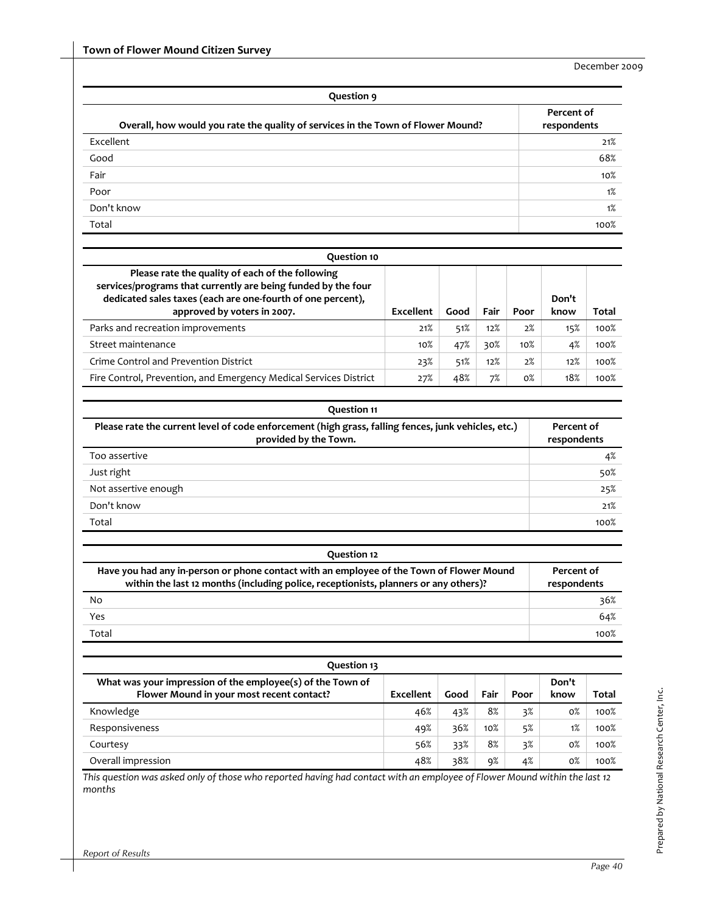| Question 9 | |
|---|---|
| Overall, how would you rate the quality of services in the Town of Flower Mound? | Percent of respondents |
| Excellent | 21% |
| Good | 68% |
| Fair | 10% |
| Poor | 1% |
| Don't know | 1% |
| Total | 100% |

| Question 10 | | | | | | |
|---|---|---|---|---|---|---|
| Please rate the quality of each of the following services/programs that currently are being funded by the four dedicated sales taxes (each are one-fourth of one percent), approved by voters in 2007. | Excellent | Good | Fair | Poor | Don't know | Total |
| Parks and recreation improvements | 21% | 51% | 12% | 2% | 15% | 100% |
| Street maintenance | 10% | 47% | 30% | 10% | 4% | 100% |
| Crime Control and Prevention District | 23% | 51% | 12% | 2% | 12% | 100% |
| Fire Control, Prevention, and Emergency Medical Services District | 27% | 48% | 7% | 0% | 18% | 100% |

| Question 11 | |
|---|---|
| Please rate the current level of code enforcement (high grass, falling fences, junk vehicles, etc.) provided by the Town. | Percent of respondents |
| Too assertive | 4% |
| Just right | 50% |
| Not assertive enough | 25% |
| Don't know | 21% |
| Total | 100% |

| Question 12 | |
|---|---|
| Have you had any in-person or phone contact with an employee of the Town of Flower Mound within the last 12 months (including police, receptionists, planners or any others)? | Percent of respondents |
| No | 36% |
| Yes | 64% |
| Total | 100% |

| Question 13 | | | | | | |
|---|---|---|---|---|---|---|
| What was your impression of the employee(s) of the Town of Flower Mound in your most recent contact? | Excellent | Good | Fair | Poor | Don't know | Total |
| Knowledge | 46% | 43% | 8% | 3% | 0% | 100% |
| Responsiveness | 49% | 36% | 10% | 5% | 1% | 100% |
| Courtesy | 56% | 33% | 8% | 3% | 0% | 100% |
| Overall impression | 48% | 38% | 9% | 4% | 0% | 100% |

*This question was asked only of those who reported having had contact with an employee of Flower Mound within the last 12 months*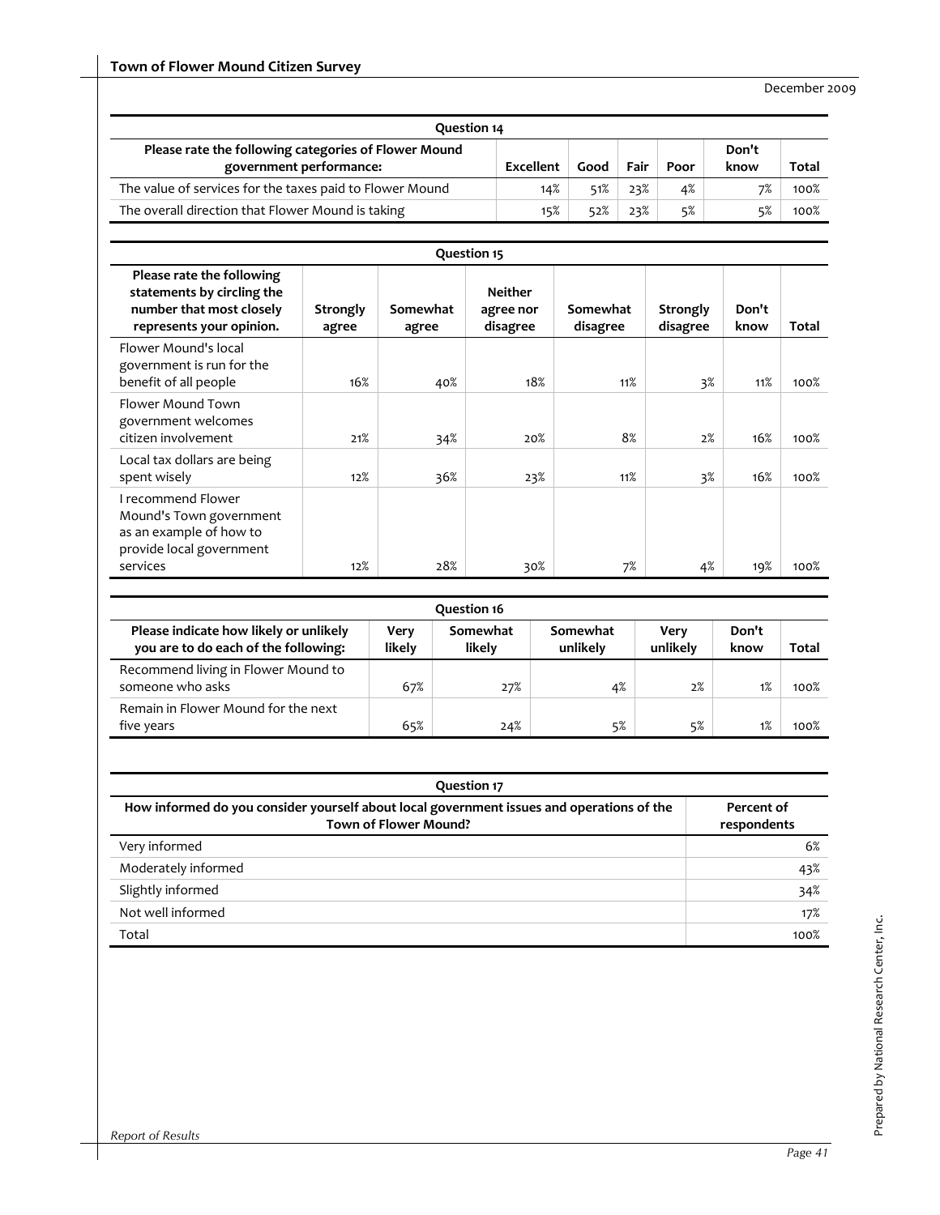| Question 14 | | | | | | |
|---|---|---|---|---|---|---|
| **Please rate the following categories of Flower Mound government performance:** | **Excellent** | **Good** | **Fair** | **Poor** | **Don't know** | **Total** |
| The value of services for the taxes paid to Flower Mound | 14% | 51% | 23% | 4% | 7% | 100% |
| The overall direction that Flower Mound is taking | 15% | 52% | 23% | 5% | 5% | 100% |

| Question 15 | | | | | | | |
|---|---|---|---|---|---|---|---|
| **Please rate the following statements by circling the number that most closely represents your opinion.** | **Strongly agree** | **Somewhat agree** | **Neither agree nor disagree** | **Somewhat disagree** | **Strongly disagree** | **Don't know** | **Total** |
| Flower Mound's local government is run for the benefit of all people | 16% | 40% | 18% | 11% | 3% | 11% | 100% |
| Flower Mound Town government welcomes citizen involvement | 21% | 34% | 20% | 8% | 2% | 16% | 100% |
| Local tax dollars are being spent wisely | 12% | 36% | 23% | 11% | 3% | 16% | 100% |
| I recommend Flower Mound's Town government as an example of how to provide local government services | 12% | 28% | 30% | 7% | 4% | 19% | 100% |

| Question 16 | | | | | | |
|---|---|---|---|---|---|---|
| **Please indicate how likely or unlikely you are to do each of the following:** | **Very likely** | **Somewhat likely** | **Somewhat unlikely** | **Very unlikely** | **Don't know** | **Total** |
| Recommend living in Flower Mound to someone who asks | 67% | 27% | 4% | 2% | 1% | 100% |
| Remain in Flower Mound for the next five years | 65% | 24% | 5% | 5% | 1% | 100% |

| Question 17 | |
|---|---|
| **How informed do you consider yourself about local government issues and operations of the Town of Flower Mound?** | **Percent of respondents** |
| Very informed | 6% |
| Moderately informed | 43% |
| Slightly informed | 34% |
| Not well informed | 17% |
| Total | 100% |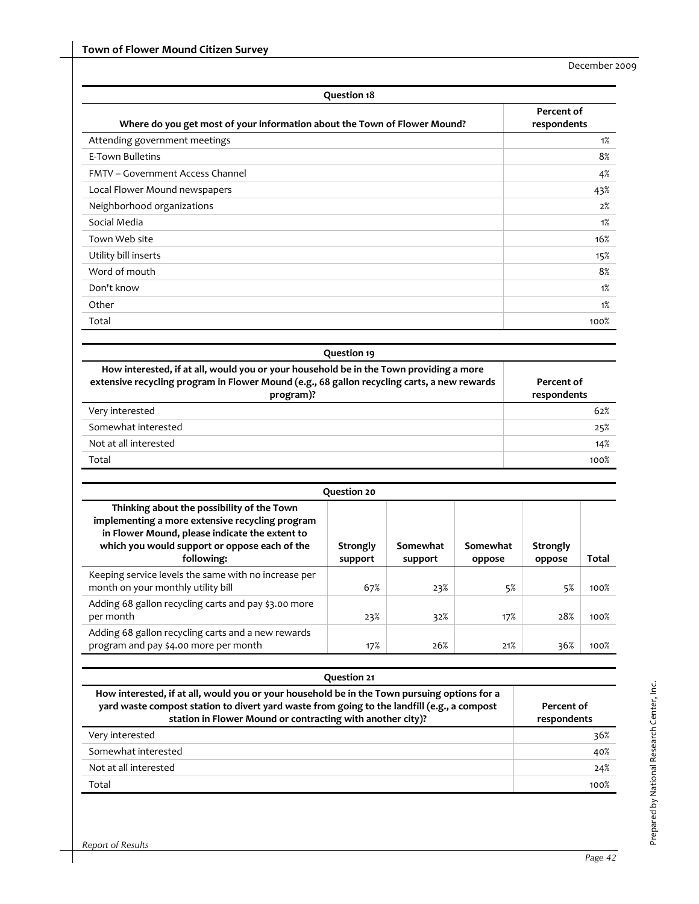| Question 18 | |
|---|---|
| Where do you get most of your information about the Town of Flower Mound? | Percent of respondents |
| Attending government meetings | 1% |
| E-Town Bulletins | 8% |
| FMTV – Government Access Channel | 4% |
| Local Flower Mound newspapers | 43% |
| Neighborhood organizations | 2% |
| Social Media | 1% |
| Town Web site | 16% |
| Utility bill inserts | 15% |
| Word of mouth | 8% |
| Don't know | 1% |
| Other | 1% |
| Total | 100% |

| Question 19 | |
|---|---|
| How interested, if at all, would you or your household be in the Town providing a more extensive recycling program in Flower Mound (e.g., 68 gallon recycling carts, a new rewards program)? | Percent of respondents |
| Very interested | 62% |
| Somewhat interested | 25% |
| Not at all interested | 14% |
| Total | 100% |

| Question 20 | | | | | |
|---|---|---|---|---|---|
| Thinking about the possibility of the Town implementing a more extensive recycling program in Flower Mound, please indicate the extent to which you would support or oppose each of the following: | Strongly support | Somewhat support | Somewhat oppose | Strongly oppose | Total |
| Keeping service levels the same with no increase per month on your monthly utility bill | 67% | 23% | 5% | 5% | 100% |
| Adding 68 gallon recycling carts and pay $3.00 more per month | 23% | 32% | 17% | 28% | 100% |
| Adding 68 gallon recycling carts and a new rewards program and pay $4.00 more per month | 17% | 26% | 21% | 36% | 100% |

| Question 21 | |
|---|---|
| How interested, if at all, would you or your household be in the Town pursuing options for a yard waste compost station to divert yard waste from going to the landfill (e.g., a compost station in Flower Mound or contracting with another city)? | Percent of respondents |
| Very interested | 36% |
| Somewhat interested | 40% |
| Not at all interested | 24% |
| Total | 100% |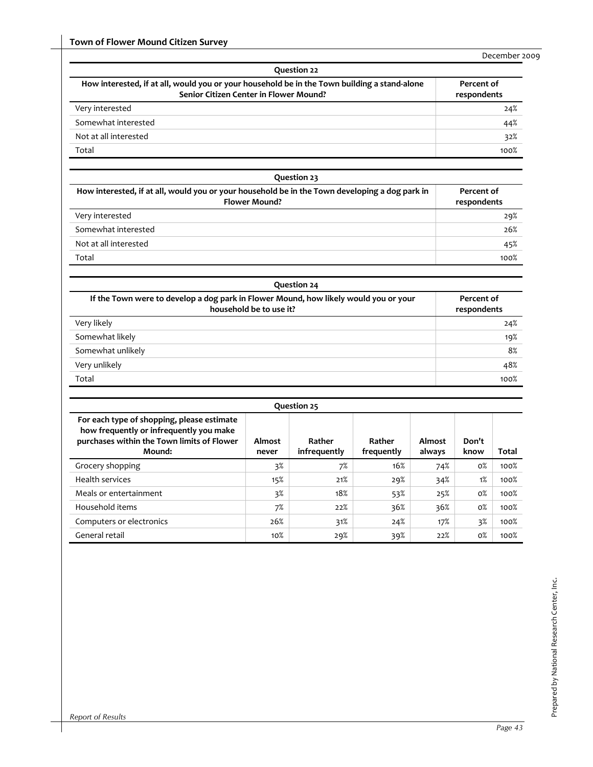| Question 22 | |
|---|---|
| How interested, if at all, would you or your household be in the Town building a stand-alone Senior Citizen Center in Flower Mound? | Percent of respondents |
| Very interested | 24% |
| Somewhat interested | 44% |
| Not at all interested | 32% |
| Total | 100% |

| Question 23 | |
|---|---|
| How interested, if at all, would you or your household be in the Town developing a dog park in Flower Mound? | Percent of respondents |
| Very interested | 29% |
| Somewhat interested | 26% |
| Not at all interested | 45% |
| Total | 100% |

| Question 24 | |
|---|---|
| If the Town were to develop a dog park in Flower Mound, how likely would you or your household be to use it? | Percent of respondents |
| Very likely | 24% |
| Somewhat likely | 19% |
| Somewhat unlikely | 8% |
| Very unlikely | 48% |
| Total | 100% |

| Question 25 | | | | | | |
|---|---|---|---|---|---|---|
| For each type of shopping, please estimate how frequently or infrequently you make purchases within the Town limits of Flower Mound: | Almost never | Rather infrequently | Rather frequently | Almost always | Don't know | Total |
| Grocery shopping | 3% | 7% | 16% | 74% | 0% | 100% |
| Health services | 15% | 21% | 29% | 34% | 1% | 100% |
| Meals or entertainment | 3% | 18% | 53% | 25% | 0% | 100% |
| Household items | 7% | 22% | 36% | 36% | 0% | 100% |
| Computers or electronics | 26% | 31% | 24% | 17% | 3% | 100% |
| General retail | 10% | 29% | 39% | 22% | 0% | 100% |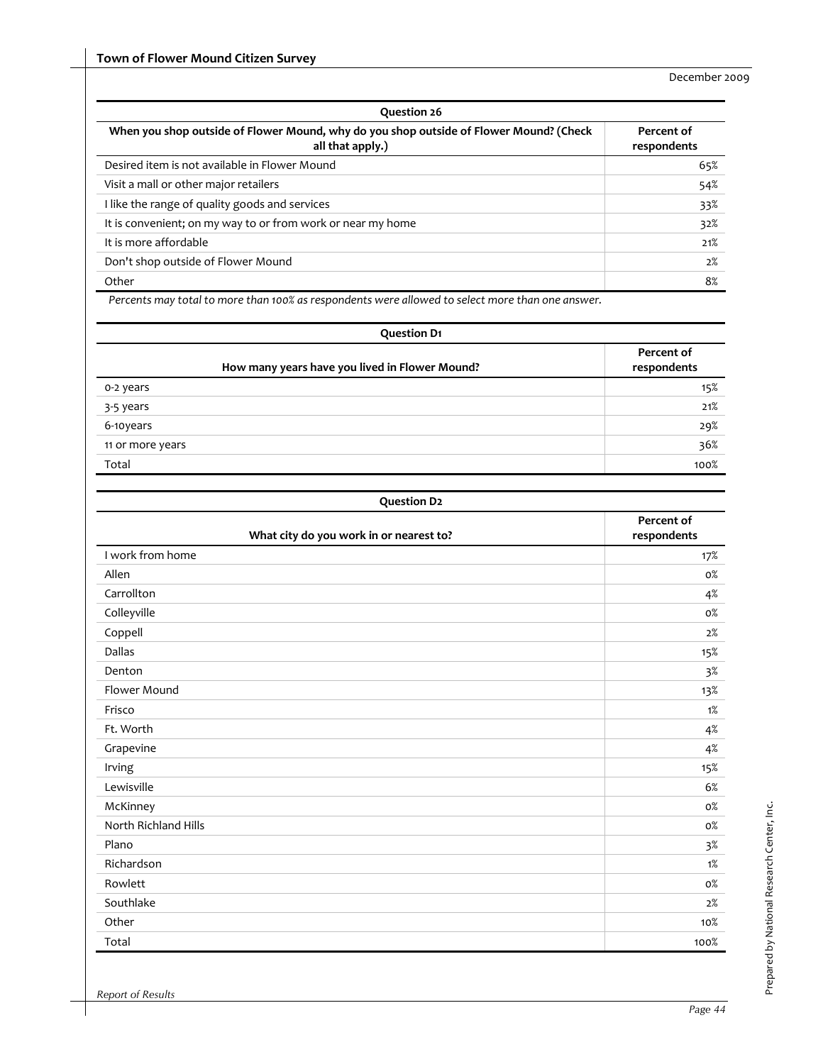| Question 26 | |
| --- | --- |
| When you shop outside of Flower Mound, why do you shop outside of Flower Mound? (Check all that apply.) | Percent of respondents |
| Desired item is not available in Flower Mound | 65% |
| Visit a mall or other major retailers | 54% |
| I like the range of quality goods and services | 33% |
| It is convenient; on my way to or from work or near my home | 32% |
| It is more affordable | 21% |
| Don't shop outside of Flower Mound | 2% |
| Other | 8% |

*Percents may total to more than 100% as respondents were allowed to select more than one answer.*

| Question D1 | |
| --- | --- |
| How many years have you lived in Flower Mound? | Percent of respondents |
| 0-2 years | 15% |
| 3-5 years | 21% |
| 6-10years | 29% |
| 11 or more years | 36% |
| Total | 100% |

| Question D2 | |
| --- | --- |
| What city do you work in or nearest to? | Percent of respondents |
| I work from home | 17% |
| Allen | 0% |
| Carrollton | 4% |
| Colleyville | 0% |
| Coppell | 2% |
| Dallas | 15% |
| Denton | 3% |
| Flower Mound | 13% |
| Frisco | 1% |
| Ft. Worth | 4% |
| Grapevine | 4% |
| Irving | 15% |
| Lewisville | 6% |
| McKinney | 0% |
| North Richland Hills | 0% |
| Plano | 3% |
| Richardson | 1% |
| Rowlett | 0% |
| Southlake | 2% |
| Other | 10% |
| Total | 100% |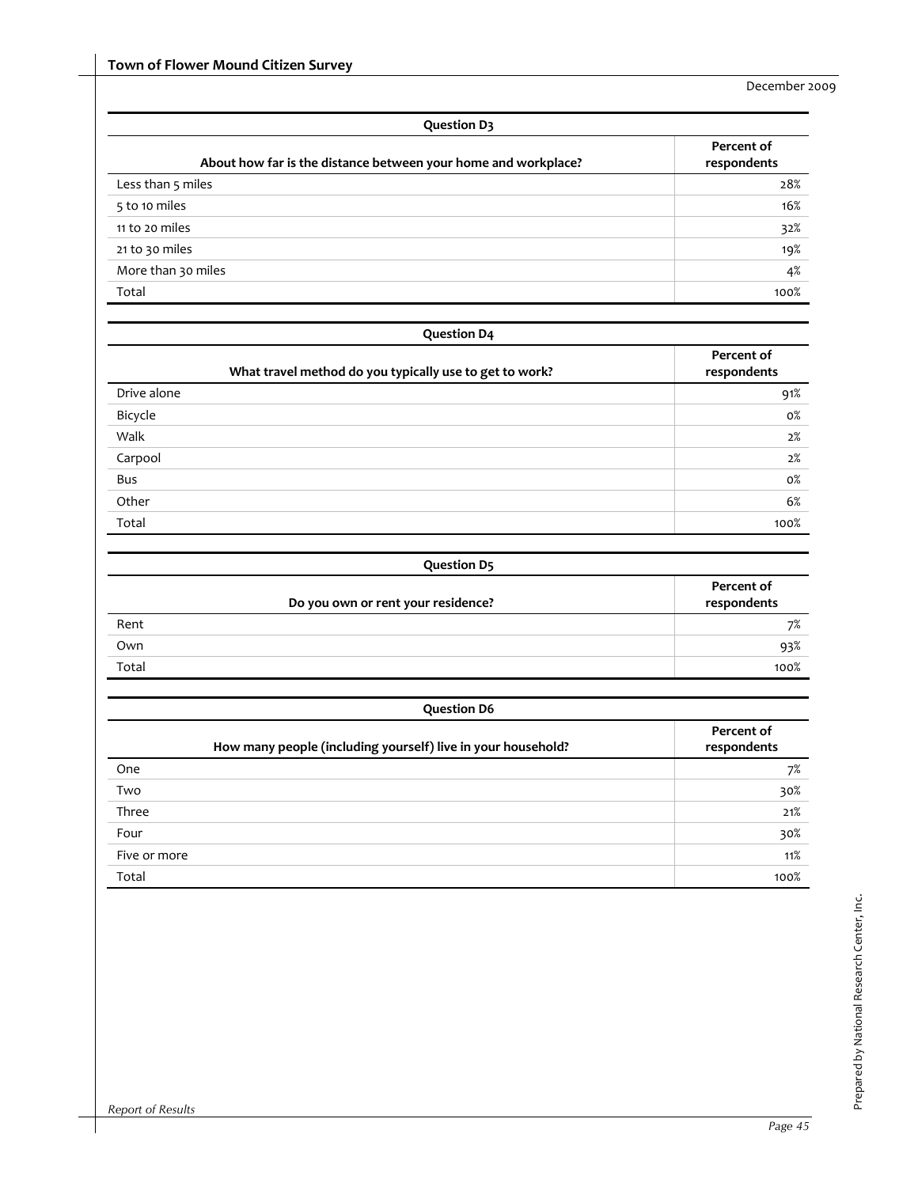| Question D3 | |
|---|---|
| About how far is the distance between your home and workplace? | Percent of respondents |
| Less than 5 miles | 28% |
| 5 to 10 miles | 16% |
| 11 to 20 miles | 32% |
| 21 to 30 miles | 19% |
| More than 30 miles | 4% |
| Total | 100% |

| Question D4 | |
|---|---|
| What travel method do you typically use to get to work? | Percent of respondents |
| Drive alone | 91% |
| Bicycle | 0% |
| Walk | 2% |
| Carpool | 2% |
| Bus | 0% |
| Other | 6% |
| Total | 100% |

| Question D5 | |
|---|---|
| Do you own or rent your residence? | Percent of respondents |
| Rent | 7% |
| Own | 93% |
| Total | 100% |

| Question D6 | |
|---|---|
| How many people (including yourself) live in your household? | Percent of respondents |
| One | 7% |
| Two | 30% |
| Three | 21% |
| Four | 30% |
| Five or more | 11% |
| Total | 100% |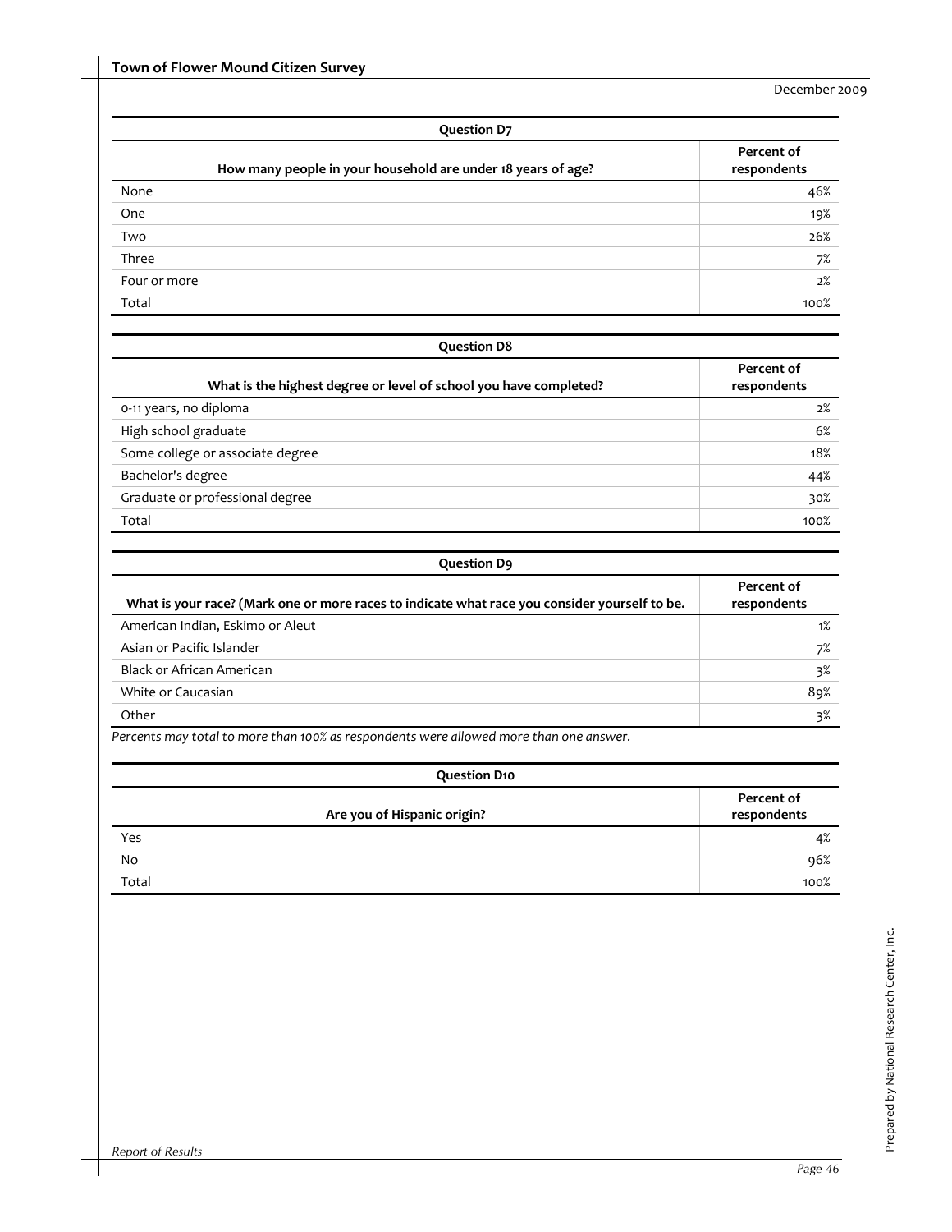| Question D7 | |
|---|---|
| **How many people in your household are under 18 years of age?** | **Percent of respondents** |
| None | 46% |
| One | 19% |
| Two | 26% |
| Three | 7% |
| Four or more | 2% |
| Total | 100% |

| Question D8 | |
|---|---|
| **What is the highest degree or level of school you have completed?** | **Percent of respondents** |
| 0-11 years, no diploma | 2% |
| High school graduate | 6% |
| Some college or associate degree | 18% |
| Bachelor's degree | 44% |
| Graduate or professional degree | 30% |
| Total | 100% |

| Question D9 | |
|---|---|
| **What is your race? (Mark one or more races to indicate what race you consider yourself to be.** | **Percent of respondents** |
| American Indian, Eskimo or Aleut | 1% |
| Asian or Pacific Islander | 7% |
| Black or African American | 3% |
| White or Caucasian | 89% |
| Other | 3% |

*Percents may total to more than 100% as respondents were allowed more than one answer.*

| Question D10 | |
|---|---|
| **Are you of Hispanic origin?** | **Percent of respondents** |
| Yes | 4% |
| No | 96% |
| Total | 100% |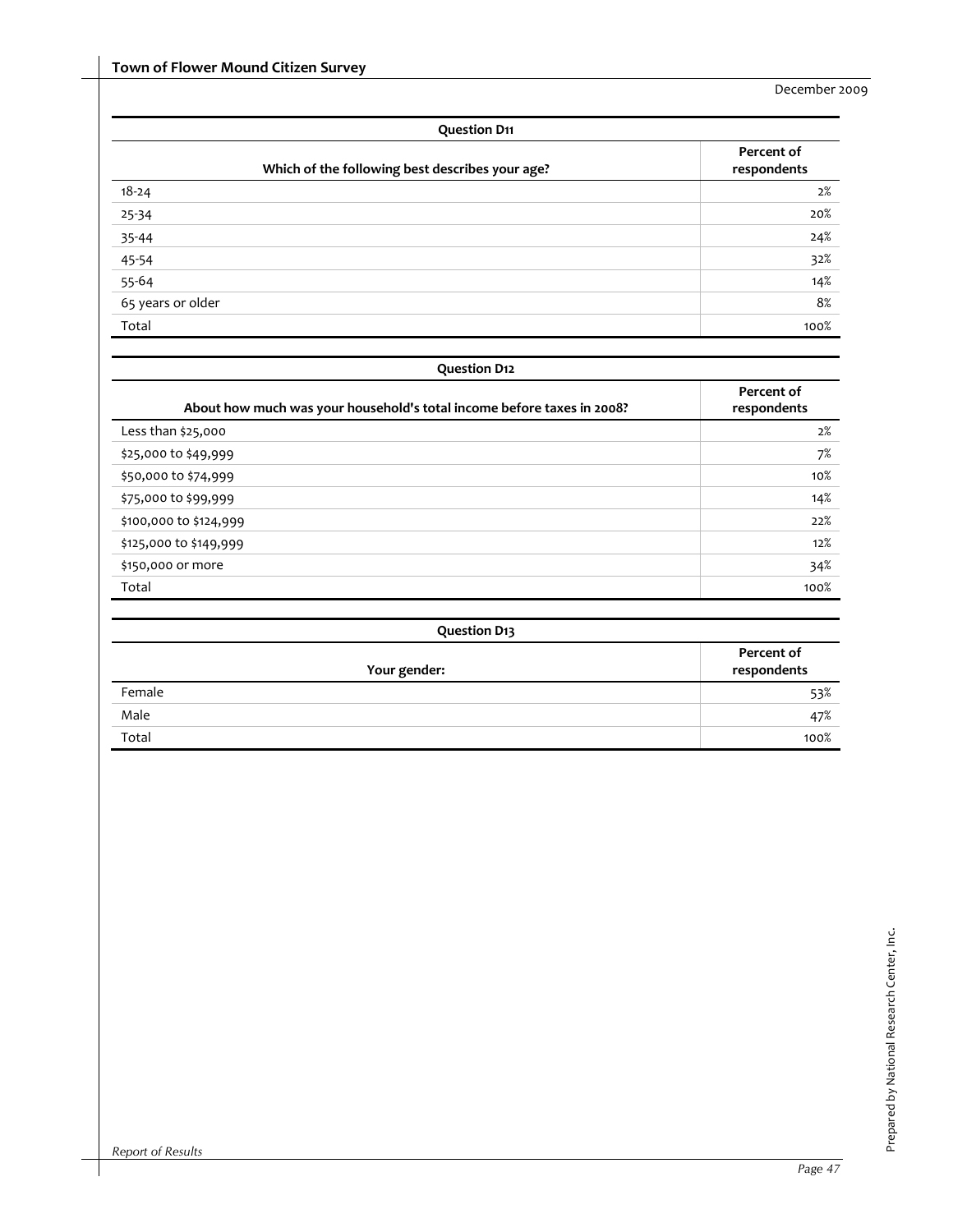**Question D11**

| Which of the following best describes your age? | Percent of respondents |
|---|---|
| 18-24 | 2% |
| 25-34 | 20% |
| 35-44 | 24% |
| 45-54 | 32% |
| 55-64 | 14% |
| 65 years or older | 8% |
| Total | 100% |

**Question D12**

| About how much was your household's total income before taxes in 2008? | Percent of respondents |
|---|---|
| Less than $25,000 | 2% |
| $25,000 to $49,999 | 7% |
| $50,000 to $74,999 | 10% |
| $75,000 to $99,999 | 14% |
| $100,000 to $124,999 | 22% |
| $125,000 to $149,999 | 12% |
| $150,000 or more | 34% |
| Total | 100% |

**Question D13**

| Your gender: | Percent of respondents |
|---|---|
| Female | 53% |
| Male | 47% |
| Total | 100% |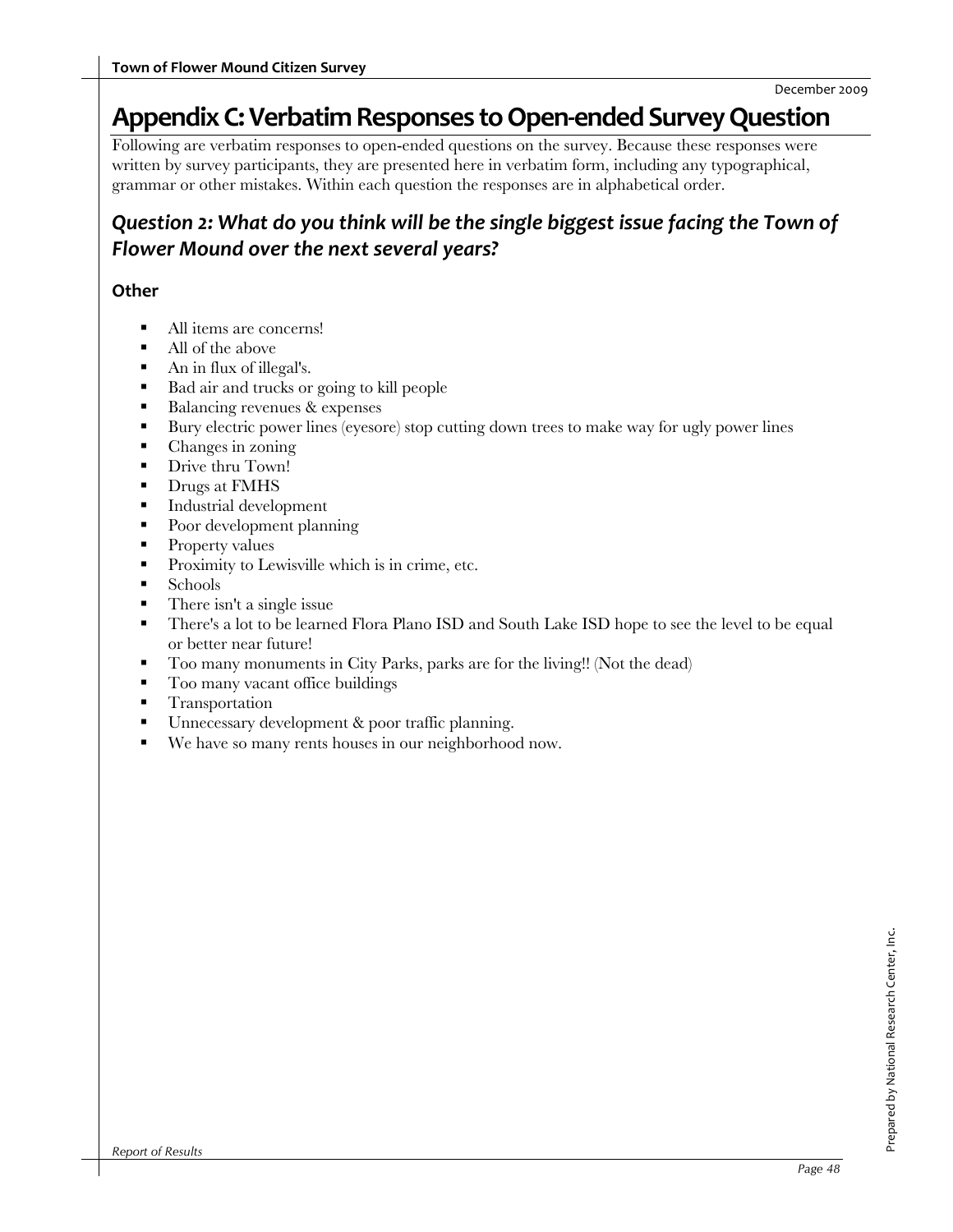# Appendix C: Verbatim Responses to Open-ended Survey Question

Following are verbatim responses to open-ended questions on the survey. Because these responses were written by survey participants, they are presented here in verbatim form, including any typographical, grammar or other mistakes. Within each question the responses are in alphabetical order.

## *Question 2: What do you think will be the single biggest issue facing the Town of Flower Mound over the next several years?*

### Other

- All items are concerns!
- All of the above
- An in flux of illegal's.
- Bad air and trucks or going to kill people
- Balancing revenues & expenses
- Bury electric power lines (eyesore) stop cutting down trees to make way for ugly power lines
- Changes in zoning
- Drive thru Town!
- Drugs at FMHS
- Industrial development
- Poor development planning
- Property values
- Proximity to Lewisville which is in crime, etc.
- Schools
- There isn't a single issue
- There's a lot to be learned Flora Plano ISD and South Lake ISD hope to see the level to be equal or better near future!
- Too many monuments in City Parks, parks are for the living!! (Not the dead)
- Too many vacant office buildings
- Transportation
- Unnecessary development & poor traffic planning.
- We have so many rents houses in our neighborhood now.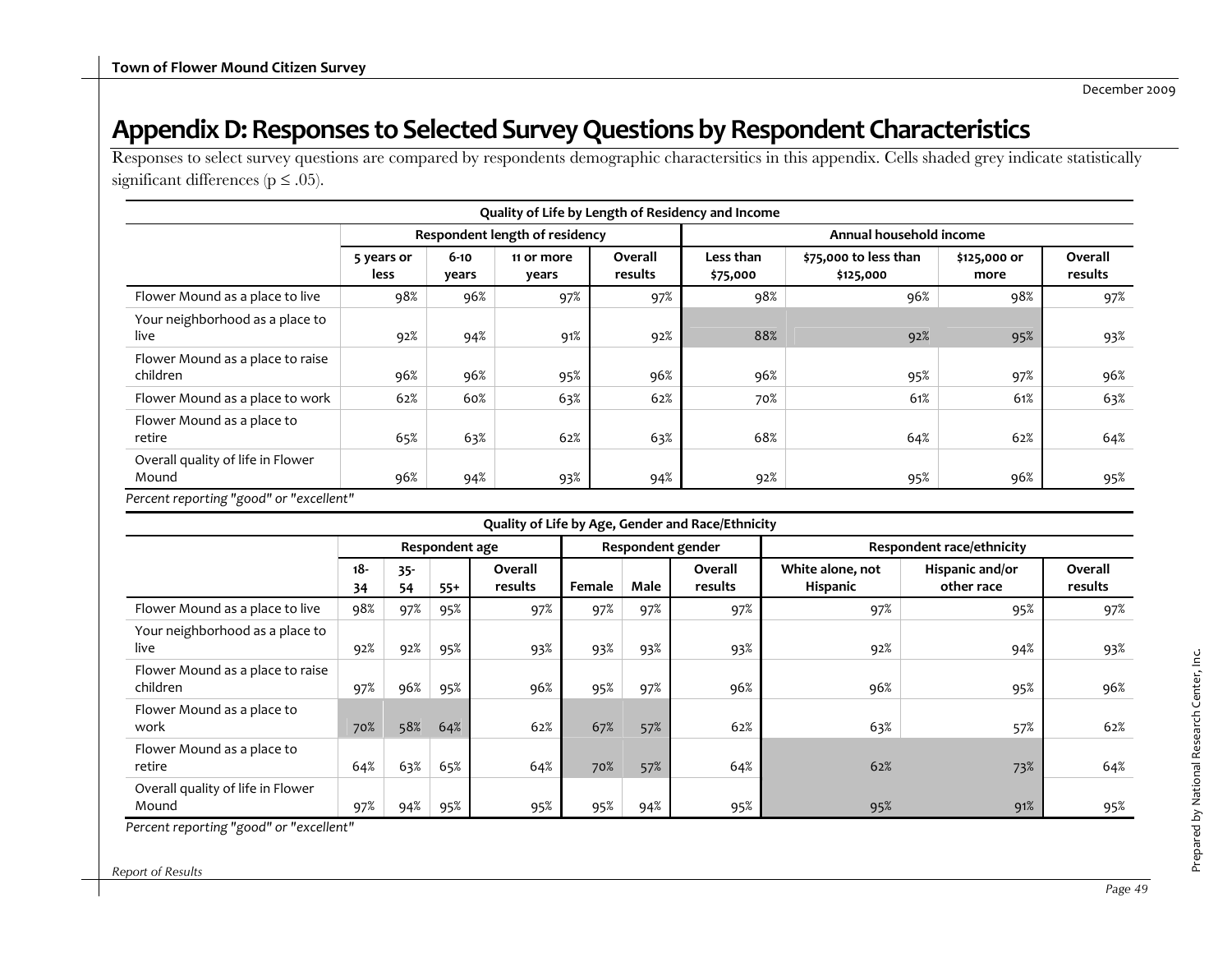## Appendix D: Responses to Selected Survey Questions by Respondent Characteristics

Responses to select survey questions are compared by respondents demographic charactersitics in this appendix. Cells shaded grey indicate statistically significant differences (p ≤ .05).

**Quality of Life by Length of Residency and Income**

| | Respondent length of residency | | | | Annual household income | | | |
|---|---|---|---|---|---|---|---|---|
| | 5 years or less | 6-10 years | 11 or more years | Overall results | Less than $75,000 | $75,000 to less than $125,000 | $125,000 or more | Overall results |
| Flower Mound as a place to live | 98% | 96% | 97% | 97% | 98% | 96% | 98% | 97% |
| Your neighborhood as a place to live | 92% | 94% | 91% | 92% | 88% | 92% | 95% | 93% |
| Flower Mound as a place to raise children | 96% | 96% | 95% | 96% | 96% | 95% | 97% | 96% |
| Flower Mound as a place to work | 62% | 60% | 63% | 62% | 70% | 61% | 61% | 63% |
| Flower Mound as a place to retire | 65% | 63% | 62% | 63% | 68% | 64% | 62% | 64% |
| Overall quality of life in Flower Mound | 96% | 94% | 93% | 94% | 92% | 95% | 96% | 95% |

*Percent reporting "good" or "excellent"*

**Quality of Life by Age, Gender and Race/Ethnicity**

| | Respondent age | | | | Respondent gender | | | Respondent race/ethnicity | | |
|---|---|---|---|---|---|---|---|---|---|---|
| | 18-34 | 35-54 | 55+ | Overall results | Female | Male | Overall results | White alone, not Hispanic | Hispanic and/or other race | Overall results |
| Flower Mound as a place to live | 98% | 97% | 95% | 97% | 97% | 97% | 97% | 97% | 95% | 97% |
| Your neighborhood as a place to live | 92% | 92% | 95% | 93% | 93% | 93% | 93% | 92% | 94% | 93% |
| Flower Mound as a place to raise children | 97% | 96% | 95% | 96% | 95% | 97% | 96% | 96% | 95% | 96% |
| Flower Mound as a place to work | 70% | 58% | 64% | 62% | 67% | 57% | 62% | 63% | 57% | 62% |
| Flower Mound as a place to retire | 64% | 63% | 65% | 64% | 70% | 57% | 64% | 62% | 73% | 64% |
| Overall quality of life in Flower Mound | 97% | 94% | 95% | 95% | 95% | 94% | 95% | 95% | 91% | 95% |

*Percent reporting "good" or "excellent"*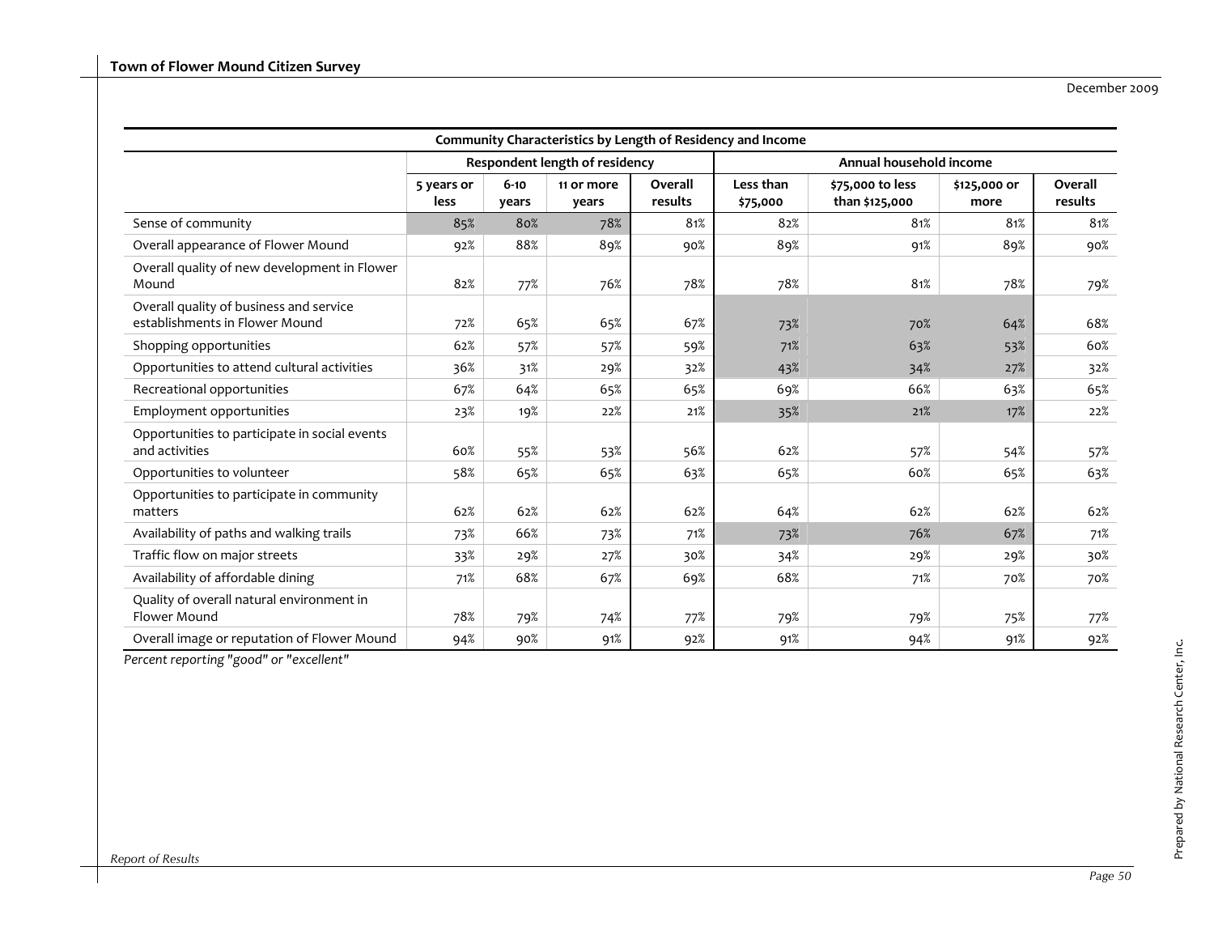| Community Characteristics by Length of Residency and Income | Respondent length of residency | | | | Annual household income | | | |
|---|---|---|---|---|---|---|---|---|
| | 5 years or less | 6-10 years | 11 or more years | Overall results | Less than $75,000 | $75,000 to less than $125,000 | $125,000 or more | Overall results |
| Sense of community | 85% | 80% | 78% | 81% | 82% | 81% | 81% | 81% |
| Overall appearance of Flower Mound | 92% | 88% | 89% | 90% | 89% | 91% | 89% | 90% |
| Overall quality of new development in Flower Mound | 82% | 77% | 76% | 78% | 78% | 81% | 78% | 79% |
| Overall quality of business and service establishments in Flower Mound | 72% | 65% | 65% | 67% | 73% | 70% | 64% | 68% |
| Shopping opportunities | 62% | 57% | 57% | 59% | 71% | 63% | 53% | 60% |
| Opportunities to attend cultural activities | 36% | 31% | 29% | 32% | 43% | 34% | 27% | 32% |
| Recreational opportunities | 67% | 64% | 65% | 65% | 69% | 66% | 63% | 65% |
| Employment opportunities | 23% | 19% | 22% | 21% | 35% | 21% | 17% | 22% |
| Opportunities to participate in social events and activities | 60% | 55% | 53% | 56% | 62% | 57% | 54% | 57% |
| Opportunities to volunteer | 58% | 65% | 65% | 63% | 65% | 60% | 65% | 63% |
| Opportunities to participate in community matters | 62% | 62% | 62% | 62% | 64% | 62% | 62% | 62% |
| Availability of paths and walking trails | 73% | 66% | 73% | 71% | 73% | 76% | 67% | 71% |
| Traffic flow on major streets | 33% | 29% | 27% | 30% | 34% | 29% | 29% | 30% |
| Availability of affordable dining | 71% | 68% | 67% | 69% | 68% | 71% | 70% | 70% |
| Quality of overall natural environment in Flower Mound | 78% | 79% | 74% | 77% | 79% | 79% | 75% | 77% |
| Overall image or reputation of Flower Mound | 94% | 90% | 91% | 92% | 91% | 94% | 91% | 92% |

*Percent reporting "good" or "excellent"*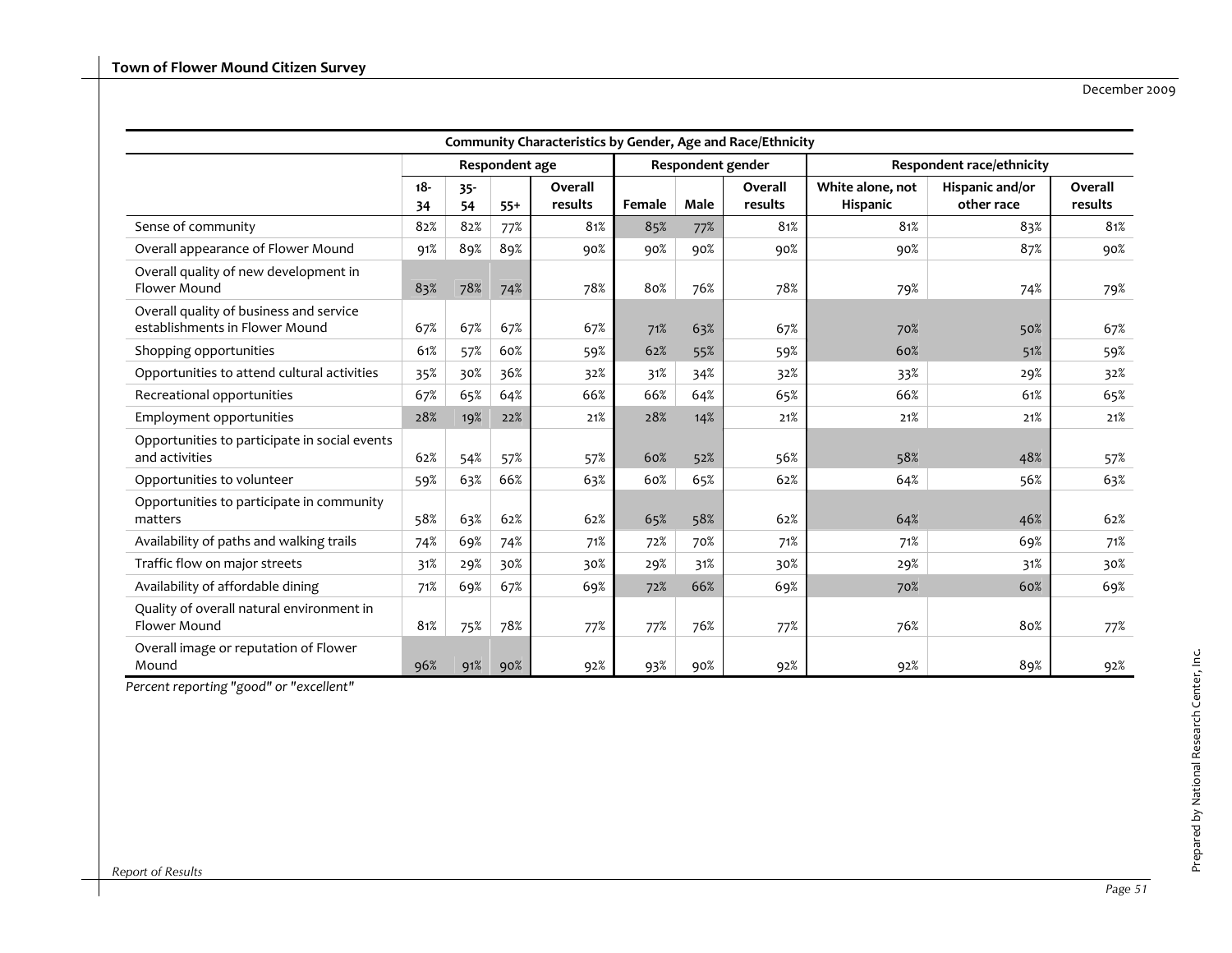| Community Characteristics by Gender, Age and Race/Ethnicity | | | | | | | | | | |
|---|---|---|---|---|---|---|---|---|---|---|
| | Respondent age | | | | Respondent gender | | | Respondent race/ethnicity | | |
| | 18-34 | 35-54 | 55+ | Overall results | Female | Male | Overall results | White alone, not Hispanic | Hispanic and/or other race | Overall results |
| Sense of community | 82% | 82% | 77% | 81% | 85% | 77% | 81% | 81% | 83% | 81% |
| Overall appearance of Flower Mound | 91% | 89% | 89% | 90% | 90% | 90% | 90% | 90% | 87% | 90% |
| Overall quality of new development in Flower Mound | 83% | 78% | 74% | 78% | 80% | 76% | 78% | 79% | 74% | 79% |
| Overall quality of business and service establishments in Flower Mound | 67% | 67% | 67% | 67% | 71% | 63% | 67% | 70% | 50% | 67% |
| Shopping opportunities | 61% | 57% | 60% | 59% | 62% | 55% | 59% | 60% | 51% | 59% |
| Opportunities to attend cultural activities | 35% | 30% | 36% | 32% | 31% | 34% | 32% | 33% | 29% | 32% |
| Recreational opportunities | 67% | 65% | 64% | 66% | 66% | 64% | 65% | 66% | 61% | 65% |
| Employment opportunities | 28% | 19% | 22% | 21% | 28% | 14% | 21% | 21% | 21% | 21% |
| Opportunities to participate in social events and activities | 62% | 54% | 57% | 57% | 60% | 52% | 56% | 58% | 48% | 57% |
| Opportunities to volunteer | 59% | 63% | 66% | 63% | 60% | 65% | 62% | 64% | 56% | 63% |
| Opportunities to participate in community matters | 58% | 63% | 62% | 62% | 65% | 58% | 62% | 64% | 46% | 62% |
| Availability of paths and walking trails | 74% | 69% | 74% | 71% | 72% | 70% | 71% | 71% | 69% | 71% |
| Traffic flow on major streets | 31% | 29% | 30% | 30% | 29% | 31% | 30% | 29% | 31% | 30% |
| Availability of affordable dining | 71% | 69% | 67% | 69% | 72% | 66% | 69% | 70% | 60% | 69% |
| Quality of overall natural environment in Flower Mound | 81% | 75% | 78% | 77% | 77% | 76% | 77% | 76% | 80% | 77% |
| Overall image or reputation of Flower Mound | 96% | 91% | 90% | 92% | 93% | 90% | 92% | 92% | 89% | 92% |

*Percent reporting "good" or "excellent"*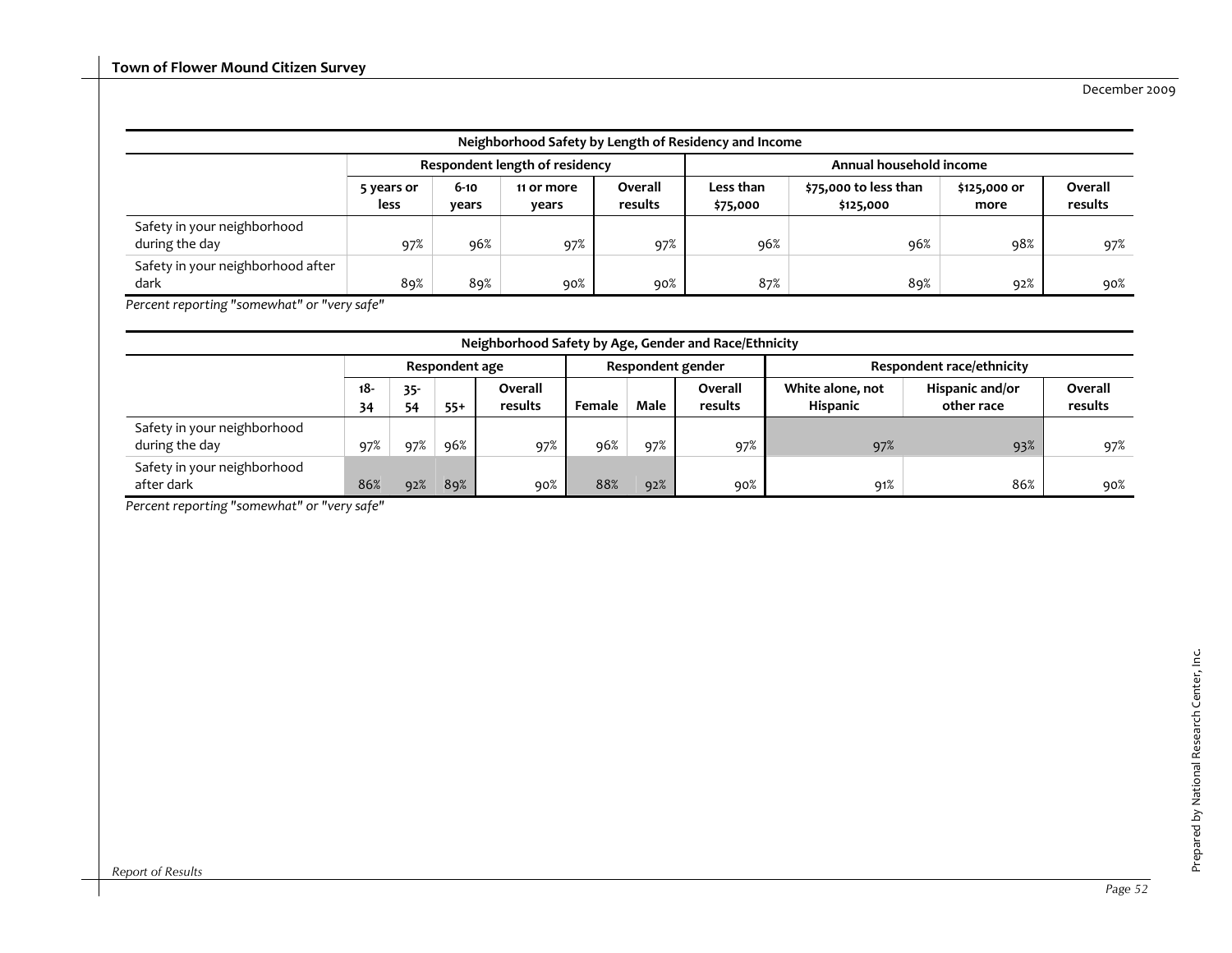| Neighborhood Safety by Length of Residency and Income | | | | | | | | |
|---|---|---|---|---|---|---|---|---|
| | Respondent length of residency | | | | Annual household income | | | |
| | 5 years or less | 6-10 years | 11 or more years | Overall results | Less than $75,000 | $75,000 to less than $125,000 | $125,000 or more | Overall results |
| Safety in your neighborhood during the day | 97% | 96% | 97% | 97% | 96% | 96% | 98% | 97% |
| Safety in your neighborhood after dark | 89% | 89% | 90% | 90% | 87% | 89% | 92% | 90% |

*Percent reporting "somewhat" or "very safe"*

| Neighborhood Safety by Age, Gender and Race/Ethnicity | | | | | | | | | | |
|---|---|---|---|---|---|---|---|---|---|---|
| | Respondent age | | | | Respondent gender | | | Respondent race/ethnicity | | |
| | 18-34 | 35-54 | 55+ | Overall results | Female | Male | Overall results | White alone, not Hispanic | Hispanic and/or other race | Overall results |
| Safety in your neighborhood during the day | 97% | 97% | 96% | 97% | 96% | 97% | 97% | 97% | 93% | 97% |
| Safety in your neighborhood after dark | 86% | 92% | 89% | 90% | 88% | 92% | 90% | 91% | 86% | 90% |

*Percent reporting "somewhat" or "very safe"*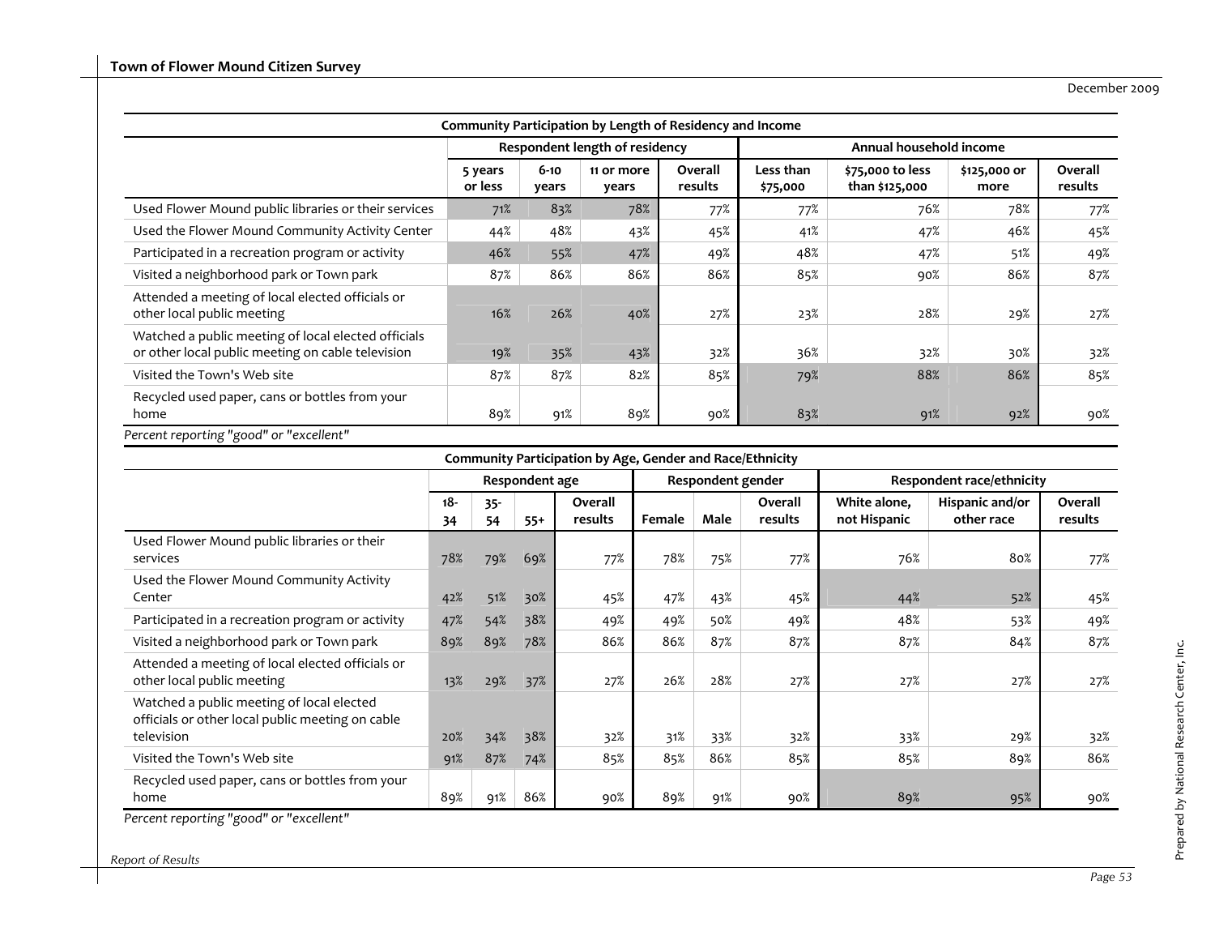**Community Participation by Length of Residency and Income**

| | Respondent length of residency | | | | Annual household income | | | |
|---|---|---|---|---|---|---|---|---|
| | 5 years or less | 6-10 years | 11 or more years | Overall results | Less than $75,000 | $75,000 to less than $125,000 | $125,000 or more | Overall results |
| Used Flower Mound public libraries or their services | 71% | 83% | 78% | 77% | 77% | 76% | 78% | 77% |
| Used the Flower Mound Community Activity Center | 44% | 48% | 43% | 45% | 41% | 47% | 46% | 45% |
| Participated in a recreation program or activity | 46% | 55% | 47% | 49% | 48% | 47% | 51% | 49% |
| Visited a neighborhood park or Town park | 87% | 86% | 86% | 86% | 85% | 90% | 86% | 87% |
| Attended a meeting of local elected officials or other local public meeting | 16% | 26% | 40% | 27% | 23% | 28% | 29% | 27% |
| Watched a public meeting of local elected officials or other local public meeting on cable television | 19% | 35% | 43% | 32% | 36% | 32% | 30% | 32% |
| Visited the Town's Web site | 87% | 87% | 82% | 85% | 79% | 88% | 86% | 85% |
| Recycled used paper, cans or bottles from your home | 89% | 91% | 89% | 90% | 83% | 91% | 92% | 90% |

*Percent reporting "good" or "excellent"*

**Community Participation by Age, Gender and Race/Ethnicity**

| | Respondent age | | | | Respondent gender | | | Respondent race/ethnicity | | |
|---|---|---|---|---|---|---|---|---|---|---|
| | 18-34 | 35-54 | 55+ | Overall results | Female | Male | Overall results | White alone, not Hispanic | Hispanic and/or other race | Overall results |
| Used Flower Mound public libraries or their services | 78% | 79% | 69% | 77% | 78% | 75% | 77% | 76% | 80% | 77% |
| Used the Flower Mound Community Activity Center | 42% | 51% | 30% | 45% | 47% | 43% | 45% | 44% | 52% | 45% |
| Participated in a recreation program or activity | 47% | 54% | 38% | 49% | 49% | 50% | 49% | 48% | 53% | 49% |
| Visited a neighborhood park or Town park | 89% | 89% | 78% | 86% | 86% | 87% | 87% | 87% | 84% | 87% |
| Attended a meeting of local elected officials or other local public meeting | 13% | 29% | 37% | 27% | 26% | 28% | 27% | 27% | 27% | 27% |
| Watched a public meeting of local elected officials or other local public meeting on cable television | 20% | 34% | 38% | 32% | 31% | 33% | 32% | 33% | 29% | 32% |
| Visited the Town's Web site | 91% | 87% | 74% | 85% | 85% | 86% | 85% | 85% | 89% | 86% |
| Recycled used paper, cans or bottles from your home | 89% | 91% | 86% | 90% | 89% | 91% | 90% | 89% | 95% | 90% |

*Percent reporting "good" or "excellent"*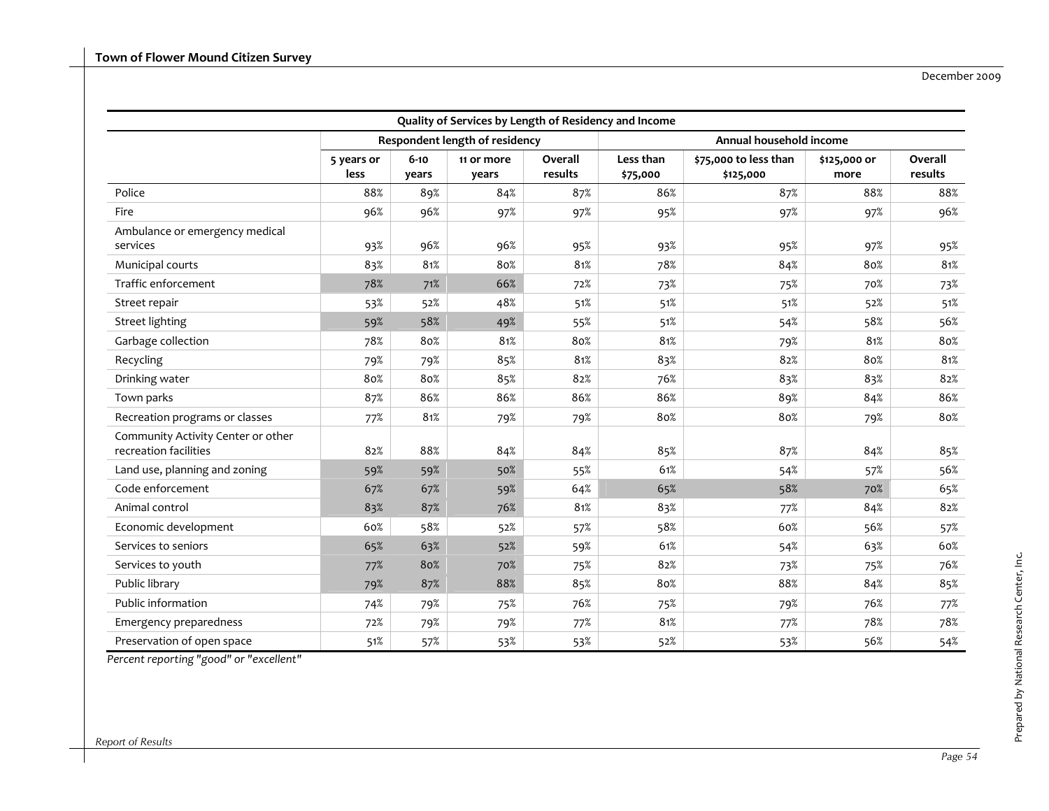| Quality of Services by Length of Residency and Income | | | | | | | | |
|---|---|---|---|---|---|---|---|---|
| | Respondent length of residency | | | | Annual household income | | | |
| | 5 years or less | 6-10 years | 11 or more years | Overall results | Less than $75,000 | $75,000 to less than $125,000 | $125,000 or more | Overall results |
| Police | 88% | 89% | 84% | 87% | 86% | 87% | 88% | 88% |
| Fire | 96% | 96% | 97% | 97% | 95% | 97% | 97% | 96% |
| Ambulance or emergency medical services | 93% | 96% | 96% | 95% | 93% | 95% | 97% | 95% |
| Municipal courts | 83% | 81% | 80% | 81% | 78% | 84% | 80% | 81% |
| Traffic enforcement | 78% | 71% | 66% | 72% | 73% | 75% | 70% | 73% |
| Street repair | 53% | 52% | 48% | 51% | 51% | 51% | 52% | 51% |
| Street lighting | 59% | 58% | 49% | 55% | 51% | 54% | 58% | 56% |
| Garbage collection | 78% | 80% | 81% | 80% | 81% | 79% | 81% | 80% |
| Recycling | 79% | 79% | 85% | 81% | 83% | 82% | 80% | 81% |
| Drinking water | 80% | 80% | 85% | 82% | 76% | 83% | 83% | 82% |
| Town parks | 87% | 86% | 86% | 86% | 86% | 89% | 84% | 86% |
| Recreation programs or classes | 77% | 81% | 79% | 79% | 80% | 80% | 79% | 80% |
| Community Activity Center or other recreation facilities | 82% | 88% | 84% | 84% | 85% | 87% | 84% | 85% |
| Land use, planning and zoning | 59% | 59% | 50% | 55% | 61% | 54% | 57% | 56% |
| Code enforcement | 67% | 67% | 59% | 64% | 65% | 58% | 70% | 65% |
| Animal control | 83% | 87% | 76% | 81% | 83% | 77% | 84% | 82% |
| Economic development | 60% | 58% | 52% | 57% | 58% | 60% | 56% | 57% |
| Services to seniors | 65% | 63% | 52% | 59% | 61% | 54% | 63% | 60% |
| Services to youth | 77% | 80% | 70% | 75% | 82% | 73% | 75% | 76% |
| Public library | 79% | 87% | 88% | 85% | 80% | 88% | 84% | 85% |
| Public information | 74% | 79% | 75% | 76% | 75% | 79% | 76% | 77% |
| Emergency preparedness | 72% | 79% | 79% | 77% | 81% | 77% | 78% | 78% |
| Preservation of open space | 51% | 57% | 53% | 53% | 52% | 53% | 56% | 54% |

*Percent reporting "good" or "excellent"*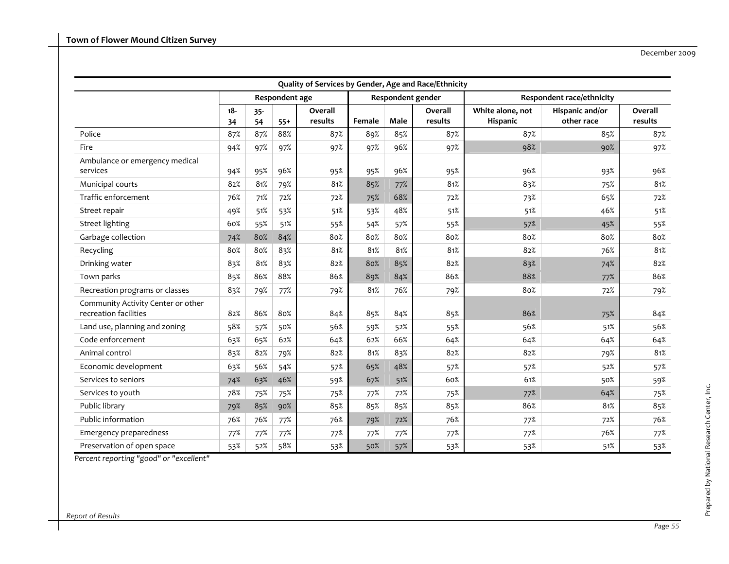| Quality of Services by Gender, Age and Race/Ethnicity | | | | | | | | | | |
|---|---|---|---|---|---|---|---|---|---|---|
| | Respondent age | | | | Respondent gender | | | Respondent race/ethnicity | | |
| | 18-34 | 35-54 | 55+ | Overall results | Female | Male | Overall results | White alone, not Hispanic | Hispanic and/or other race | Overall results |
| Police | 87% | 87% | 88% | 87% | 89% | 85% | 87% | 87% | 85% | 87% |
| Fire | 94% | 97% | 97% | 97% | 97% | 96% | 97% | 98% | 90% | 97% |
| Ambulance or emergency medical services | 94% | 95% | 96% | 95% | 95% | 96% | 95% | 96% | 93% | 96% |
| Municipal courts | 82% | 81% | 79% | 81% | 85% | 77% | 81% | 83% | 75% | 81% |
| Traffic enforcement | 76% | 71% | 72% | 72% | 75% | 68% | 72% | 73% | 65% | 72% |
| Street repair | 49% | 51% | 53% | 51% | 53% | 48% | 51% | 51% | 46% | 51% |
| Street lighting | 60% | 55% | 51% | 55% | 54% | 57% | 55% | 57% | 45% | 55% |
| Garbage collection | 74% | 80% | 84% | 80% | 80% | 80% | 80% | 80% | 80% | 80% |
| Recycling | 80% | 80% | 83% | 81% | 81% | 81% | 81% | 82% | 76% | 81% |
| Drinking water | 83% | 81% | 83% | 82% | 80% | 85% | 82% | 83% | 74% | 82% |
| Town parks | 85% | 86% | 88% | 86% | 89% | 84% | 86% | 88% | 77% | 86% |
| Recreation programs or classes | 83% | 79% | 77% | 79% | 81% | 76% | 79% | 80% | 72% | 79% |
| Community Activity Center or other recreation facilities | 82% | 86% | 80% | 84% | 85% | 84% | 85% | 86% | 75% | 84% |
| Land use, planning and zoning | 58% | 57% | 50% | 56% | 59% | 52% | 55% | 56% | 51% | 56% |
| Code enforcement | 63% | 65% | 62% | 64% | 62% | 66% | 64% | 64% | 64% | 64% |
| Animal control | 83% | 82% | 79% | 82% | 81% | 83% | 82% | 82% | 79% | 81% |
| Economic development | 63% | 56% | 54% | 57% | 65% | 48% | 57% | 57% | 52% | 57% |
| Services to seniors | 74% | 63% | 46% | 59% | 67% | 51% | 60% | 61% | 50% | 59% |
| Services to youth | 78% | 75% | 75% | 75% | 77% | 72% | 75% | 77% | 64% | 75% |
| Public library | 79% | 85% | 90% | 85% | 85% | 85% | 85% | 86% | 81% | 85% |
| Public information | 76% | 76% | 77% | 76% | 79% | 72% | 76% | 77% | 72% | 76% |
| Emergency preparedness | 77% | 77% | 77% | 77% | 77% | 77% | 77% | 77% | 76% | 77% |
| Preservation of open space | 53% | 52% | 58% | 53% | 50% | 57% | 53% | 53% | 51% | 53% |

*Percent reporting "good" or "excellent"*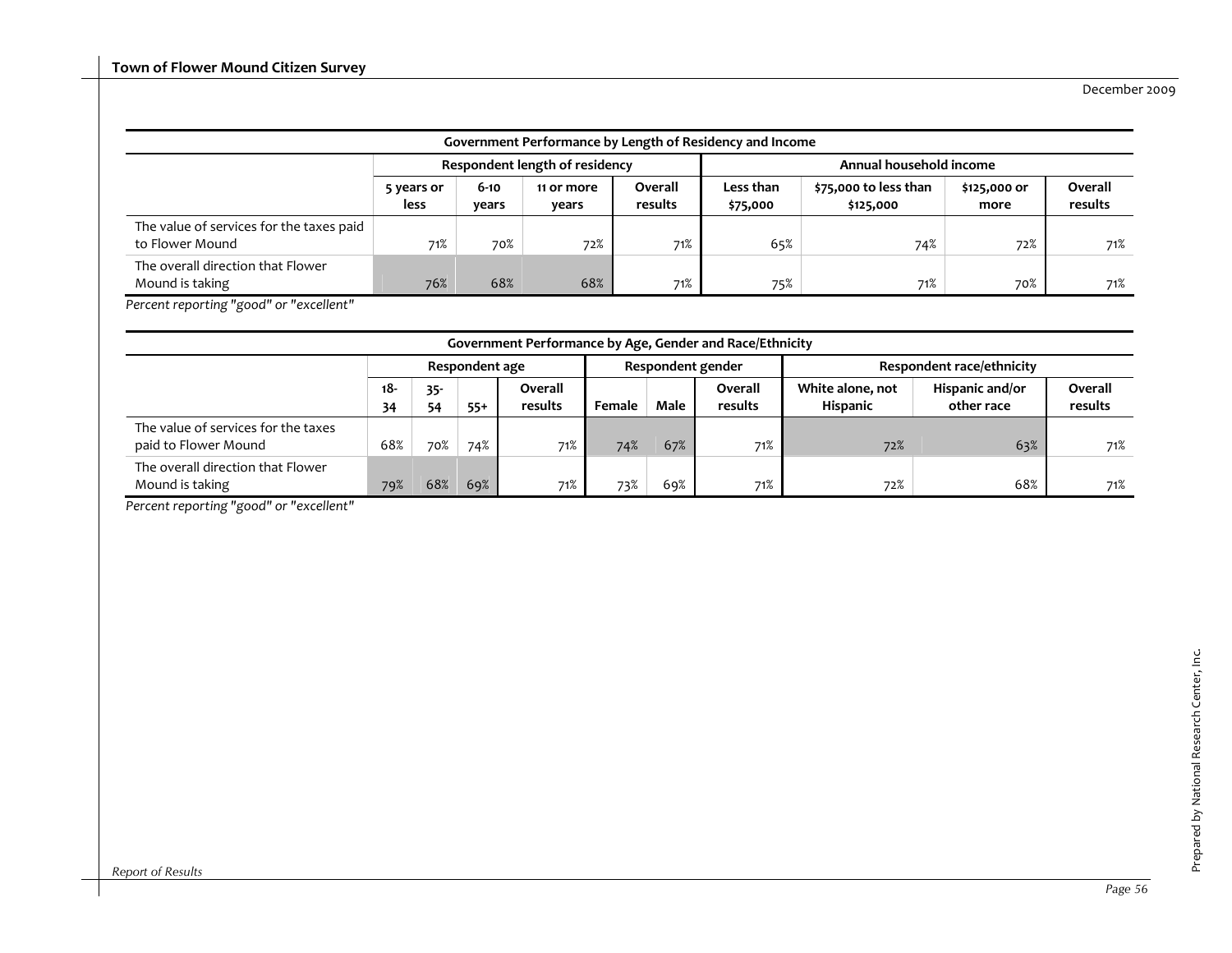| Government Performance by Length of Residency and Income | | | | | | | | |
|---|---|---|---|---|---|---|---|---|
| | Respondent length of residency | | | | Annual household income | | | |
| | 5 years or less | 6-10 years | 11 or more years | Overall results | Less than $75,000 | $75,000 to less than $125,000 | $125,000 or more | Overall results |
| The value of services for the taxes paid to Flower Mound | 71% | 70% | 72% | 71% | 65% | 74% | 72% | 71% |
| The overall direction that Flower Mound is taking | 76% | 68% | 68% | 71% | 75% | 71% | 70% | 71% |

*Percent reporting "good" or "excellent"*

| Government Performance by Age, Gender and Race/Ethnicity | | | | | | | | | | |
|---|---|---|---|---|---|---|---|---|---|---|
| | Respondent age | | | | Respondent gender | | | Respondent race/ethnicity | | |
| | 18-34 | 35-54 | 55+ | Overall results | Female | Male | Overall results | White alone, not Hispanic | Hispanic and/or other race | Overall results |
| The value of services for the taxes paid to Flower Mound | 68% | 70% | 74% | 71% | 74% | 67% | 71% | 72% | 63% | 71% |
| The overall direction that Flower Mound is taking | 79% | 68% | 69% | 71% | 73% | 69% | 71% | 72% | 68% | 71% |

*Percent reporting "good" or "excellent"*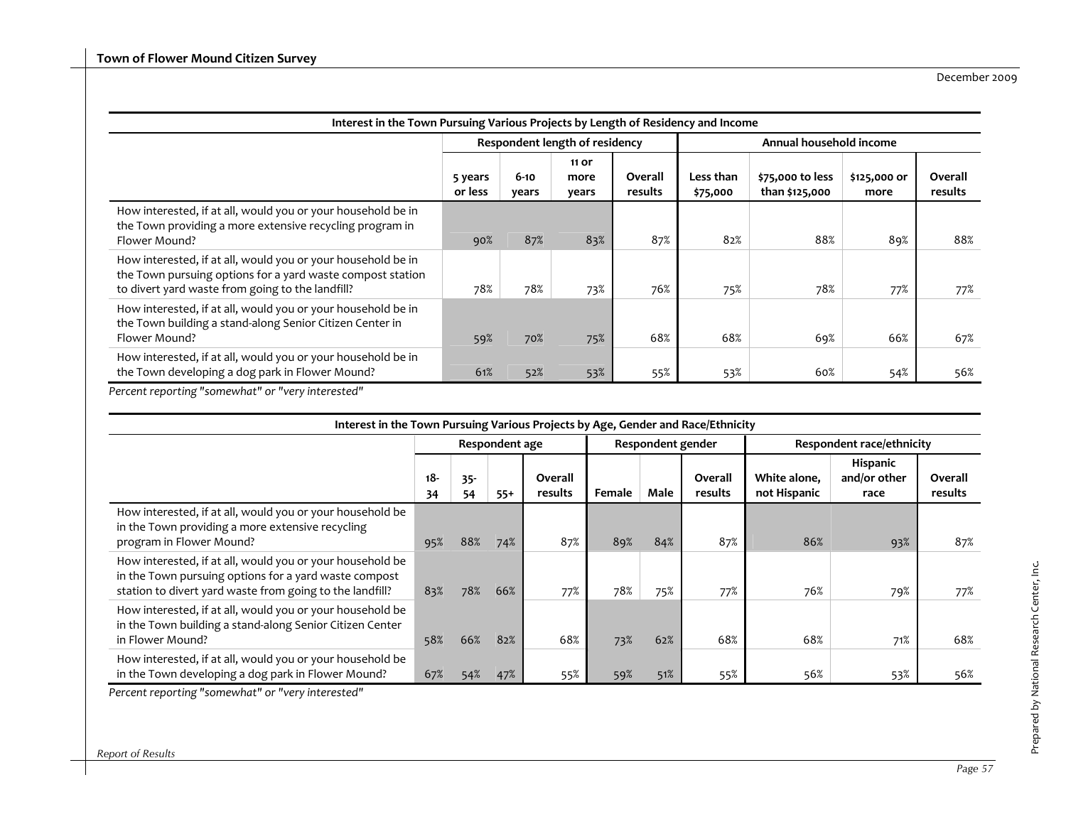| Interest in the Town Pursuing Various Projects by Length of Residency and Income | | | | | | | | |
|---|---|---|---|---|---|---|---|---|
| | Respondent length of residency | | | | Annual household income | | | |
| | 5 years or less | 6-10 years | 11 or more years | Overall results | Less than $75,000 | $75,000 to less than $125,000 | $125,000 or more | Overall results |
| How interested, if at all, would you or your household be in the Town providing a more extensive recycling program in Flower Mound? | 90% | 87% | 83% | 87% | 82% | 88% | 89% | 88% |
| How interested, if at all, would you or your household be in the Town pursuing options for a yard waste compost station to divert yard waste from going to the landfill? | 78% | 78% | 73% | 76% | 75% | 78% | 77% | 77% |
| How interested, if at all, would you or your household be in the Town building a stand-along Senior Citizen Center in Flower Mound? | 59% | 70% | 75% | 68% | 68% | 69% | 66% | 67% |
| How interested, if at all, would you or your household be in the Town developing a dog park in Flower Mound? | 61% | 52% | 53% | 55% | 53% | 60% | 54% | 56% |

*Percent reporting "somewhat" or "very interested"*

| Interest in the Town Pursuing Various Projects by Age, Gender and Race/Ethnicity | | | | | | | | | | |
|---|---|---|---|---|---|---|---|---|---|---|
| | Respondent age | | | | Respondent gender | | | Respondent race/ethnicity | | |
| | 18-34 | 35-54 | 55+ | Overall results | Female | Male | Overall results | White alone, not Hispanic | Hispanic and/or other race | Overall results |
| How interested, if at all, would you or your household be in the Town providing a more extensive recycling program in Flower Mound? | 95% | 88% | 74% | 87% | 89% | 84% | 87% | 86% | 93% | 87% |
| How interested, if at all, would you or your household be in the Town pursuing options for a yard waste compost station to divert yard waste from going to the landfill? | 83% | 78% | 66% | 77% | 78% | 75% | 77% | 76% | 79% | 77% |
| How interested, if at all, would you or your household be in the Town building a stand-along Senior Citizen Center in Flower Mound? | 58% | 66% | 82% | 68% | 73% | 62% | 68% | 68% | 71% | 68% |
| How interested, if at all, would you or your household be in the Town developing a dog park in Flower Mound? | 67% | 54% | 47% | 55% | 59% | 51% | 55% | 56% | 53% | 56% |

*Percent reporting "somewhat" or "very interested"*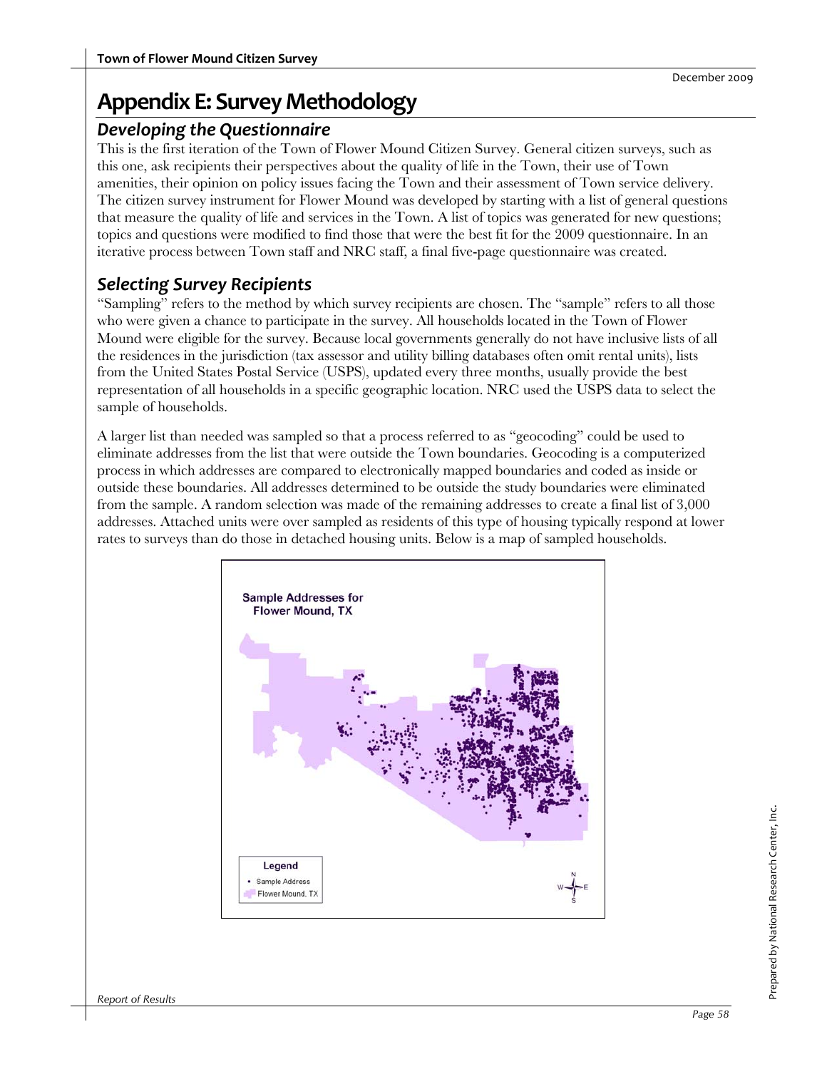# Appendix E: Survey Methodology

## Developing the Questionnaire

This is the first iteration of the Town of Flower Mound Citizen Survey. General citizen surveys, such as this one, ask recipients their perspectives about the quality of life in the Town, their use of Town amenities, their opinion on policy issues facing the Town and their assessment of Town service delivery. The citizen survey instrument for Flower Mound was developed by starting with a list of general questions that measure the quality of life and services in the Town. A list of topics was generated for new questions; topics and questions were modified to find those that were the best fit for the 2009 questionnaire. In an iterative process between Town staff and NRC staff, a final five-page questionnaire was created.

## Selecting Survey Recipients

"Sampling" refers to the method by which survey recipients are chosen. The "sample" refers to all those who were given a chance to participate in the survey. All households located in the Town of Flower Mound were eligible for the survey. Because local governments generally do not have inclusive lists of all the residences in the jurisdiction (tax assessor and utility billing databases often omit rental units), lists from the United States Postal Service (USPS), updated every three months, usually provide the best representation of all households in a specific geographic location. NRC used the USPS data to select the sample of households.

A larger list than needed was sampled so that a process referred to as "geocoding" could be used to eliminate addresses from the list that were outside the Town boundaries. Geocoding is a computerized process in which addresses are compared to electronically mapped boundaries and coded as inside or outside these boundaries. All addresses determined to be outside the study boundaries were eliminated from the sample. A random selection was made of the remaining addresses to create a final list of 3,000 addresses. Attached units were over sampled as residents of this type of housing typically respond at lower rates to surveys than do those in detached housing units. Below is a map of sampled households.

Sample Addresses for Flower Mound, TX

Legend
- Sample Address
- Flower Mound, TX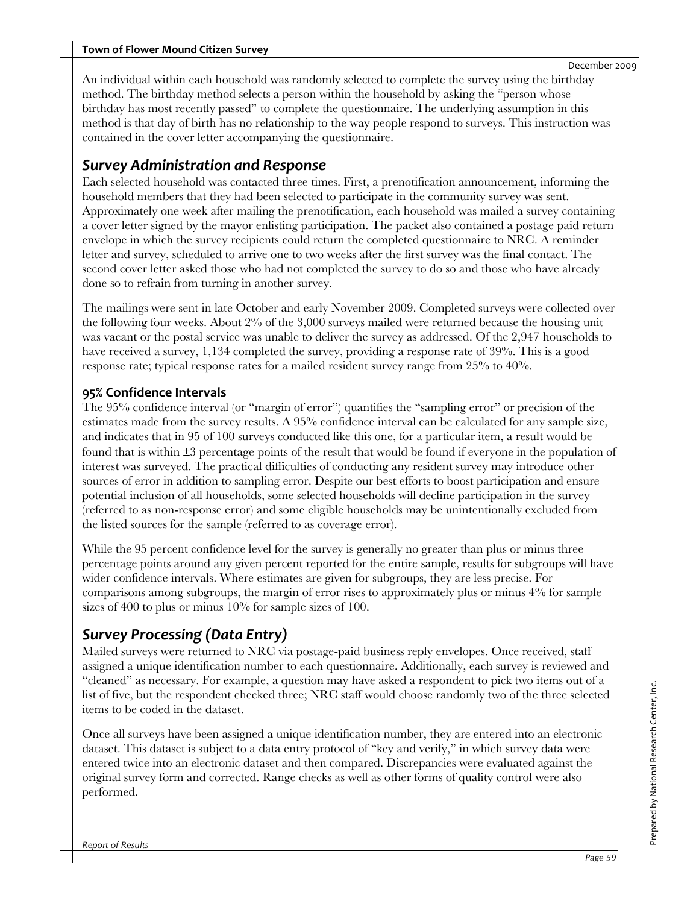An individual within each household was randomly selected to complete the survey using the birthday method. The birthday method selects a person within the household by asking the "person whose birthday has most recently passed" to complete the questionnaire. The underlying assumption in this method is that day of birth has no relationship to the way people respond to surveys. This instruction was contained in the cover letter accompanying the questionnaire.

## *Survey Administration and Response*

Each selected household was contacted three times. First, a prenotification announcement, informing the household members that they had been selected to participate in the community survey was sent. Approximately one week after mailing the prenotification, each household was mailed a survey containing a cover letter signed by the mayor enlisting participation. The packet also contained a postage paid return envelope in which the survey recipients could return the completed questionnaire to NRC. A reminder letter and survey, scheduled to arrive one to two weeks after the first survey was the final contact. The second cover letter asked those who had not completed the survey to do so and those who have already done so to refrain from turning in another survey.

The mailings were sent in late October and early November 2009. Completed surveys were collected over the following four weeks. About 2% of the 3,000 surveys mailed were returned because the housing unit was vacant or the postal service was unable to deliver the survey as addressed. Of the 2,947 households to have received a survey, 1,134 completed the survey, providing a response rate of 39%. This is a good response rate; typical response rates for a mailed resident survey range from 25% to 40%.

### 95% Confidence Intervals

The 95% confidence interval (or "margin of error") quantifies the "sampling error" or precision of the estimates made from the survey results. A 95% confidence interval can be calculated for any sample size, and indicates that in 95 of 100 surveys conducted like this one, for a particular item, a result would be found that is within ±3 percentage points of the result that would be found if everyone in the population of interest was surveyed. The practical difficulties of conducting any resident survey may introduce other sources of error in addition to sampling error. Despite our best efforts to boost participation and ensure potential inclusion of all households, some selected households will decline participation in the survey (referred to as non-response error) and some eligible households may be unintentionally excluded from the listed sources for the sample (referred to as coverage error).

While the 95 percent confidence level for the survey is generally no greater than plus or minus three percentage points around any given percent reported for the entire sample, results for subgroups will have wider confidence intervals. Where estimates are given for subgroups, they are less precise. For comparisons among subgroups, the margin of error rises to approximately plus or minus 4% for sample sizes of 400 to plus or minus 10% for sample sizes of 100.

## *Survey Processing (Data Entry)*

Mailed surveys were returned to NRC via postage-paid business reply envelopes. Once received, staff assigned a unique identification number to each questionnaire. Additionally, each survey is reviewed and "cleaned" as necessary. For example, a question may have asked a respondent to pick two items out of a list of five, but the respondent checked three; NRC staff would choose randomly two of the three selected items to be coded in the dataset.

Once all surveys have been assigned a unique identification number, they are entered into an electronic dataset. This dataset is subject to a data entry protocol of "key and verify," in which survey data were entered twice into an electronic dataset and then compared. Discrepancies were evaluated against the original survey form and corrected. Range checks as well as other forms of quality control were also performed.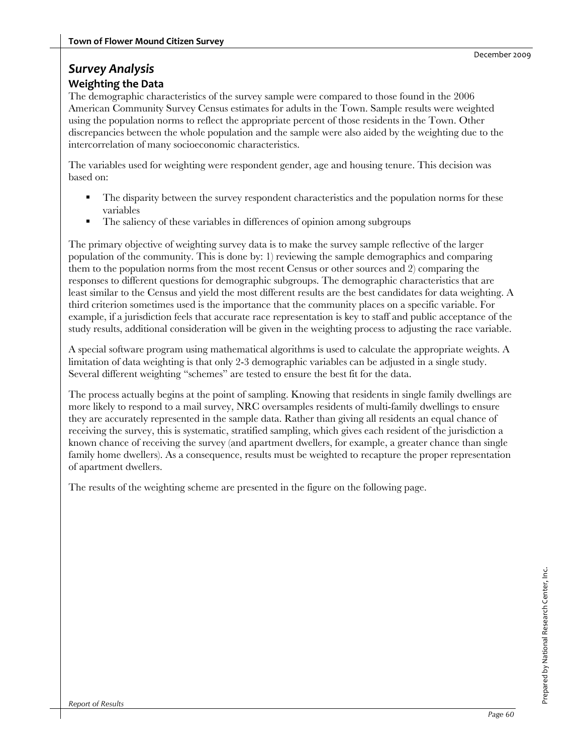# *Survey Analysis*

## Weighting the Data

The demographic characteristics of the survey sample were compared to those found in the 2006 American Community Survey Census estimates for adults in the Town. Sample results were weighted using the population norms to reflect the appropriate percent of those residents in the Town. Other discrepancies between the whole population and the sample were also aided by the weighting due to the intercorrelation of many socioeconomic characteristics.

The variables used for weighting were respondent gender, age and housing tenure. This decision was based on:

- The disparity between the survey respondent characteristics and the population norms for these variables
- The saliency of these variables in differences of opinion among subgroups

The primary objective of weighting survey data is to make the survey sample reflective of the larger population of the community. This is done by: 1) reviewing the sample demographics and comparing them to the population norms from the most recent Census or other sources and 2) comparing the responses to different questions for demographic subgroups. The demographic characteristics that are least similar to the Census and yield the most different results are the best candidates for data weighting. A third criterion sometimes used is the importance that the community places on a specific variable. For example, if a jurisdiction feels that accurate race representation is key to staff and public acceptance of the study results, additional consideration will be given in the weighting process to adjusting the race variable.

A special software program using mathematical algorithms is used to calculate the appropriate weights. A limitation of data weighting is that only 2-3 demographic variables can be adjusted in a single study. Several different weighting "schemes" are tested to ensure the best fit for the data.

The process actually begins at the point of sampling. Knowing that residents in single family dwellings are more likely to respond to a mail survey, NRC oversamples residents of multi-family dwellings to ensure they are accurately represented in the sample data. Rather than giving all residents an equal chance of receiving the survey, this is systematic, stratified sampling, which gives each resident of the jurisdiction a known chance of receiving the survey (and apartment dwellers, for example, a greater chance than single family home dwellers). As a consequence, results must be weighted to recapture the proper representation of apartment dwellers.

The results of the weighting scheme are presented in the figure on the following page.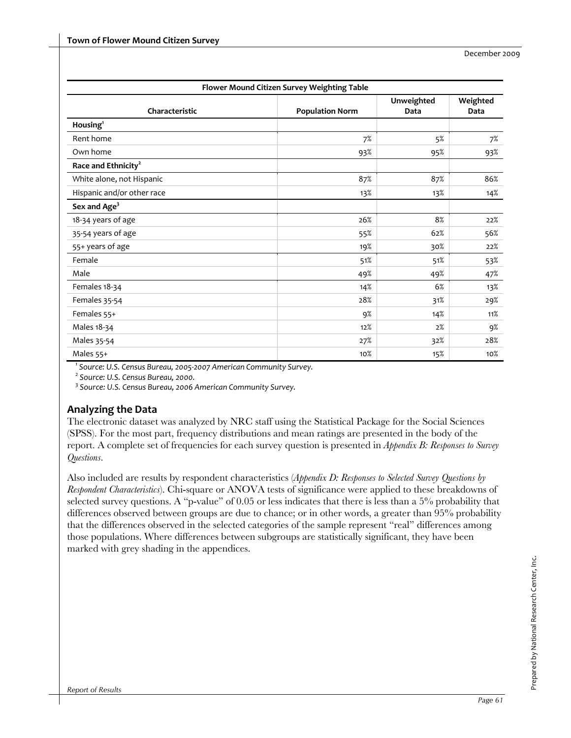| Flower Mound Citizen Survey Weighting Table | | | |
|---|---|---|---|
| Characteristic | Population Norm | Unweighted Data | Weighted Data |
| **Housing**[1] | | | |
| Rent home | 7% | 5% | 7% |
| Own home | 93% | 95% | 93% |
| **Race and Ethnicity**[2] | | | |
| White alone, not Hispanic | 87% | 87% | 86% |
| Hispanic and/or other race | 13% | 13% | 14% |
| **Sex and Age**[3] | | | |
| 18-34 years of age | 26% | 8% | 22% |
| 35-54 years of age | 55% | 62% | 56% |
| 55+ years of age | 19% | 30% | 22% |
| Female | 51% | 51% | 53% |
| Male | 49% | 49% | 47% |
| Females 18-34 | 14% | 6% | 13% |
| Females 35-54 | 28% | 31% | 29% |
| Females 55+ | 9% | 14% | 11% |
| Males 18-34 | 12% | 2% | 9% |
| Males 35-54 | 27% | 32% | 28% |
| Males 55+ | 10% | 15% | 10% |

[1] *Source: U.S. Census Bureau, 2005-2007 American Community Survey.*

[2] *Source: U.S. Census Bureau, 2000.*

[3] *Source: U.S. Census Bureau, 2006 American Community Survey.*

## Analyzing the Data

The electronic dataset was analyzed by NRC staff using the Statistical Package for the Social Sciences (SPSS). For the most part, frequency distributions and mean ratings are presented in the body of the report. A complete set of frequencies for each survey question is presented in *Appendix B: Responses to Survey Questions*.

Also included are results by respondent characteristics (*Appendix D: Responses to Selected Survey Questions by Respondent Characteristics*). Chi-square or ANOVA tests of significance were applied to these breakdowns of selected survey questions. A "p-value" of 0.05 or less indicates that there is less than a 5% probability that differences observed between groups are due to chance; or in other words, a greater than 95% probability that the differences observed in the selected categories of the sample represent "real" differences among those populations. Where differences between subgroups are statistically significant, they have been marked with grey shading in the appendices.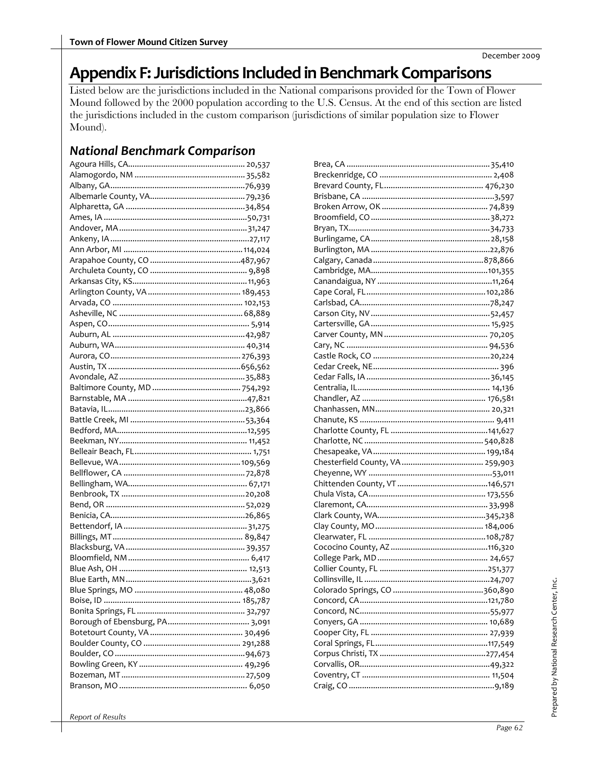# Appendix F: Jurisdictions Included in Benchmark Comparisons

Listed below are the jurisdictions included in the National comparisons provided for the Town of Flower Mound followed by the 2000 population according to the U.S. Census. At the end of this section are listed the jurisdictions included in the custom comparison (jurisdictions of similar population size to Flower Mound).

## *National Benchmark Comparison*

Agoura Hills, CA.......................................................... 20,537
Alamogordo, NM .......................................................... 35,582
Albany, GA.................................................................76,939
Albemarle County, VA..............................................79,236
Alpharetta, GA ............................................................34,854
Ames, IA ......................................................................50,731
Andover, MA .................................................................31,247
Ankeny, IA .....................................................................27,117
Ann Arbor, MI ............................................................114,024
Arapahoe County, CO ..............................................487,967
Archuleta County, CO ................................................ 9,898
Arkansas City, KS...........................................................11,963
Arlington County, VA .............................................. 189,453
Arvada, CO ................................................................ 102,153
Asheville, NC .............................................................. 68,889
Aspen, CO...................................................................... 5,914
Auburn, AL ...................................................................42,987
Auburn, WA................................................................... 40,314
Aurora, CO..................................................................276,393
Austin, TX ....................................................................656,562
Avondale, AZ .................................................................35,883
Baltimore County, MD ...............................................754,292
Barnstable, MA .............................................................47,821
Batavia, IL.......................................................................23,866
Battle Creek, MI ...........................................................53,364
Bedford, MA...................................................................12,595
Beekman, NY.................................................................. 11,452
Belleair Beach, FL........................................................... 1,751
Bellevue, WA ..............................................................109,569
Bellflower, CA ..............................................................72,878
Bellingham, WA............................................................. 67,171
Benbrook, TX ...............................................................20,208
Bend, OR ......................................................................52,029
Benicia, CA....................................................................26,865
Bettendorf, IA ...............................................................31,275
Billings, MT .................................................................. 89,847
Blacksburg, VA ............................................................ 39,357
Bloomfield, NM ............................................................. 6,417
Blue Ash, OH ................................................................ 12,513
Blue Earth, MN................................................................3,621
Blue Springs, MO ........................................................ 48,080
Boise, ID ......................................................................185,787
Bonita Springs, FL ........................................................ 32,797
Borough of Ebensburg, PA............................................ 3,091
Botetourt County, VA .................................................. 30,496
Boulder County, CO ................................................... 291,288
Boulder, CO ..................................................................94,673
Bowling Green, KY ..................................................... 49,296
Bozeman, MT ...............................................................27,509
Branson, MO ................................................................. 6,050
Brea, CA .......................................................................35,410
Breckenridge, CO ......................................................... 2,408
Brevard County, FL.................................................... 476,230
Brisbane, CA ..................................................................3,597
Broken Arrow, OK ....................................................... 74,839
Broomfield, CO ............................................................38,272
Bryan, TX.......................................................................34,733
Burlingame, CA .............................................................28,158
Burlington, MA .............................................................22,876
Calgary, Canada .........................................................878,866
Cambridge, MA............................................................101,355
Canandaigua, NY ...........................................................11,264
Cape Coral, FL.............................................................102,286
Carlsbad, CA..................................................................78,247
Carson City, NV .............................................................52,457
Cartersville, GA ............................................................ 15,925
Carver County, MN ...................................................... 70,205
Cary, NC .......................................................................94,536
Castle Rock, CO ............................................................20,224
Cedar Creek, NE............................................................... 396
Cedar Falls, IA ...............................................................36,145
Centralia, IL.................................................................... 14,136
Chandler, AZ ............................................................... 176,581
Chanhassen, MN.......................................................... 20,321
Chanute, KS .................................................................... 9,411
Charlotte County, FL ..................................................141,627
Charlotte, NC ............................................................. 540,828
Chesapeake, VA..........................................................199,184
Chesterfield County, VA ............................................ 259,903
Cheyenne, WY ..............................................................53,011
Chittenden County, VT ................................................146,571
Chula Vista, CA............................................................ 173,556
Claremont, CA.............................................................. 33,998
Clark County, WA........................................................345,238
Clay County, MO ........................................................ 184,006
Clearwater, FL ............................................................108,787
Cococino County, AZ ...................................................116,320
College Park, MD ......................................................... 24,657
Collier County, FL ........................................................251,377
Collinsville, IL ................................................................24,707
Colorado Springs, CO ................................................360,890
Concord, CA.................................................................121,780
Concord, NC..................................................................55,977
Conyers, GA ................................................................. 10,689
Cooper City, FL ............................................................ 27,939
Coral Springs, FL..........................................................117,549
Corpus Christi, TX .......................................................277,454
Corvallis, OR..................................................................49,322
Coventry, CT ................................................................. 11,504
Craig, CO ........................................................................9,189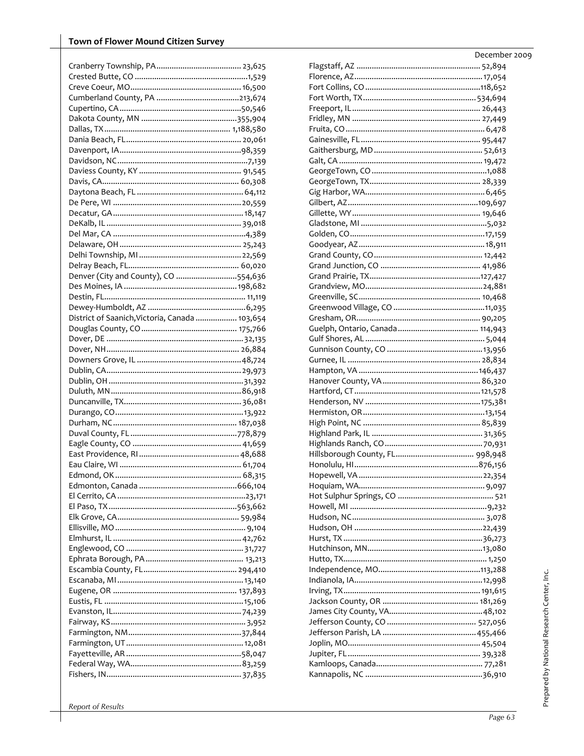Cranberry Township, PA....................................... 23,625
Crested Butte, CO ....................................................1,529
Creve Coeur, MO................................................... 16,500
Cumberland County, PA .......................................213,674
Cupertino, CA........................................................50,546
Dakota County, MN ............................................355,904
Dallas, TX......................................................... 1,188,580
Dania Beach, FL..................................................... 20,061
Davenport, IA........................................................98,359
Davidson, NC............................................................7,139
Daviess County, KY ............................................... 91,545
Davis, CA................................................................ 60,308
Daytona Beach, FL ................................................. 64,112
De Pere, WI ............................................................20,559
Decatur, GA............................................................ 18,147
DeKalb, IL .............................................................. 39,018
Del Mar, CA .............................................................4,389
Delaware, OH ......................................................... 25,243
Delhi Township, MI ............................................... 22,569
Delray Beach, FL................................................... 60,020
Denver (City and County), CO ............................554,636
Des Moines, IA .................................................... 198,682
Destin, FL................................................................. 11,119
Dewey-Humboldt, AZ .............................................6,295
District of Saanich,Victoria, Canada ................... 103,654
Douglas County, CO ............................................ 175,766
Dover, DE ............................................................... 32,135
Dover, NH............................................................. 26,884
Downers Grove, IL ................................................48,724
Dublin, CA..............................................................29,973
Dublin, OH ..............................................................31,392
Duluth, MN............................................................86,918
Duncanville, TX...................................................... 36,081
Durango, CO...........................................................13,922
Durham, NC......................................................... 187,038
Duval County, FL .................................................778,879
Eagle County, CO .................................................. 41,659
East Providence, RI ............................................. 48,688
Eau Claire, WI ........................................................ 61,704
Edmond, OK .......................................................... 68,315
Edmonton, Canada .............................................666,104
El Cerrito, CA ...........................................................23,171
El Paso, TX...........................................................563,662
Elk Grove, CA........................................................ 59,984
Ellisville, MO ............................................................ 9,104
Elmhurst, IL ........................................................... 42,762
Englewood, CO ...................................................... 31,727
Ephrata Borough, PA............................................. 13,213
Escambia County, FL........................................... 294,410
Escanaba, MI.......................................................... 13,140
Eugene, OR ......................................................... 137,893
Eustis, FL ................................................................15,106
Evanston, IL........................................................... 74,239
Fairway, KS............................................................. 3,952
Farmington, NM....................................................37,844
Farmington, UT...................................................... 12,081
Fayetteville, AR .....................................................58,047
Federal Way, WA...................................................83,259
Fishers, IN.............................................................. 37,835
Flagstaff, AZ ......................................................... 52,894
Florence, AZ........................................................... 17,054
Fort Collins, CO .....................................................118,652
Fort Worth, TX.................................................... 534,694
Freeport, IL ........................................................... 26,443
Fridley, MN ........................................................... 27,449
Fruita, CO ................................................................ 6,478
Gainesville, FL ....................................................... 95,447
Gaithersburg, MD ................................................. 52,613
Galt, CA .................................................................. 19,472
GeorgeTown, CO .....................................................1,088
GeorgeTown, TX................................................... 28,339
Gig Harbor, WA...................................................... 6,465
Gilbert, AZ............................................................109,697
Gillette, WY ........................................................... 19,646
Gladstone, MI ..........................................................5,032
Golden, CO..............................................................17,159
Goodyear, AZ.......................................................... 18,911
Grand County, CO .................................................. 12,442
Grand Junction, CO .............................................. 41,986
Grand Prairie, TX...................................................127,427
Grandview, MO......................................................24,881
Greenville, SC........................................................ 10,468
Greenwood Village, CO ..........................................11,035
Gresham, OR......................................................... 90,205
Guelph, Ontario, Canada ..................................... 114,943
Gulf Shores, AL ...................................................... 5,044
Gunnison County, CO ............................................13,956
Gurnee, IL ............................................................. 28,834
Hampton, VA .......................................................146,437
Hanover County, VA ............................................. 86,320
Hartford, CT..........................................................121,578
Henderson, NV .....................................................175,381
Hermiston, OR........................................................13,154
High Point, NC ...................................................... 85,839
Highland Park, IL ................................................... 31,365
Highlands Ranch, CO ............................................ 70,931
Hillsborough County, FL.................................... 998,948
Honolulu, HI.........................................................876,156
Hopewell, VA .........................................................22,354
Hoquiam, WA.......................................................... 9,097
Hot Sulphur Springs, CO ........................................... 521
Howell, MI ..............................................................9,232
Hudson, NC............................................................. 3,078
Hudson, OH ...........................................................22,439
Hurst, TX ................................................................36,273
Hutchinson, MN.....................................................13,080
Hutto, TX................................................................. 1,250
Independence, MO...............................................113,288
Indianola, IA...........................................................12,998
Irving, TX............................................................... 191,615
Jackson County, OR ............................................ 181,269
James City County, VA...........................................48,102
Jefferson County, CO ......................................... 527,056
Jefferson Parish, LA ........................................... 455,466
Joplin, MO............................................................. 45,504
Jupiter, FL ............................................................. 39,328
Kamloops, Canada................................................. 77,281
Kannapolis, NC ......................................................36,910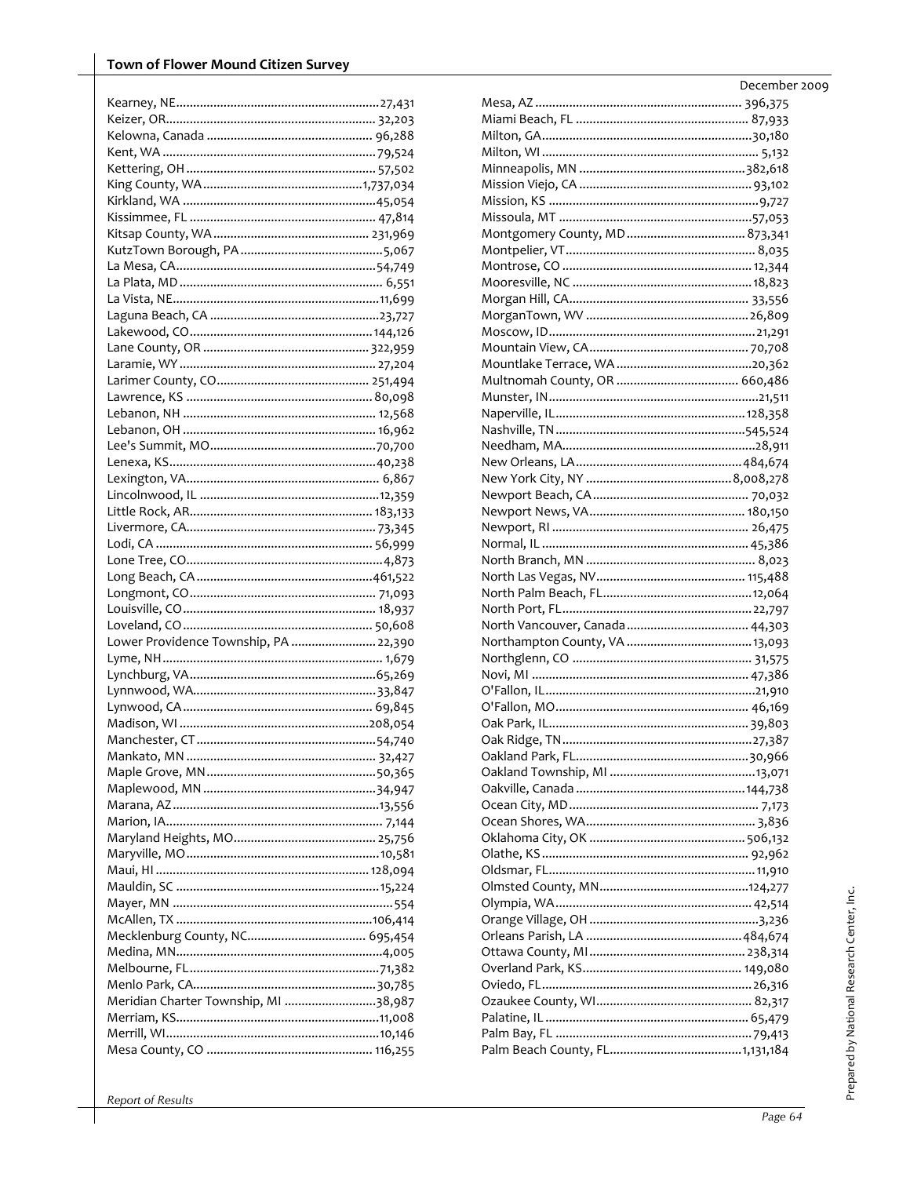Kearney, NE ........................................................... 27,431
Keizer, OR ............................................................. 32,203
Kelowna, Canada ................................................... 96,288
Kent, WA ............................................................... 79,524
Kettering, OH ........................................................ 57,502
King County, WA .............................................. 1,737,034
Kirkland, WA ......................................................... 45,054
Kissimmee, FL ....................................................... 47,814
Kitsap County, WA ............................................. 231,969
KutzTown Borough, PA ........................................... 5,067
La Mesa, CA .......................................................... 54,749
La Plata, MD ............................................................ 6,551
La Vista, NE ............................................................ 11,699
Laguna Beach, CA .................................................. 23,727
Lakewood, CO ..................................................... 144,126
Lane County, OR ................................................. 322,959
Laramie, WY .......................................................... 27,204
Larimer County, CO ............................................. 251,494
Lawrence, KS ......................................................... 80,098
Lebanon, NH ......................................................... 12,568
Lebanon, OH ......................................................... 16,962
Lee's Summit, MO .................................................. 70,700
Lenexa, KS ............................................................. 40,238
Lexington, VA .......................................................... 6,867
Lincolnwood, IL ..................................................... 12,359
Little Rock, AR ..................................................... 183,133
Livermore, CA ........................................................ 73,345
Lodi, CA ................................................................ 56,999
Lone Tree, CO .......................................................... 4,873
Long Beach, CA .................................................... 461,522
Longmont, CO ....................................................... 71,093
Louisville, CO ........................................................ 18,937
Loveland, CO ......................................................... 50,608
Lower Providence Township, PA ......................... 22,390
Lyme, NH ................................................................. 1,679
Lynchburg, VA ........................................................ 65,269
Lynnwood, WA ...................................................... 33,847
Lynwood, CA ......................................................... 69,845
Madison, WI ........................................................ 208,054
Manchester, CT ..................................................... 54,740
Mankato, MN ......................................................... 32,427
Maple Grove, MN ................................................... 50,365
Maplewood, MN ..................................................... 34,947
Marana, AZ ............................................................. 13,556
Marion, IA ................................................................ 7,144
Maryland Heights, MO ........................................... 25,756
Maryville, MO ......................................................... 10,581
Maui, HI ............................................................... 128,094
Mauldin, SC ........................................................... 15,224
Mayer, MN ................................................................... 554
McAllen, TX ......................................................... 106,414
Mecklenburg County, NC ..................................... 695,454
Medina, MN ............................................................. 4,005
Melbourne, FL ........................................................ 71,382
Menlo Park, CA ...................................................... 30,785
Meridian Charter Township, MI ............................ 38,987
Merriam, KS ........................................................... 11,008
Merrill, WI ............................................................... 10,146
Mesa County, CO ................................................ 116,255
Mesa, AZ ............................................................. 396,375
Miami Beach, FL .................................................... 87,933
Milton, GA .............................................................. 30,180
Milton, WI ................................................................ 5,132
Minneapolis, MN .................................................. 382,618
Mission Viejo, CA ................................................... 93,102
Mission, KS .............................................................. 9,727
Missoula, MT .......................................................... 57,053
Montgomery County, MD .................................... 873,341
Montpelier, VT ......................................................... 8,035
Montrose, CO ......................................................... 12,344
Mooresville, NC ...................................................... 18,823
Morgan Hill, CA ...................................................... 33,556
MorganTown, WV ................................................... 26,809
Moscow, ID ............................................................. 21,291
Mountain View, CA ................................................ 70,708
Mountlake Terrace, WA ......................................... 20,362
Multnomah County, OR ....................................... 660,486
Munster, IN ............................................................. 21,511
Naperville, IL ........................................................ 128,358
Nashville, TN ........................................................ 545,524
Needham, MA ......................................................... 28,911
New Orleans, LA .................................................. 484,674
New York City, NY ............................................ 8,008,278
Newport Beach, CA ................................................ 70,032
Newport News, VA ............................................... 180,150
Newport, RI ............................................................ 26,475
Normal, IL ............................................................... 45,386
North Branch, MN .................................................... 8,023
North Las Vegas, NV ........................................... 115,488
North Palm Beach, FL ............................................ 12,064
North Port, FL ......................................................... 22,797
North Vancouver, Canada ...................................... 44,303
Northampton County, VA ....................................... 13,093
Northglenn, CO ....................................................... 31,575
Novi, MI .................................................................. 47,386
O'Fallon, IL .............................................................. 21,910
O'Fallon, MO .......................................................... 46,169
Oak Park, IL ............................................................ 39,803
Oak Ridge, TN ........................................................ 27,387
Oakland Park, FL .................................................... 30,966
Oakland Township, MI ........................................... 13,071
Oakville, Canada .................................................. 144,738
Ocean City, MD ........................................................ 7,173
Ocean Shores, WA ................................................... 3,836
Oklahoma City, OK .............................................. 506,132
Olathe, KS .............................................................. 92,962
Oldsmar, FL ............................................................. 11,910
Olmsted County, MN ............................................ 124,277
Olympia, WA ........................................................... 42,514
Orange Village, OH .................................................. 3,236
Orleans Parish, LA ............................................... 484,674
Ottawa County, MI ............................................... 238,314
Overland Park, KS ................................................ 149,080
Oviedo, FL .............................................................. 26,316
Ozaukee County, WI .............................................. 82,317
Palatine, IL ............................................................. 65,479
Palm Bay, FL .......................................................... 79,413
Palm Beach County, FL ...................................... 1,131,184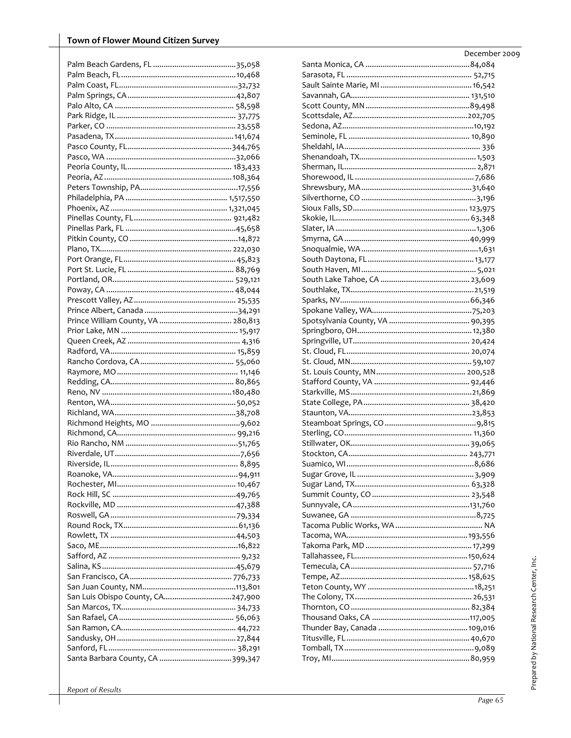Palm Beach Gardens, FL ....................................... 35,058
Palm Beach, FL ....................................... 10,468
Palm Coast, FL ....................................... 32,732
Palm Springs, CA ....................................... 42,807
Palo Alto, CA ....................................... 58,598
Park Ridge, IL ....................................... 37,775
Parker, CO ....................................... 23,558
Pasadena, TX ....................................... 141,674
Pasco County, FL ....................................... 344,765
Pasco, WA ....................................... 32,066
Peoria County, IL ....................................... 183,433
Peoria, AZ ....................................... 108,364
Peters Township, PA ....................................... 17,556
Philadelphia, PA ....................................... 1,517,550
Phoenix, AZ ....................................... 1,321,045
Pinellas County, FL ....................................... 921,482
Pinellas Park, FL ....................................... 45,658
Pitkin County, CO ....................................... 14,872
Plano, TX ....................................... 222,030
Port Orange, FL ....................................... 45,823
Port St. Lucie, FL ....................................... 88,769
Portland, OR ....................................... 529,121
Poway, CA ....................................... 48,044
Prescott Valley, AZ ....................................... 25,535
Prince Albert, Canada ....................................... 34,291
Prince William County, VA ....................................... 280,813
Prior Lake, MN ....................................... 15,917
Queen Creek, AZ ....................................... 4,316
Radford, VA ....................................... 15,859
Rancho Cordova, CA ....................................... 55,060
Raymore, MO ....................................... 11,146
Redding, CA ....................................... 80,865
Reno, NV ....................................... 180,480
Renton, WA ....................................... 50,052
Richland, WA ....................................... 38,708
Richmond Heights, MO ....................................... 9,602
Richmond, CA ....................................... 99,216
Rio Rancho, NM ....................................... 51,765
Riverdale, UT ....................................... 7,656
Riverside, IL ....................................... 8,895
Roanoke, VA ....................................... 94,911
Rochester, MI ....................................... 10,467
Rock Hill, SC ....................................... 49,765
Rockville, MD ....................................... 47,388
Roswell, GA ....................................... 79,334
Round Rock, TX ....................................... 61,136
Rowlett, TX ....................................... 44,503
Saco, ME ....................................... 16,822
Safford, AZ ....................................... 9,232
Salina, KS ....................................... 45,679
San Francisco, CA ....................................... 776,733
San Juan County, NM ....................................... 113,801
San Luis Obispo County, CA ....................................... 247,900
San Marcos, TX ....................................... 34,733
San Rafael, CA ....................................... 56,063
San Ramon, CA ....................................... 44,722
Sandusky, OH ....................................... 27,844
Sanford, FL ....................................... 38,291
Santa Barbara County, CA ....................................... 399,347
Santa Monica, CA ....................................... 84,084
Sarasota, FL ....................................... 52,715
Sault Sainte Marie, MI ....................................... 16,542
Savannah, GA ....................................... 131,510
Scott County, MN ....................................... 89,498
Scottsdale, AZ ....................................... 202,705
Sedona, AZ ....................................... 10,192
Seminole, FL ....................................... 10,890
Sheldahl, IA ....................................... 336
Shenandoah, TX ....................................... 1,503
Sherman, IL ....................................... 2,871
Shorewood, IL ....................................... 7,686
Shrewsbury, MA ....................................... 31,640
Silverthorne, CO ....................................... 3,196
Sioux Falls, SD ....................................... 123,975
Skokie, IL ....................................... 63,348
Slater, IA ....................................... 1,306
Smyrna, GA ....................................... 40,999
Snoqualmie, WA ....................................... 1,631
South Daytona, FL ....................................... 13,177
South Haven, MI ....................................... 5,021
South Lake Tahoe, CA ....................................... 23,609
Southlake, TX ....................................... 21,519
Sparks, NV ....................................... 66,346
Spokane Valley, WA ....................................... 75,203
Spotsylvania County, VA ....................................... 90,395
Springboro, OH ....................................... 12,380
Springville, UT ....................................... 20,424
St. Cloud, FL ....................................... 20,074
St. Cloud, MN ....................................... 59,107
St. Louis County, MN ....................................... 200,528
Stafford County, VA ....................................... 92,446
Starkville, MS ....................................... 21,869
State College, PA ....................................... 38,420
Staunton, VA ....................................... 23,853
Steamboat Springs, CO ....................................... 9,815
Sterling, CO ....................................... 11,360
Stillwater, OK ....................................... 39,065
Stockton, CA ....................................... 243,771
Suamico, WI ....................................... 8,686
Sugar Grove, IL ....................................... 3,909
Sugar Land, TX ....................................... 63,328
Summit County, CO ....................................... 23,548
Sunnyvale, CA ....................................... 131,760
Suwanee, GA ....................................... 8,725
Tacoma Public Works, WA ....................................... NA
Tacoma, WA ....................................... 193,556
Takoma Park, MD ....................................... 17,299
Tallahassee, FL ....................................... 150,624
Temecula, CA ....................................... 57,716
Tempe, AZ ....................................... 158,625
Teton County, WY ....................................... 18,251
The Colony, TX ....................................... 26,531
Thornton, CO ....................................... 82,384
Thousand Oaks, CA ....................................... 117,005
Thunder Bay, Canada ....................................... 109,016
Titusville, FL ....................................... 40,670
Tomball, TX ....................................... 9,089
Troy, MI ....................................... 80,959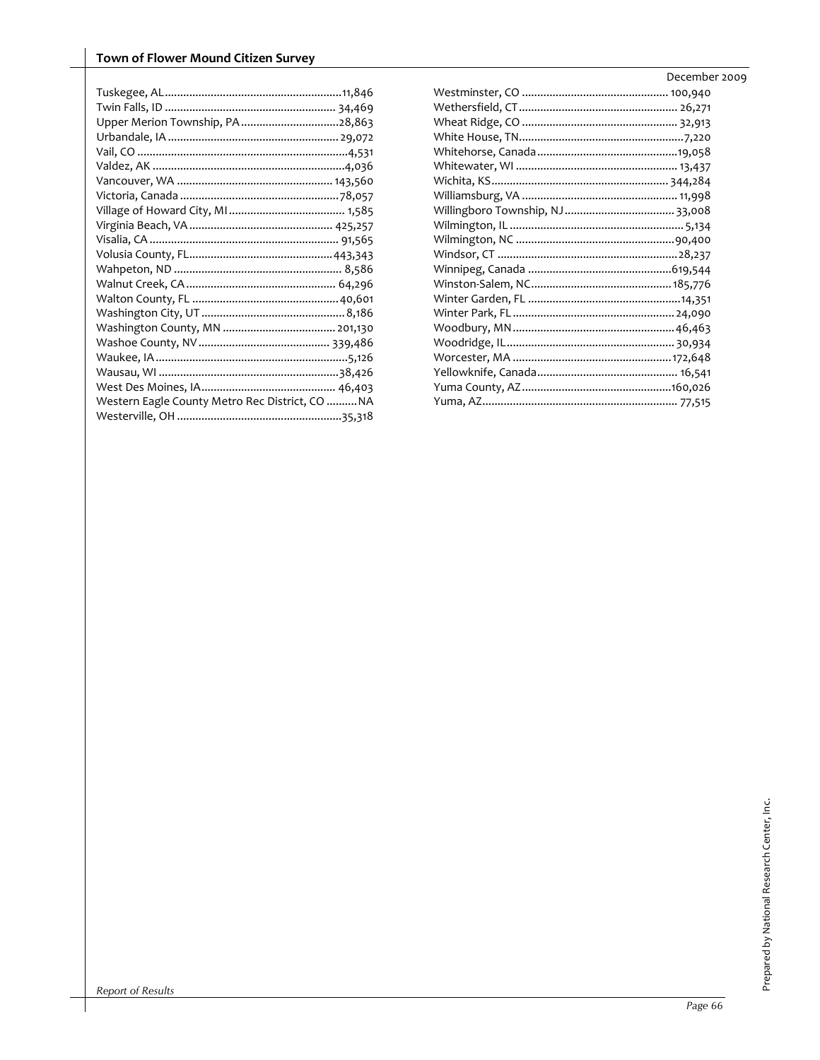Tuskegee, AL ........................................................ 11,846
Twin Falls, ID ........................................................ 34,469
Upper Merion Township, PA ................................ 28,863
Urbandale, IA ........................................................ 29,072
Vail, CO ........................................................ 4,531
Valdez, AK ........................................................ 4,036
Vancouver, WA ........................................................ 143,560
Victoria, Canada ........................................................ 78,057
Village of Howard City, MI ........................................ 1,585
Virginia Beach, VA ................................................ 425,257
Visalia, CA ........................................................ 91,565
Volusia County, FL ................................................ 443,343
Wahpeton, ND ........................................................ 8,586
Walnut Creek, CA ................................................ 64,296
Walton County, FL ................................................ 40,601
Washington City, UT ................................................ 8,186
Washington County, MN ........................................ 201,130
Washoe County, NV ................................................ 339,486
Waukee, IA ........................................................ 5,126
Wausau, WI ........................................................ 38,426
West Des Moines, IA ................................................ 46,403
Western Eagle County Metro Rec District, CO .......... NA
Westerville, OH ........................................................ 35,318
Westminster, CO ................................................ 100,940
Wethersfield, CT ................................................ 26,271
Wheat Ridge, CO ................................................ 32,913
White House, TN ................................................ 7,220
Whitehorse, Canada ................................................ 19,058
Whitewater, WI ................................................ 13,437
Wichita, KS ........................................................ 344,284
Williamsburg, VA ................................................ 11,998
Willingboro Township, NJ ........................................ 33,008
Wilmington, IL ........................................................ 5,134
Wilmington, NC ................................................ 90,400
Windsor, CT ........................................................ 28,237
Winnipeg, Canada ................................................ 619,544
Winston-Salem, NC ................................................ 185,776
Winter Garden, FL ................................................ 14,351
Winter Park, FL ................................................ 24,090
Woodbury, MN ................................................ 46,463
Woodridge, IL ................................................ 30,934
Worcester, MA ................................................ 172,648
Yellowknife, Canada ................................................ 16,541
Yuma County, AZ ................................................ 160,026
Yuma, AZ ........................................................ 77,515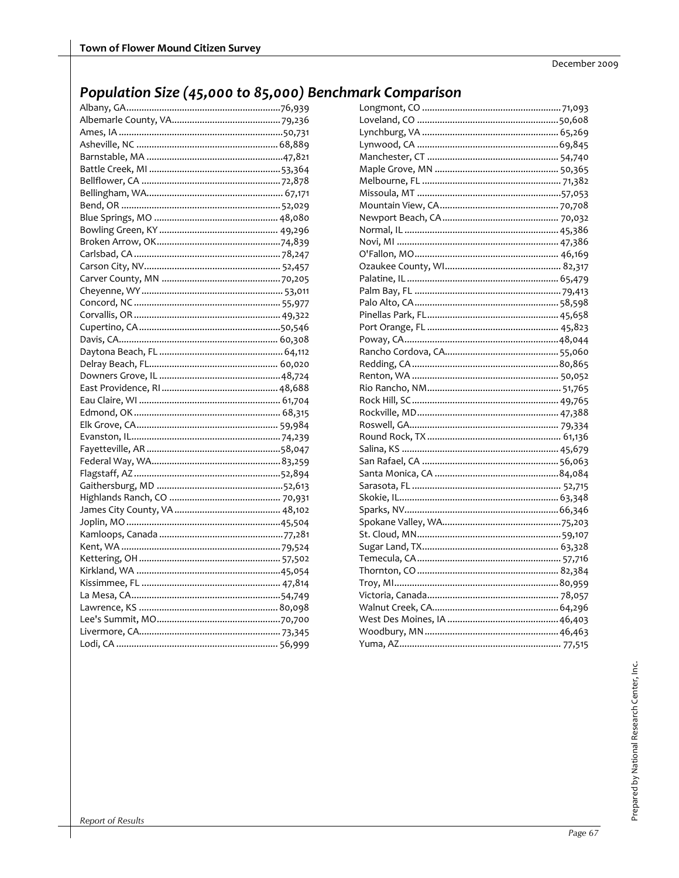## *Population Size (45,000 to 85,000) Benchmark Comparison*

| Jurisdiction | Population |
|---|---|
| Albany, GA | 76,939 |
| Albemarle County, VA | 79,236 |
| Ames, IA | 50,731 |
| Asheville, NC | 68,889 |
| Barnstable, MA | 47,821 |
| Battle Creek, MI | 53,364 |
| Bellflower, CA | 72,878 |
| Bellingham, WA | 67,171 |
| Bend, OR | 52,029 |
| Blue Springs, MO | 48,080 |
| Bowling Green, KY | 49,296 |
| Broken Arrow, OK | 74,839 |
| Carlsbad, CA | 78,247 |
| Carson City, NV | 52,457 |
| Carver County, MN | 70,205 |
| Cheyenne, WY | 53,011 |
| Concord, NC | 55,977 |
| Corvallis, OR | 49,322 |
| Cupertino, CA | 50,546 |
| Davis, CA | 60,308 |
| Daytona Beach, FL | 64,112 |
| Delray Beach, FL | 60,020 |
| Downers Grove, IL | 48,724 |
| East Providence, RI | 48,688 |
| Eau Claire, WI | 61,704 |
| Edmond, OK | 68,315 |
| Elk Grove, CA | 59,984 |
| Evanston, IL | 74,239 |
| Fayetteville, AR | 58,047 |
| Federal Way, WA | 83,259 |
| Flagstaff, AZ | 52,894 |
| Gaithersburg, MD | 52,613 |
| Highlands Ranch, CO | 70,931 |
| James City County, VA | 48,102 |
| Joplin, MO | 45,504 |
| Kamloops, Canada | 77,281 |
| Kent, WA | 79,524 |
| Kettering, OH | 57,502 |
| Kirkland, WA | 45,054 |
| Kissimmee, FL | 47,814 |
| La Mesa, CA | 54,749 |
| Lawrence, KS | 80,098 |
| Lee's Summit, MO | 70,700 |
| Livermore, CA | 73,345 |
| Lodi, CA | 56,999 |
| Longmont, CO | 71,093 |
| Loveland, CO | 50,608 |
| Lynchburg, VA | 65,269 |
| Lynwood, CA | 69,845 |
| Manchester, CT | 54,740 |
| Maple Grove, MN | 50,365 |
| Melbourne, FL | 71,382 |
| Missoula, MT | 57,053 |
| Mountain View, CA | 70,708 |
| Newport Beach, CA | 70,032 |
| Normal, IL | 45,386 |
| Novi, MI | 47,386 |
| O'Fallon, MO | 46,169 |
| Ozaukee County, WI | 82,317 |
| Palatine, IL | 65,479 |
| Palm Bay, FL | 79,413 |
| Palo Alto, CA | 58,598 |
| Pinellas Park, FL | 45,658 |
| Port Orange, FL | 45,823 |
| Poway, CA | 48,044 |
| Rancho Cordova, CA | 55,060 |
| Redding, CA | 80,865 |
| Renton, WA | 50,052 |
| Rio Rancho, NM | 51,765 |
| Rock Hill, SC | 49,765 |
| Rockville, MD | 47,388 |
| Roswell, GA | 79,334 |
| Round Rock, TX | 61,136 |
| Salina, KS | 45,679 |
| San Rafael, CA | 56,063 |
| Santa Monica, CA | 84,084 |
| Sarasota, FL | 52,715 |
| Skokie, IL | 63,348 |
| Sparks, NV | 66,346 |
| Spokane Valley, WA | 75,203 |
| St. Cloud, MN | 59,107 |
| Sugar Land, TX | 63,328 |
| Temecula, CA | 57,716 |
| Thornton, CO | 82,384 |
| Troy, MI | 80,959 |
| Victoria, Canada | 78,057 |
| Walnut Creek, CA | 64,296 |
| West Des Moines, IA | 46,403 |
| Woodbury, MN | 46,463 |
| Yuma, AZ | 77,515 |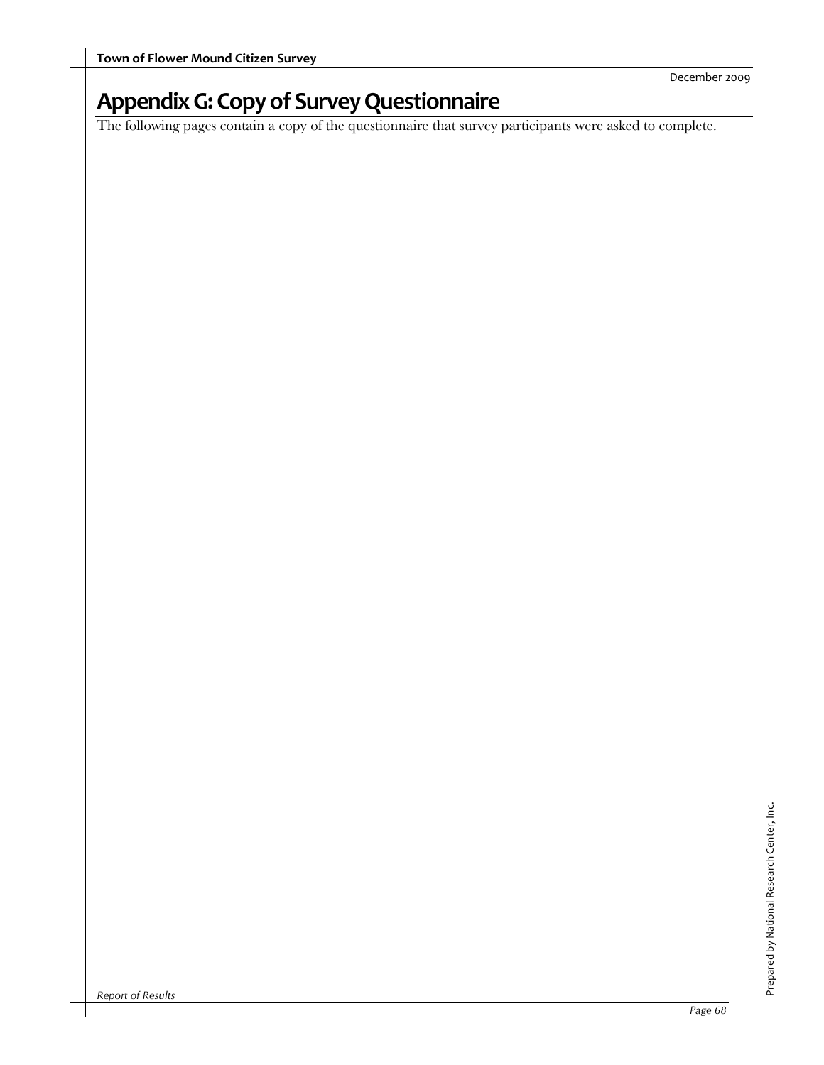# Appendix G: Copy of Survey Questionnaire

The following pages contain a copy of the questionnaire that survey participants were asked to complete.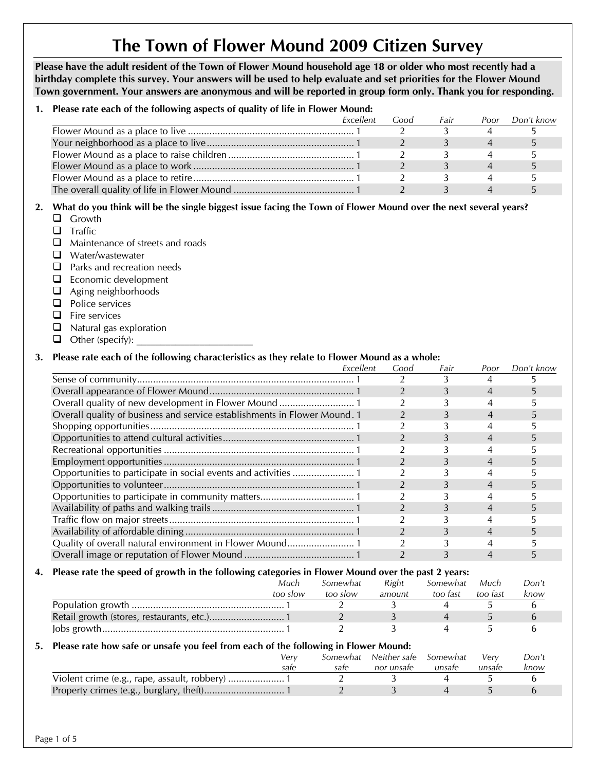# The Town of Flower Mound 2009 Citizen Survey

**Please have the adult resident of the Town of Flower Mound household age 18 or older who most recently had a birthday complete this survey. Your answers will be used to help evaluate and set priorities for the Flower Mound Town government. Your answers are anonymous and will be reported in group form only. Thank you for responding.**

**1. Please rate each of the following aspects of quality of life in Flower Mound:**

| | *Excellent* | *Good* | *Fair* | *Poor* | *Don't know* |
|---|---|---|---|---|---|
| Flower Mound as a place to live | 1 | 2 | 3 | 4 | 5 |
| Your neighborhood as a place to live | 1 | 2 | 3 | 4 | 5 |
| Flower Mound as a place to raise children | 1 | 2 | 3 | 4 | 5 |
| Flower Mound as a place to work | 1 | 2 | 3 | 4 | 5 |
| Flower Mound as a place to retire | 1 | 2 | 3 | 4 | 5 |
| The overall quality of life in Flower Mound | 1 | 2 | 3 | 4 | 5 |

**2. What do you think will be the single biggest issue facing the Town of Flower Mound over the next several years?**

- ❑ Growth
- ❑ Traffic
- ❑ Maintenance of streets and roads
- ❑ Water/wastewater
- ❑ Parks and recreation needs
- ❑ Economic development
- ❑ Aging neighborhoods
- ❑ Police services
- ❑ Fire services
- ❑ Natural gas exploration
- ❑ Other (specify): ______________________

**3. Please rate each of the following characteristics as they relate to Flower Mound as a whole:**

| | *Excellent* | *Good* | *Fair* | *Poor* | *Don't know* |
|---|---|---|---|---|---|
| Sense of community | 1 | 2 | 3 | 4 | 5 |
| Overall appearance of Flower Mound | 1 | 2 | 3 | 4 | 5 |
| Overall quality of new development in Flower Mound | 1 | 2 | 3 | 4 | 5 |
| Overall quality of business and service establishments in Flower Mound | 1 | 2 | 3 | 4 | 5 |
| Shopping opportunities | 1 | 2 | 3 | 4 | 5 |
| Opportunities to attend cultural activities | 1 | 2 | 3 | 4 | 5 |
| Recreational opportunities | 1 | 2 | 3 | 4 | 5 |
| Employment opportunities | 1 | 2 | 3 | 4 | 5 |
| Opportunities to participate in social events and activities | 1 | 2 | 3 | 4 | 5 |
| Opportunities to volunteer | 1 | 2 | 3 | 4 | 5 |
| Opportunities to participate in community matters | 1 | 2 | 3 | 4 | 5 |
| Availability of paths and walking trails | 1 | 2 | 3 | 4 | 5 |
| Traffic flow on major streets | 1 | 2 | 3 | 4 | 5 |
| Availability of affordable dining | 1 | 2 | 3 | 4 | 5 |
| Quality of overall natural environment in Flower Mound | 1 | 2 | 3 | 4 | 5 |
| Overall image or reputation of Flower Mound | 1 | 2 | 3 | 4 | 5 |

**4. Please rate the speed of growth in the following categories in Flower Mound over the past 2 years:**

| | *Much too slow* | *Somewhat too slow* | *Right amount* | *Somewhat too fast* | *Much too fast* | *Don't know* |
|---|---|---|---|---|---|---|
| Population growth | 1 | 2 | 3 | 4 | 5 | 6 |
| Retail growth (stores, restaurants, etc.) | 1 | 2 | 3 | 4 | 5 | 6 |
| Jobs growth | 1 | 2 | 3 | 4 | 5 | 6 |

**5. Please rate how safe or unsafe you feel from each of the following in Flower Mound:**

| | *Very safe* | *Somewhat safe* | *Neither safe nor unsafe* | *Somewhat unsafe* | *Very unsafe* | *Don't know* |
|---|---|---|---|---|---|---|
| Violent crime (e.g., rape, assault, robbery) | 1 | 2 | 3 | 4 | 5 | 6 |
| Property crimes (e.g., burglary, theft) | 1 | 2 | 3 | 4 | 5 | 6 |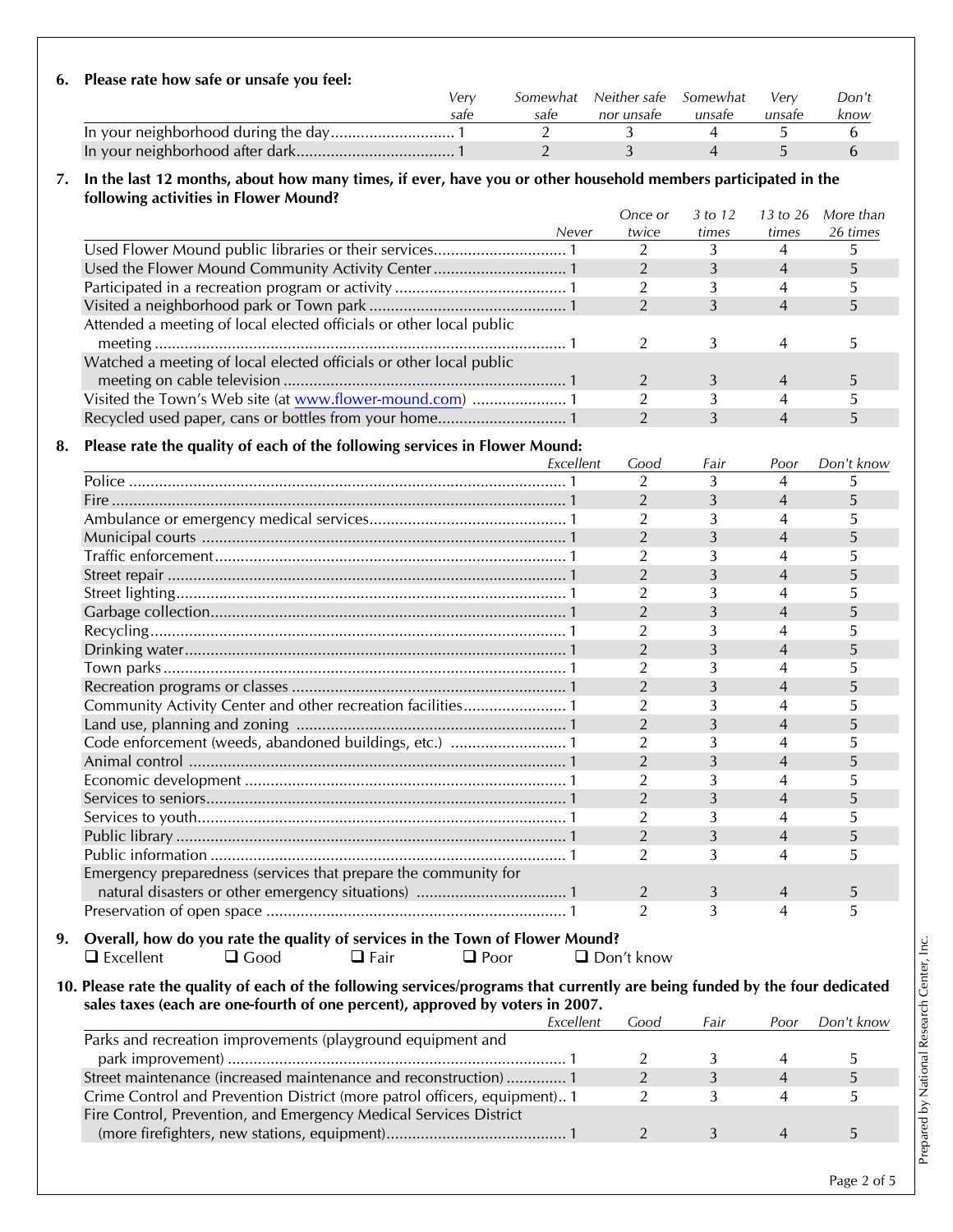**6. Please rate how safe or unsafe you feel:**

| | Very safe | Somewhat safe | Neither safe nor unsafe | Somewhat unsafe | Very unsafe | Don't know |
|---|---|---|---|---|---|---|
| In your neighborhood during the day | 1 | 2 | 3 | 4 | 5 | 6 |
| In your neighborhood after dark | 1 | 2 | 3 | 4 | 5 | 6 |

**7. In the last 12 months, about how many times, if ever, have you or other household members participated in the following activities in Flower Mound?**

| | Never | Once or twice | 3 to 12 times | 13 to 26 times | More than 26 times |
|---|---|---|---|---|---|
| Used Flower Mound public libraries or their services | 1 | 2 | 3 | 4 | 5 |
| Used the Flower Mound Community Activity Center | 1 | 2 | 3 | 4 | 5 |
| Participated in a recreation program or activity | 1 | 2 | 3 | 4 | 5 |
| Visited a neighborhood park or Town park | 1 | 2 | 3 | 4 | 5 |
| Attended a meeting of local elected officials or other local public meeting | 1 | 2 | 3 | 4 | 5 |
| Watched a meeting of local elected officials or other local public meeting on cable television | 1 | 2 | 3 | 4 | 5 |
| Visited the Town's Web site (at www.flower-mound.com) | 1 | 2 | 3 | 4 | 5 |
| Recycled used paper, cans or bottles from your home | 1 | 2 | 3 | 4 | 5 |

**8. Please rate the quality of each of the following services in Flower Mound:**

| | Excellent | Good | Fair | Poor | Don't know |
|---|---|---|---|---|---|
| Police | 1 | 2 | 3 | 4 | 5 |
| Fire | 1 | 2 | 3 | 4 | 5 |
| Ambulance or emergency medical services | 1 | 2 | 3 | 4 | 5 |
| Municipal courts | 1 | 2 | 3 | 4 | 5 |
| Traffic enforcement | 1 | 2 | 3 | 4 | 5 |
| Street repair | 1 | 2 | 3 | 4 | 5 |
| Street lighting | 1 | 2 | 3 | 4 | 5 |
| Garbage collection | 1 | 2 | 3 | 4 | 5 |
| Recycling | 1 | 2 | 3 | 4 | 5 |
| Drinking water | 1 | 2 | 3 | 4 | 5 |
| Town parks | 1 | 2 | 3 | 4 | 5 |
| Recreation programs or classes | 1 | 2 | 3 | 4 | 5 |
| Community Activity Center and other recreation facilities | 1 | 2 | 3 | 4 | 5 |
| Land use, planning and zoning | 1 | 2 | 3 | 4 | 5 |
| Code enforcement (weeds, abandoned buildings, etc.) | 1 | 2 | 3 | 4 | 5 |
| Animal control | 1 | 2 | 3 | 4 | 5 |
| Economic development | 1 | 2 | 3 | 4 | 5 |
| Services to seniors | 1 | 2 | 3 | 4 | 5 |
| Services to youth | 1 | 2 | 3 | 4 | 5 |
| Public library | 1 | 2 | 3 | 4 | 5 |
| Public information | 1 | 2 | 3 | 4 | 5 |
| Emergency preparedness (services that prepare the community for natural disasters or other emergency situations) | 1 | 2 | 3 | 4 | 5 |
| Preservation of open space | 1 | 2 | 3 | 4 | 5 |

**9. Overall, how do you rate the quality of services in the Town of Flower Mound?**

❑ Excellent ❑ Good ❑ Fair ❑ Poor ❑ Don't know

**10. Please rate the quality of each of the following services/programs that currently are being funded by the four dedicated sales taxes (each are one-fourth of one percent), approved by voters in 2007.**

| | Excellent | Good | Fair | Poor | Don't know |
|---|---|---|---|---|---|
| Parks and recreation improvements (playground equipment and park improvement) | 1 | 2 | 3 | 4 | 5 |
| Street maintenance (increased maintenance and reconstruction) | 1 | 2 | 3 | 4 | 5 |
| Crime Control and Prevention District (more patrol officers, equipment) | 1 | 2 | 3 | 4 | 5 |
| Fire Control, Prevention, and Emergency Medical Services District (more firefighters, new stations, equipment) | 1 | 2 | 3 | 4 | 5 |

Prepared by National Research Center, Inc.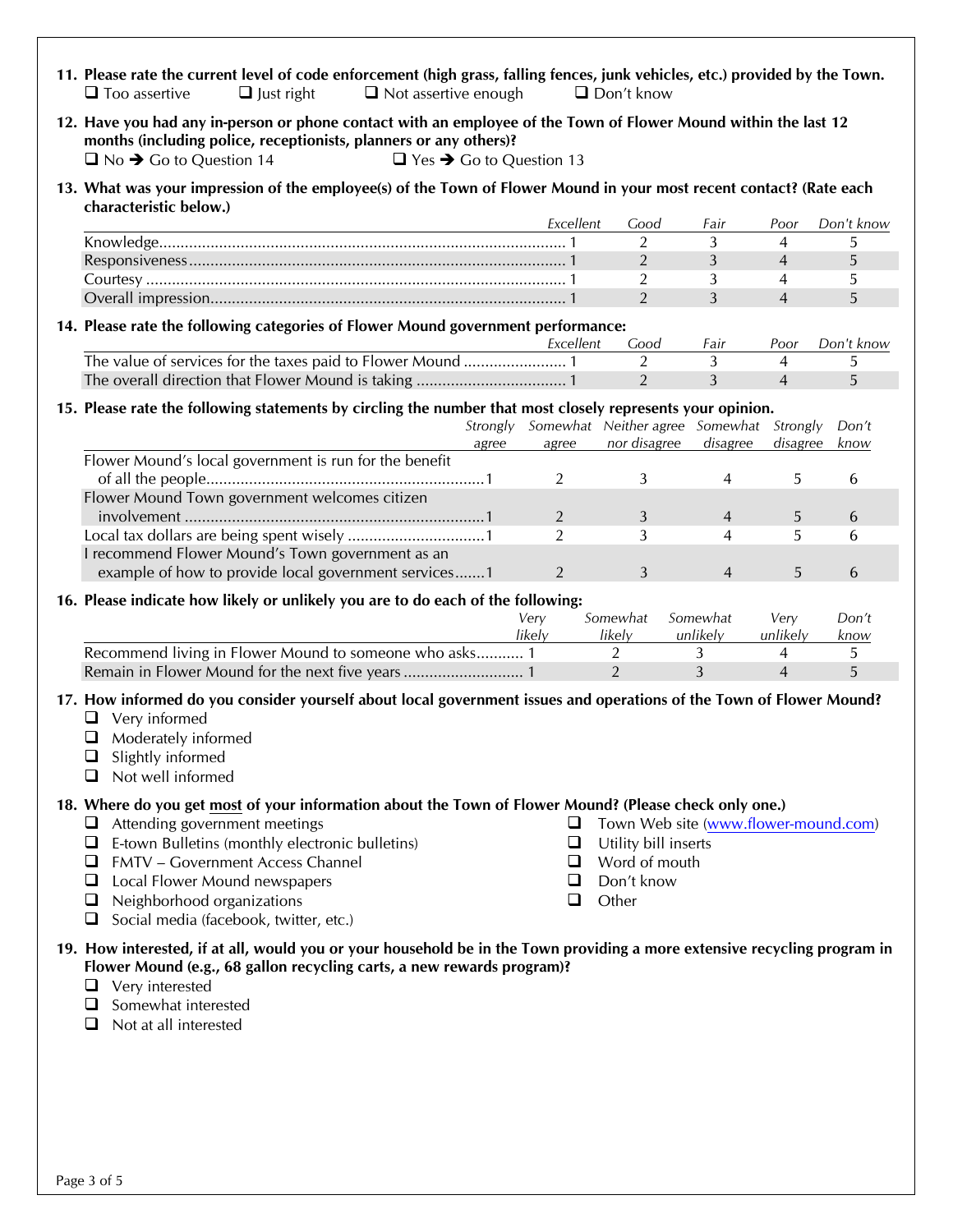**11. Please rate the current level of code enforcement (high grass, falling fences, junk vehicles, etc.) provided by the Town.**

- ❑ Too assertive
- ❑ Just right
- ❑ Not assertive enough
- ❑ Don't know

**12. Have you had any in-person or phone contact with an employee of the Town of Flower Mound within the last 12 months (including police, receptionists, planners or any others)?**

- ❑ No ➔ Go to Question 14
- ❑ Yes ➔ Go to Question 13

**13. What was your impression of the employee(s) of the Town of Flower Mound in your most recent contact? (Rate each characteristic below.)**

| | *Excellent* | *Good* | *Fair* | *Poor* | *Don't know* |
|---|---|---|---|---|---|
| Knowledge | 1 | 2 | 3 | 4 | 5 |
| Responsiveness | 1 | 2 | 3 | 4 | 5 |
| Courtesy | 1 | 2 | 3 | 4 | 5 |
| Overall impression | 1 | 2 | 3 | 4 | 5 |

**14. Please rate the following categories of Flower Mound government performance:**

| | *Excellent* | *Good* | *Fair* | *Poor* | *Don't know* |
|---|---|---|---|---|---|
| The value of services for the taxes paid to Flower Mound | 1 | 2 | 3 | 4 | 5 |
| The overall direction that Flower Mound is taking | 1 | 2 | 3 | 4 | 5 |

**15. Please rate the following statements by circling the number that most closely represents your opinion.**

| | *Strongly agree* | *Somewhat agree* | *Neither agree nor disagree* | *Somewhat disagree* | *Strongly disagree* | *Don't know* |
|---|---|---|---|---|---|---|
| Flower Mound's local government is run for the benefit of all the people | 1 | 2 | 3 | 4 | 5 | 6 |
| Flower Mound Town government welcomes citizen involvement | 1 | 2 | 3 | 4 | 5 | 6 |
| Local tax dollars are being spent wisely | 1 | 2 | 3 | 4 | 5 | 6 |
| I recommend Flower Mound's Town government as an example of how to provide local government services | 1 | 2 | 3 | 4 | 5 | 6 |

**16. Please indicate how likely or unlikely you are to do each of the following:**

| | *Very likely* | *Somewhat likely* | *Somewhat unlikely* | *Very unlikely* | *Don't know* |
|---|---|---|---|---|---|
| Recommend living in Flower Mound to someone who asks | 1 | 2 | 3 | 4 | 5 |
| Remain in Flower Mound for the next five years | 1 | 2 | 3 | 4 | 5 |

**17. How informed do you consider yourself about local government issues and operations of the Town of Flower Mound?**

- ❑ Very informed
- ❑ Moderately informed
- ❑ Slightly informed
- ❑ Not well informed

**18. Where do you get <u>most</u> of your information about the Town of Flower Mound? (Please check only one.)**

- ❑ Attending government meetings
- ❑ E-town Bulletins (monthly electronic bulletins)
- ❑ FMTV – Government Access Channel
- ❑ Local Flower Mound newspapers
- ❑ Neighborhood organizations
- ❑ Social media (facebook, twitter, etc.)
- ❑ Town Web site (www.flower-mound.com)
- ❑ Utility bill inserts
- ❑ Word of mouth
- ❑ Don't know
- ❑ Other

**19. How interested, if at all, would you or your household be in the Town providing a more extensive recycling program in Flower Mound (e.g., 68 gallon recycling carts, a new rewards program)?**

- ❑ Very interested
- ❑ Somewhat interested
- ❑ Not at all interested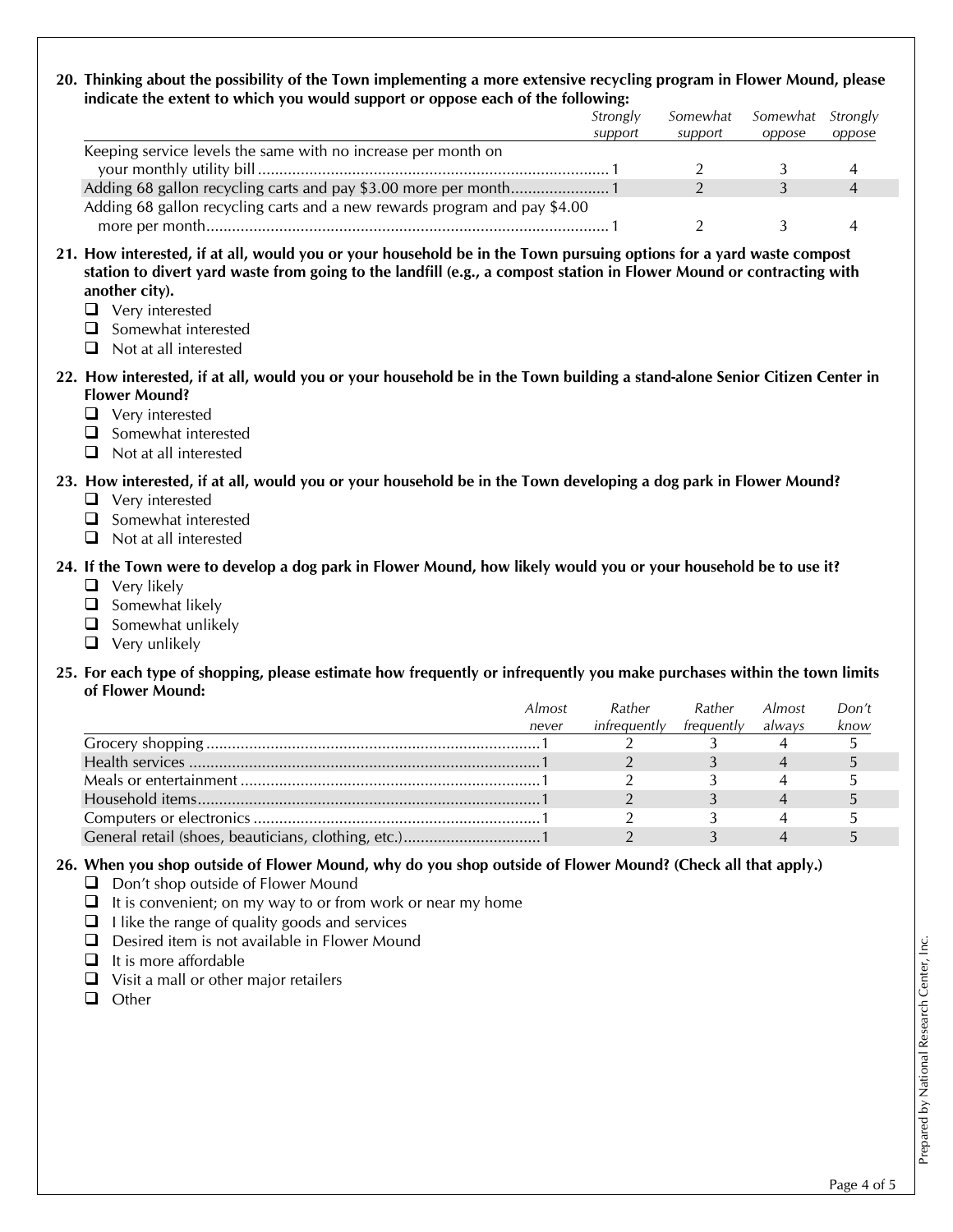**20. Thinking about the possibility of the Town implementing a more extensive recycling program in Flower Mound, please indicate the extent to which you would support or oppose each of the following:**

| | *Strongly support* | *Somewhat support* | *Somewhat oppose* | *Strongly oppose* |
|---|---|---|---|---|
| Keeping service levels the same with no increase per month on your monthly utility bill | 1 | 2 | 3 | 4 |
| Adding 68 gallon recycling carts and pay $3.00 more per month | 1 | 2 | 3 | 4 |
| Adding 68 gallon recycling carts and a new rewards program and pay $4.00 more per month | 1 | 2 | 3 | 4 |

**21. How interested, if at all, would you or your household be in the Town pursuing options for a yard waste compost station to divert yard waste from going to the landfill (e.g., a compost station in Flower Mound or contracting with another city).**

- ❑ Very interested
- ❑ Somewhat interested
- ❑ Not at all interested

**22. How interested, if at all, would you or your household be in the Town building a stand-alone Senior Citizen Center in Flower Mound?**

- ❑ Very interested
- ❑ Somewhat interested
- ❑ Not at all interested

**23. How interested, if at all, would you or your household be in the Town developing a dog park in Flower Mound?**

- ❑ Very interested
- ❑ Somewhat interested
- ❑ Not at all interested

**24. If the Town were to develop a dog park in Flower Mound, how likely would you or your household be to use it?**

- ❑ Very likely
- ❑ Somewhat likely
- ❑ Somewhat unlikely
- ❑ Very unlikely

**25. For each type of shopping, please estimate how frequently or infrequently you make purchases within the town limits of Flower Mound:**

| | *Almost never* | *Rather infrequently* | *Rather frequently* | *Almost always* | *Don't know* |
|---|---|---|---|---|---|
| Grocery shopping | 1 | 2 | 3 | 4 | 5 |
| Health services | 1 | 2 | 3 | 4 | 5 |
| Meals or entertainment | 1 | 2 | 3 | 4 | 5 |
| Household items | 1 | 2 | 3 | 4 | 5 |
| Computers or electronics | 1 | 2 | 3 | 4 | 5 |
| General retail (shoes, beauticians, clothing, etc.) | 1 | 2 | 3 | 4 | 5 |

**26. When you shop outside of Flower Mound, why do you shop outside of Flower Mound? (Check all that apply.)**

- ❑ Don't shop outside of Flower Mound
- ❑ It is convenient; on my way to or from work or near my home
- ❑ I like the range of quality goods and services
- ❑ Desired item is not available in Flower Mound
- ❑ It is more affordable
- ❑ Visit a mall or other major retailers
- ❑ Other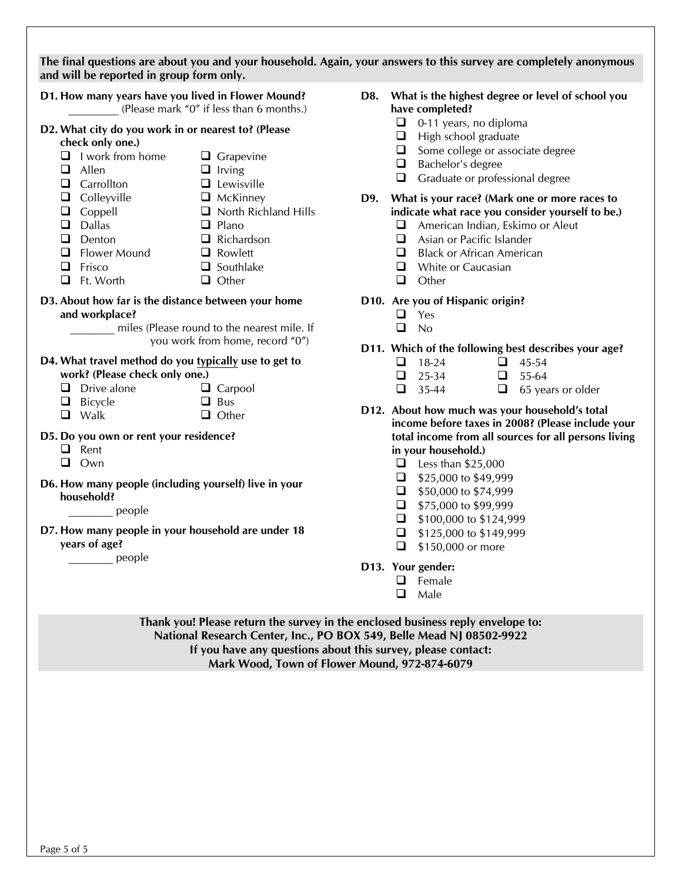**The final questions are about you and your household. Again, your answers to this survey are completely anonymous and will be reported in group form only.**

**D1. How many years have you lived in Flower Mound?**
_________ (Please mark "0" if less than 6 months.)

**D2. What city do you work in or nearest to? (Please check only one.)**

- ❑ I work from home
- ❑ Allen
- ❑ Carrollton
- ❑ Colleyville
- ❑ Coppell
- ❑ Dallas
- ❑ Denton
- ❑ Flower Mound
- ❑ Frisco
- ❑ Ft. Worth
- ❑ Grapevine
- ❑ Irving
- ❑ Lewisville
- ❑ McKinney
- ❑ North Richland Hills
- ❑ Plano
- ❑ Richardson
- ❑ Rowlett
- ❑ Southlake
- ❑ Other

**D3. About how far is the distance between your home and workplace?**
________ miles (Please round to the nearest mile. If you work from home, record "0")

**D4. What travel method do you typically use to get to work? (Please check only one.)**

- ❑ Drive alone
- ❑ Bicycle
- ❑ Walk
- ❑ Carpool
- ❑ Bus
- ❑ Other

**D5. Do you own or rent your residence?**

- ❑ Rent
- ❑ Own

**D6. How many people (including yourself) live in your household?**
________ people

**D7. How many people in your household are under 18 years of age?**
________ people

**D8. What is the highest degree or level of school you have completed?**

- ❑ 0-11 years, no diploma
- ❑ High school graduate
- ❑ Some college or associate degree
- ❑ Bachelor's degree
- ❑ Graduate or professional degree

**D9. What is your race? (Mark one or more races to indicate what race you consider yourself to be.)**

- ❑ American Indian, Eskimo or Aleut
- ❑ Asian or Pacific Islander
- ❑ Black or African American
- ❑ White or Caucasian
- ❑ Other

**D10. Are you of Hispanic origin?**

- ❑ Yes
- ❑ No

**D11. Which of the following best describes your age?**

- ❑ 18-24
- ❑ 25-34
- ❑ 35-44
- ❑ 45-54
- ❑ 55-64
- ❑ 65 years or older

**D12. About how much was your household's total income before taxes in 2008? (Please include your total income from all sources for all persons living in your household.)**

- ❑ Less than $25,000
- ❑ $25,000 to $49,999
- ❑ $50,000 to $74,999
- ❑ $75,000 to $99,999
- ❑ $100,000 to $124,999
- ❑ $125,000 to $149,999
- ❑ $150,000 or more

**D13. Your gender:**

- ❑ Female
- ❑ Male

**Thank you! Please return the survey in the enclosed business reply envelope to:**
**National Research Center, Inc., PO BOX 549, Belle Mead NJ 08502-9922**
**If you have any questions about this survey, please contact:**
**Mark Wood, Town of Flower Mound, 972-874-6079**